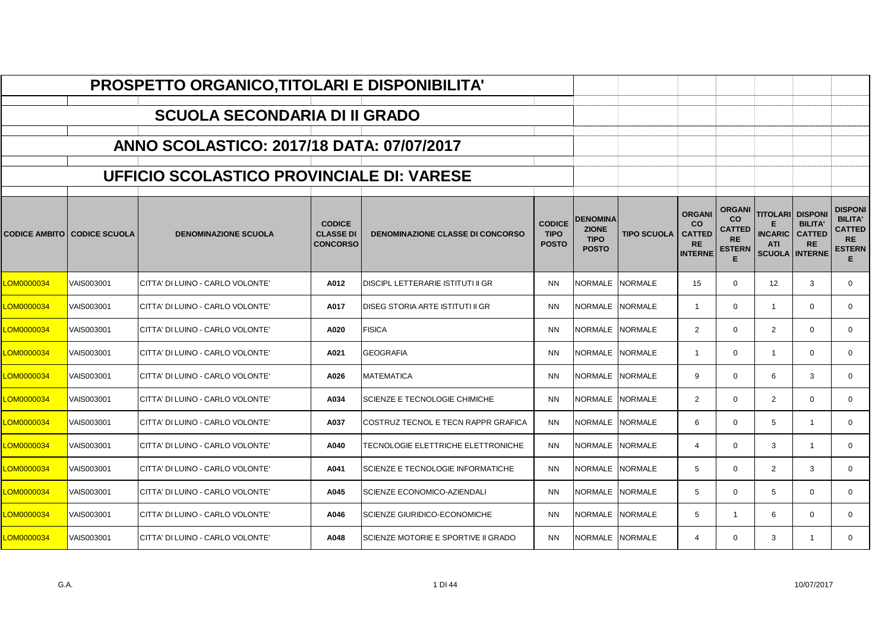# PROSPETTO ORGANICO,TITOLARI E DISPONIBILITA'

## SCUOLA SECONDARIA DI II GRADO

## ANNO SCOLASTICO: 2017/18 DATA: 07/07/2017

## UFFICIO SCOLASTICO PROVINCIALE DI: VARESE

| CODICE AMBITO | CODICE SCUOLA | DENOMINAZIONE SCUOLA | CODICE CLASSE DI CONCORSO | DENOMINAZIONE CLASSE DI CONCORSO | CODICE TIPO POSTO | DENOMINAZIONE TIPO POSTO | TIPO SCUOLA | ORGANICO CATTEDRE INTERNE | ORGANICO CATTEDRE ESTERNE | TITOLARI E INCARICATI SCUOLA | DISPONIBILITA' CATTEDRE INTERNE | DISPONIBILITA' CATTEDRE ESTERNE |
|---|---|---|---|---|---|---|---|---|---|---|---|---|
| LOM0000034 | VAIS003001 | CITTA' DI LUINO - CARLO VOLONTE' | A012 | DISCIPL LETTERARIE ISTITUTI II GR | NN | NORMALE | NORMALE | 15 | 0 | 12 | 3 | 0 |
| LOM0000034 | VAIS003001 | CITTA' DI LUINO - CARLO VOLONTE' | A017 | DISEG STORIA ARTE ISTITUTI II GR | NN | NORMALE | NORMALE | 1 | 0 | 1 | 0 | 0 |
| LOM0000034 | VAIS003001 | CITTA' DI LUINO - CARLO VOLONTE' | A020 | FISICA | NN | NORMALE | NORMALE | 2 | 0 | 2 | 0 | 0 |
| LOM0000034 | VAIS003001 | CITTA' DI LUINO - CARLO VOLONTE' | A021 | GEOGRAFIA | NN | NORMALE | NORMALE | 1 | 0 | 1 | 0 | 0 |
| LOM0000034 | VAIS003001 | CITTA' DI LUINO - CARLO VOLONTE' | A026 | MATEMATICA | NN | NORMALE | NORMALE | 9 | 0 | 6 | 3 | 0 |
| LOM0000034 | VAIS003001 | CITTA' DI LUINO - CARLO VOLONTE' | A034 | SCIENZE E TECNOLOGIE CHIMICHE | NN | NORMALE | NORMALE | 2 | 0 | 2 | 0 | 0 |
| LOM0000034 | VAIS003001 | CITTA' DI LUINO - CARLO VOLONTE' | A037 | COSTRUZ TECNOL E TECN RAPPR GRAFICA | NN | NORMALE | NORMALE | 6 | 0 | 5 | 1 | 0 |
| LOM0000034 | VAIS003001 | CITTA' DI LUINO - CARLO VOLONTE' | A040 | TECNOLOGIE ELETTRICHE ELETTRONICHE | NN | NORMALE | NORMALE | 4 | 0 | 3 | 1 | 0 |
| LOM0000034 | VAIS003001 | CITTA' DI LUINO - CARLO VOLONTE' | A041 | SCIENZE E TECNOLOGIE INFORMATICHE | NN | NORMALE | NORMALE | 5 | 0 | 2 | 3 | 0 |
| LOM0000034 | VAIS003001 | CITTA' DI LUINO - CARLO VOLONTE' | A045 | SCIENZE ECONOMICO-AZIENDALI | NN | NORMALE | NORMALE | 5 | 0 | 5 | 0 | 0 |
| LOM0000034 | VAIS003001 | CITTA' DI LUINO - CARLO VOLONTE' | A046 | SCIENZE GIURIDICO-ECONOMICHE | NN | NORMALE | NORMALE | 5 | 1 | 6 | 0 | 0 |
| LOM0000034 | VAIS003001 | CITTA' DI LUINO - CARLO VOLONTE' | A048 | SCIENZE MOTORIE E SPORTIVE II GRADO | NN | NORMALE | NORMALE | 4 | 0 | 3 | 1 | 0 |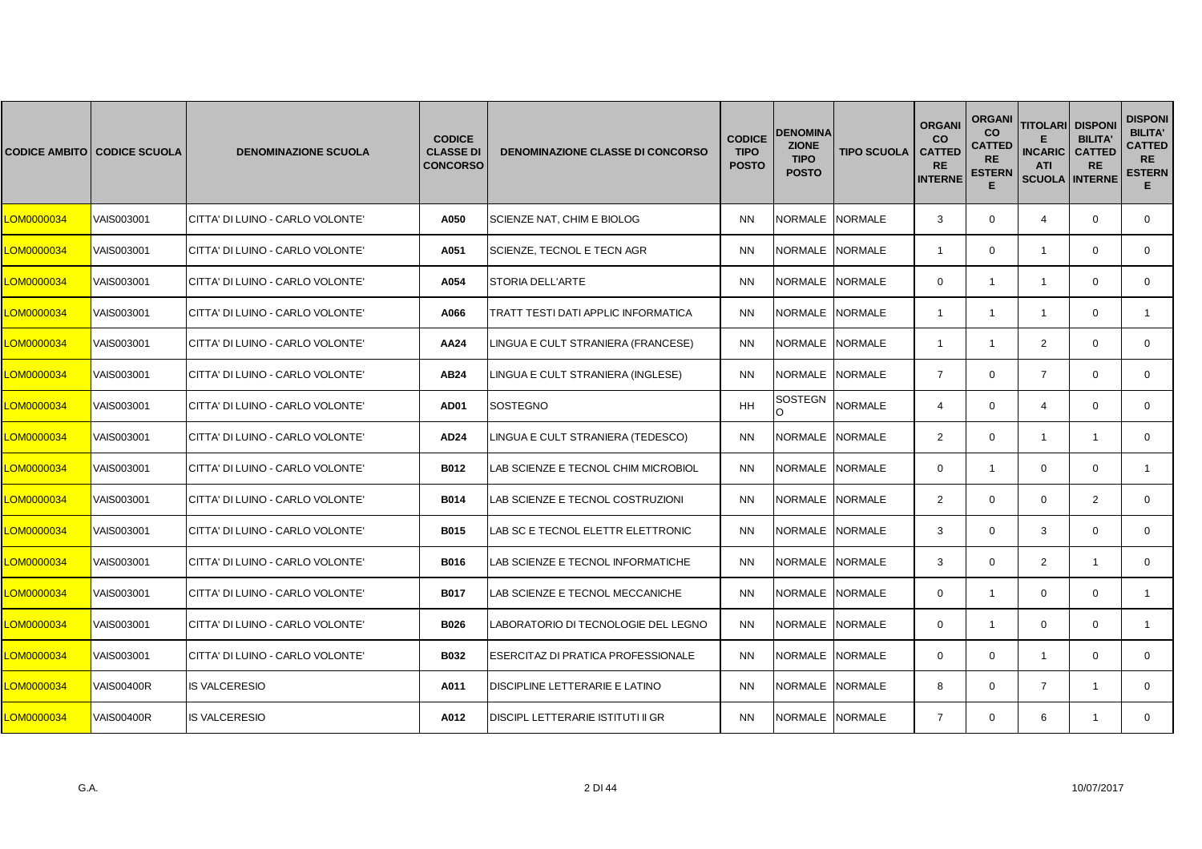| CODICE AMBITO | CODICE SCUOLA | DENOMINAZIONE SCUOLA | CODICE CLASSE DI CONCORSO | DENOMINAZIONE CLASSE DI CONCORSO | CODICE TIPO POSTO | DENOMINAZIONE TIPO POSTO | TIPO SCUOLA | ORGANICO CATTEDRE INTERNE | ORGANICO CATTEDRE ESTERNE | TITOLARI E INCARICATI SCUOLA | DISPONIBILITA' CATTEDRE INTERNE | DISPONIBILITA' CATTEDRE ESTERNE |
|---|---|---|---|---|---|---|---|---|---|---|---|---|
| LOM0000034 | VAIS003001 | CITTA' DI LUINO - CARLO VOLONTE' | A050 | SCIENZE NAT, CHIM E BIOLOG | NN | NORMALE | NORMALE | 3 | 0 | 4 | 0 | 0 |
| LOM0000034 | VAIS003001 | CITTA' DI LUINO - CARLO VOLONTE' | A051 | SCIENZE, TECNOL E TECN AGR | NN | NORMALE | NORMALE | 1 | 0 | 1 | 0 | 0 |
| LOM0000034 | VAIS003001 | CITTA' DI LUINO - CARLO VOLONTE' | A054 | STORIA DELL'ARTE | NN | NORMALE | NORMALE | 0 | 1 | 1 | 0 | 0 |
| LOM0000034 | VAIS003001 | CITTA' DI LUINO - CARLO VOLONTE' | A066 | TRATT TESTI DATI APPLIC INFORMATICA | NN | NORMALE | NORMALE | 1 | 1 | 1 | 0 | 1 |
| LOM0000034 | VAIS003001 | CITTA' DI LUINO - CARLO VOLONTE' | AA24 | LINGUA E CULT STRANIERA (FRANCESE) | NN | NORMALE | NORMALE | 1 | 1 | 2 | 0 | 0 |
| LOM0000034 | VAIS003001 | CITTA' DI LUINO - CARLO VOLONTE' | AB24 | LINGUA E CULT STRANIERA (INGLESE) | NN | NORMALE | NORMALE | 7 | 0 | 7 | 0 | 0 |
| LOM0000034 | VAIS003001 | CITTA' DI LUINO - CARLO VOLONTE' | AD01 | SOSTEGNO | HH | SOSTEGNO | NORMALE | 4 | 0 | 4 | 0 | 0 |
| LOM0000034 | VAIS003001 | CITTA' DI LUINO - CARLO VOLONTE' | AD24 | LINGUA E CULT STRANIERA (TEDESCO) | NN | NORMALE | NORMALE | 2 | 0 | 1 | 1 | 0 |
| LOM0000034 | VAIS003001 | CITTA' DI LUINO - CARLO VOLONTE' | B012 | LAB SCIENZE E TECNOL CHIM MICROBIOL | NN | NORMALE | NORMALE | 0 | 1 | 0 | 0 | 1 |
| LOM0000034 | VAIS003001 | CITTA' DI LUINO - CARLO VOLONTE' | B014 | LAB SCIENZE E TECNOL COSTRUZIONI | NN | NORMALE | NORMALE | 2 | 0 | 0 | 2 | 0 |
| LOM0000034 | VAIS003001 | CITTA' DI LUINO - CARLO VOLONTE' | B015 | LAB SC E TECNOL ELETTR ELETTRONIC | NN | NORMALE | NORMALE | 3 | 0 | 3 | 0 | 0 |
| LOM0000034 | VAIS003001 | CITTA' DI LUINO - CARLO VOLONTE' | B016 | LAB SCIENZE E TECNOL INFORMATICHE | NN | NORMALE | NORMALE | 3 | 0 | 2 | 1 | 0 |
| LOM0000034 | VAIS003001 | CITTA' DI LUINO - CARLO VOLONTE' | B017 | LAB SCIENZE E TECNOL MECCANICHE | NN | NORMALE | NORMALE | 0 | 1 | 0 | 0 | 1 |
| LOM0000034 | VAIS003001 | CITTA' DI LUINO - CARLO VOLONTE' | B026 | LABORATORIO DI TECNOLOGIE DEL LEGNO | NN | NORMALE | NORMALE | 0 | 1 | 0 | 0 | 1 |
| LOM0000034 | VAIS003001 | CITTA' DI LUINO - CARLO VOLONTE' | B032 | ESERCITAZ DI PRATICA PROFESSIONALE | NN | NORMALE | NORMALE | 0 | 0 | 1 | 0 | 0 |
| LOM0000034 | VAIS00400R | IS VALCERESIO | A011 | DISCIPLINE LETTERARIE E LATINO | NN | NORMALE | NORMALE | 8 | 0 | 7 | 1 | 0 |
| LOM0000034 | VAIS00400R | IS VALCERESIO | A012 | DISCIPL LETTERARIE ISTITUTI II GR | NN | NORMALE | NORMALE | 7 | 0 | 6 | 1 | 0 |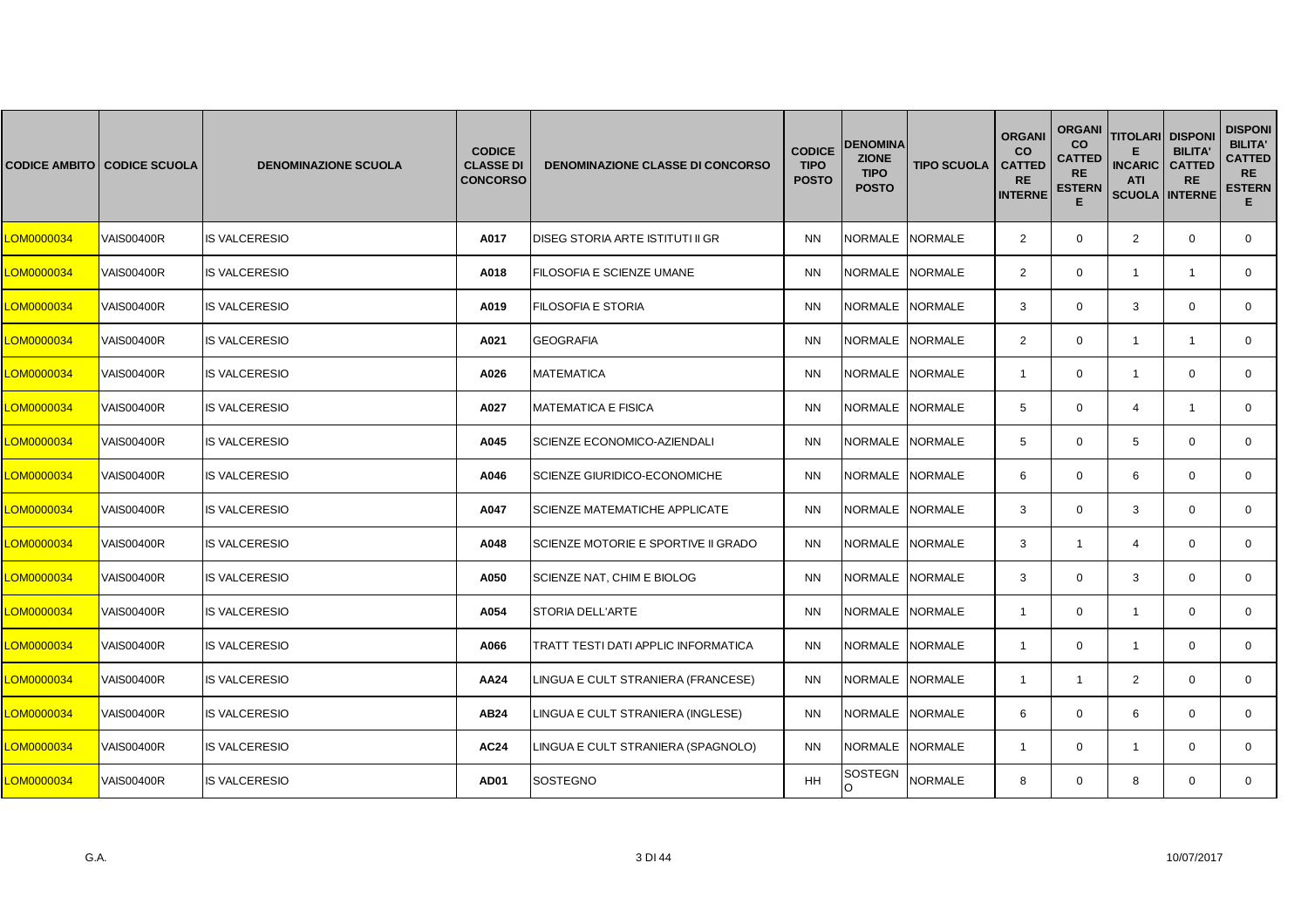| CODICE AMBITO | CODICE SCUOLA | DENOMINAZIONE SCUOLA | CODICE CLASSE DI CONCORSO | DENOMINAZIONE CLASSE DI CONCORSO | CODICE TIPO POSTO | DENOMINAZIONE TIPO POSTO | TIPO SCUOLA | ORGANICO CATTEDRE INTERNE | ORGANICO CATTEDRE ESTERNE | TITOLARI E INCARICATI SCUOLA | DISPONIBILITA' CATTEDRE INTERNE | DISPONIBILITA' CATTEDRE ESTERNE |
|---|---|---|---|---|---|---|---|---|---|---|---|---|
| LOM0000034 | VAIS00400R | IS VALCERESIO | A017 | DISEG STORIA ARTE ISTITUTI II GR | NN | NORMALE | NORMALE | 2 | 0 | 2 | 0 | 0 |
| LOM0000034 | VAIS00400R | IS VALCERESIO | A018 | FILOSOFIA E SCIENZE UMANE | NN | NORMALE | NORMALE | 2 | 0 | 1 | 1 | 0 |
| LOM0000034 | VAIS00400R | IS VALCERESIO | A019 | FILOSOFIA E STORIA | NN | NORMALE | NORMALE | 3 | 0 | 3 | 0 | 0 |
| LOM0000034 | VAIS00400R | IS VALCERESIO | A021 | GEOGRAFIA | NN | NORMALE | NORMALE | 2 | 0 | 1 | 1 | 0 |
| LOM0000034 | VAIS00400R | IS VALCERESIO | A026 | MATEMATICA | NN | NORMALE | NORMALE | 1 | 0 | 1 | 0 | 0 |
| LOM0000034 | VAIS00400R | IS VALCERESIO | A027 | MATEMATICA E FISICA | NN | NORMALE | NORMALE | 5 | 0 | 4 | 1 | 0 |
| LOM0000034 | VAIS00400R | IS VALCERESIO | A045 | SCIENZE ECONOMICO-AZIENDALI | NN | NORMALE | NORMALE | 5 | 0 | 5 | 0 | 0 |
| LOM0000034 | VAIS00400R | IS VALCERESIO | A046 | SCIENZE GIURIDICO-ECONOMICHE | NN | NORMALE | NORMALE | 6 | 0 | 6 | 0 | 0 |
| LOM0000034 | VAIS00400R | IS VALCERESIO | A047 | SCIENZE MATEMATICHE APPLICATE | NN | NORMALE | NORMALE | 3 | 0 | 3 | 0 | 0 |
| LOM0000034 | VAIS00400R | IS VALCERESIO | A048 | SCIENZE MOTORIE E SPORTIVE II GRADO | NN | NORMALE | NORMALE | 3 | 1 | 4 | 0 | 0 |
| LOM0000034 | VAIS00400R | IS VALCERESIO | A050 | SCIENZE NAT, CHIM E BIOLOG | NN | NORMALE | NORMALE | 3 | 0 | 3 | 0 | 0 |
| LOM0000034 | VAIS00400R | IS VALCERESIO | A054 | STORIA DELL'ARTE | NN | NORMALE | NORMALE | 1 | 0 | 1 | 0 | 0 |
| LOM0000034 | VAIS00400R | IS VALCERESIO | A066 | TRATT TESTI DATI APPLIC INFORMATICA | NN | NORMALE | NORMALE | 1 | 0 | 1 | 0 | 0 |
| LOM0000034 | VAIS00400R | IS VALCERESIO | AA24 | LINGUA E CULT STRANIERA (FRANCESE) | NN | NORMALE | NORMALE | 1 | 1 | 2 | 0 | 0 |
| LOM0000034 | VAIS00400R | IS VALCERESIO | AB24 | LINGUA E CULT STRANIERA (INGLESE) | NN | NORMALE | NORMALE | 6 | 0 | 6 | 0 | 0 |
| LOM0000034 | VAIS00400R | IS VALCERESIO | AC24 | LINGUA E CULT STRANIERA (SPAGNOLO) | NN | NORMALE | NORMALE | 1 | 0 | 1 | 0 | 0 |
| LOM0000034 | VAIS00400R | IS VALCERESIO | AD01 | SOSTEGNO | HH | SOSTEGNO | NORMALE | 8 | 0 | 8 | 0 | 0 |

G.A. 10/07/2017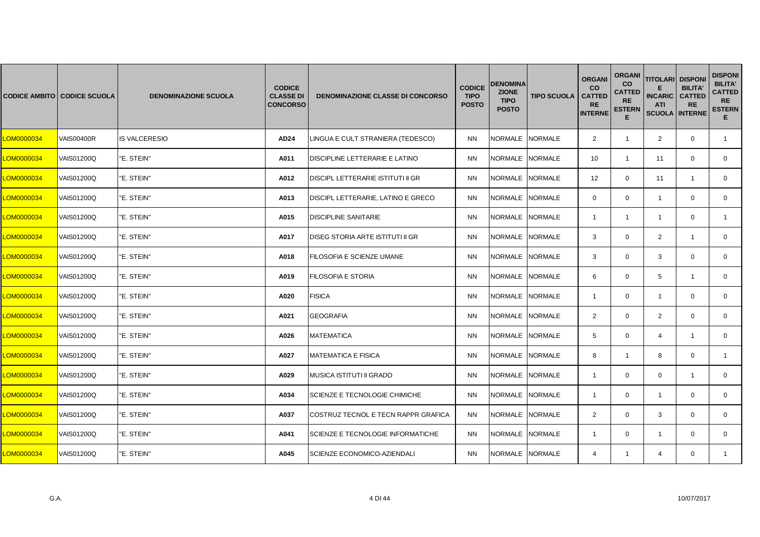| CODICE AMBITO | CODICE SCUOLA | DENOMINAZIONE SCUOLA | CODICE CLASSE DI CONCORSO | DENOMINAZIONE CLASSE DI CONCORSO | CODICE TIPO POSTO | DENOMINAZIONE TIPO POSTO | TIPO SCUOLA | ORGANICO CATTEDRE INTERNE | ORGANICO CATTEDRE ESTERNE | TITOLARI E INCARICATI SCUOLA | DISPONIBILITA' CATTEDRE INTERNE | DISPONIBILITA' CATTEDRE ESTERNE |
|---|---|---|---|---|---|---|---|---|---|---|---|---|
| LOM0000034 | VAIS00400R | IS VALCERESIO | AD24 | LINGUA E CULT STRANIERA (TEDESCO) | NN | NORMALE | NORMALE | 2 | 1 | 2 | 0 | 1 |
| LOM0000034 | VAIS01200Q | "E. STEIN" | A011 | DISCIPLINE LETTERARIE E LATINO | NN | NORMALE | NORMALE | 10 | 1 | 11 | 0 | 0 |
| LOM0000034 | VAIS01200Q | "E. STEIN" | A012 | DISCIPL LETTERARIE ISTITUTI II GR | NN | NORMALE | NORMALE | 12 | 0 | 11 | 1 | 0 |
| LOM0000034 | VAIS01200Q | "E. STEIN" | A013 | DISCIPL LETTERARIE, LATINO E GRECO | NN | NORMALE | NORMALE | 0 | 0 | 1 | 0 | 0 |
| LOM0000034 | VAIS01200Q | "E. STEIN" | A015 | DISCIPLINE SANITARIE | NN | NORMALE | NORMALE | 1 | 1 | 1 | 0 | 1 |
| LOM0000034 | VAIS01200Q | "E. STEIN" | A017 | DISEG STORIA ARTE ISTITUTI II GR | NN | NORMALE | NORMALE | 3 | 0 | 2 | 1 | 0 |
| LOM0000034 | VAIS01200Q | "E. STEIN" | A018 | FILOSOFIA E SCIENZE UMANE | NN | NORMALE | NORMALE | 3 | 0 | 3 | 0 | 0 |
| LOM0000034 | VAIS01200Q | "E. STEIN" | A019 | FILOSOFIA E STORIA | NN | NORMALE | NORMALE | 6 | 0 | 5 | 1 | 0 |
| LOM0000034 | VAIS01200Q | "E. STEIN" | A020 | FISICA | NN | NORMALE | NORMALE | 1 | 0 | 1 | 0 | 0 |
| LOM0000034 | VAIS01200Q | "E. STEIN" | A021 | GEOGRAFIA | NN | NORMALE | NORMALE | 2 | 0 | 2 | 0 | 0 |
| LOM0000034 | VAIS01200Q | "E. STEIN" | A026 | MATEMATICA | NN | NORMALE | NORMALE | 5 | 0 | 4 | 1 | 0 |
| LOM0000034 | VAIS01200Q | "E. STEIN" | A027 | MATEMATICA E FISICA | NN | NORMALE | NORMALE | 8 | 1 | 8 | 0 | 1 |
| LOM0000034 | VAIS01200Q | "E. STEIN" | A029 | MUSICA ISTITUTI II GRADO | NN | NORMALE | NORMALE | 1 | 0 | 0 | 1 | 0 |
| LOM0000034 | VAIS01200Q | "E. STEIN" | A034 | SCIENZE E TECNOLOGIE CHIMICHE | NN | NORMALE | NORMALE | 1 | 0 | 1 | 0 | 0 |
| LOM0000034 | VAIS01200Q | "E. STEIN" | A037 | COSTRUZ TECNOL E TECN RAPPR GRAFICA | NN | NORMALE | NORMALE | 2 | 0 | 3 | 0 | 0 |
| LOM0000034 | VAIS01200Q | "E. STEIN" | A041 | SCIENZE E TECNOLOGIE INFORMATICHE | NN | NORMALE | NORMALE | 1 | 0 | 1 | 0 | 0 |
| LOM0000034 | VAIS01200Q | "E. STEIN" | A045 | SCIENZE ECONOMICO-AZIENDALI | NN | NORMALE | NORMALE | 4 | 1 | 4 | 0 | 1 |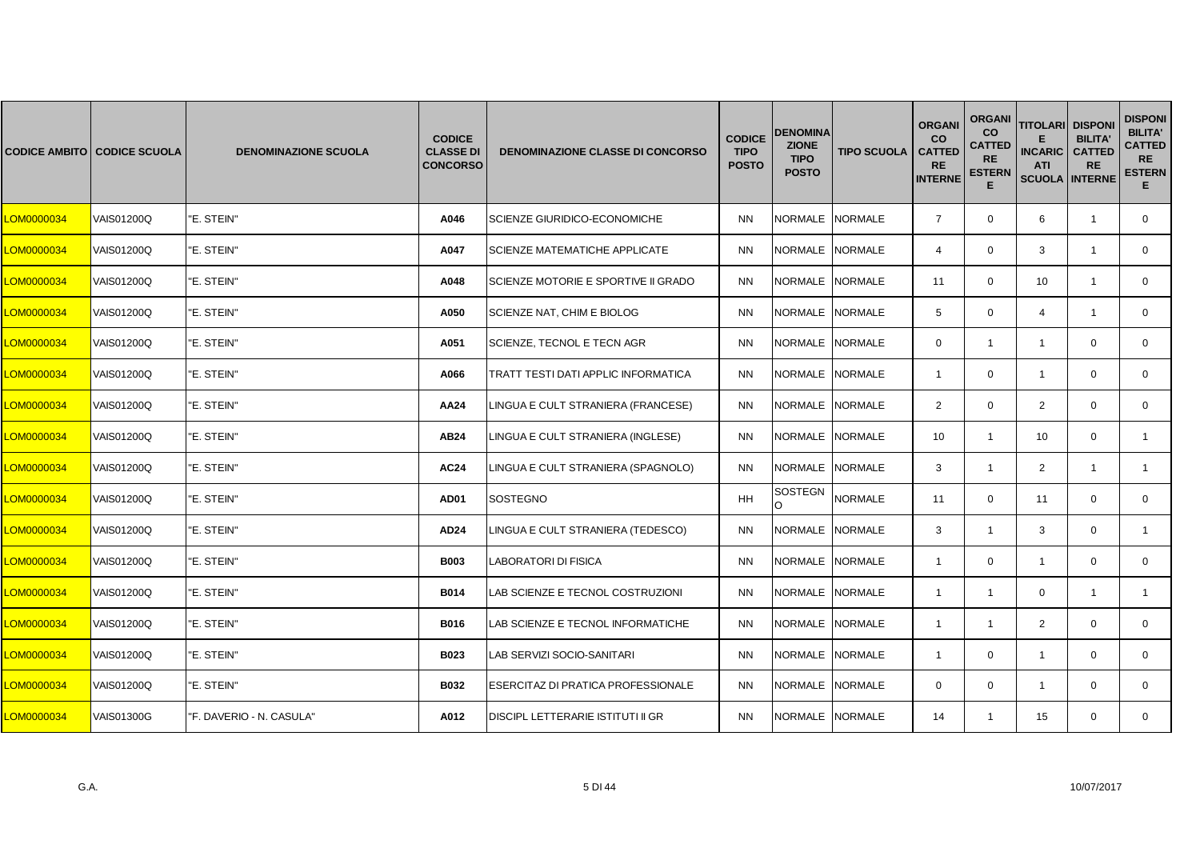| CODICE AMBITO | CODICE SCUOLA | DENOMINAZIONE SCUOLA | CODICE CLASSE DI CONCORSO | DENOMINAZIONE CLASSE DI CONCORSO | CODICE TIPO POSTO | DENOMINAZIONE TIPO POSTO | TIPO SCUOLA | ORGANICO CATTEDRE INTERNE | ORGANICO CATTEDRE ESTERNE | TITOLARI E INCARICATI SCUOLA | DISPONIBILITA' CATTEDRE INTERNE | DISPONIBILITA' CATTEDRE ESTERNE |
|---|---|---|---|---|---|---|---|---|---|---|---|---|
| LOM0000034 | VAIS01200Q | "E. STEIN" | A046 | SCIENZE GIURIDICO-ECONOMICHE | NN | NORMALE | NORMALE | 7 | 0 | 6 | 1 | 0 |
| LOM0000034 | VAIS01200Q | "E. STEIN" | A047 | SCIENZE MATEMATICHE APPLICATE | NN | NORMALE | NORMALE | 4 | 0 | 3 | 1 | 0 |
| LOM0000034 | VAIS01200Q | "E. STEIN" | A048 | SCIENZE MOTORIE E SPORTIVE II GRADO | NN | NORMALE | NORMALE | 11 | 0 | 10 | 1 | 0 |
| LOM0000034 | VAIS01200Q | "E. STEIN" | A050 | SCIENZE NAT, CHIM E BIOLOG | NN | NORMALE | NORMALE | 5 | 0 | 4 | 1 | 0 |
| LOM0000034 | VAIS01200Q | "E. STEIN" | A051 | SCIENZE, TECNOL E TECN AGR | NN | NORMALE | NORMALE | 0 | 1 | 1 | 0 | 0 |
| LOM0000034 | VAIS01200Q | "E. STEIN" | A066 | TRATT TESTI DATI APPLIC INFORMATICA | NN | NORMALE | NORMALE | 1 | 0 | 1 | 0 | 0 |
| LOM0000034 | VAIS01200Q | "E. STEIN" | AA24 | LINGUA E CULT STRANIERA (FRANCESE) | NN | NORMALE | NORMALE | 2 | 0 | 2 | 0 | 0 |
| LOM0000034 | VAIS01200Q | "E. STEIN" | AB24 | LINGUA E CULT STRANIERA (INGLESE) | NN | NORMALE | NORMALE | 10 | 1 | 10 | 0 | 1 |
| LOM0000034 | VAIS01200Q | "E. STEIN" | AC24 | LINGUA E CULT STRANIERA (SPAGNOLO) | NN | NORMALE | NORMALE | 3 | 1 | 2 | 1 | 1 |
| LOM0000034 | VAIS01200Q | "E. STEIN" | AD01 | SOSTEGNO | HH | SOSTEGNO | NORMALE | 11 | 0 | 11 | 0 | 0 |
| LOM0000034 | VAIS01200Q | "E. STEIN" | AD24 | LINGUA E CULT STRANIERA (TEDESCO) | NN | NORMALE | NORMALE | 3 | 1 | 3 | 0 | 1 |
| LOM0000034 | VAIS01200Q | "E. STEIN" | B003 | LABORATORI DI FISICA | NN | NORMALE | NORMALE | 1 | 0 | 1 | 0 | 0 |
| LOM0000034 | VAIS01200Q | "E. STEIN" | B014 | LAB SCIENZE E TECNOL COSTRUZIONI | NN | NORMALE | NORMALE | 1 | 1 | 0 | 1 | 1 |
| LOM0000034 | VAIS01200Q | "E. STEIN" | B016 | LAB SCIENZE E TECNOL INFORMATICHE | NN | NORMALE | NORMALE | 1 | 1 | 2 | 0 | 0 |
| LOM0000034 | VAIS01200Q | "E. STEIN" | B023 | LAB SERVIZI SOCIO-SANITARI | NN | NORMALE | NORMALE | 1 | 0 | 1 | 0 | 0 |
| LOM0000034 | VAIS01200Q | "E. STEIN" | B032 | ESERCITAZ DI PRATICA PROFESSIONALE | NN | NORMALE | NORMALE | 0 | 0 | 1 | 0 | 0 |
| LOM0000034 | VAIS01300G | "F. DAVERIO - N. CASULA" | A012 | DISCIPL LETTERARIE ISTITUTI II GR | NN | NORMALE | NORMALE | 14 | 1 | 15 | 0 | 0 |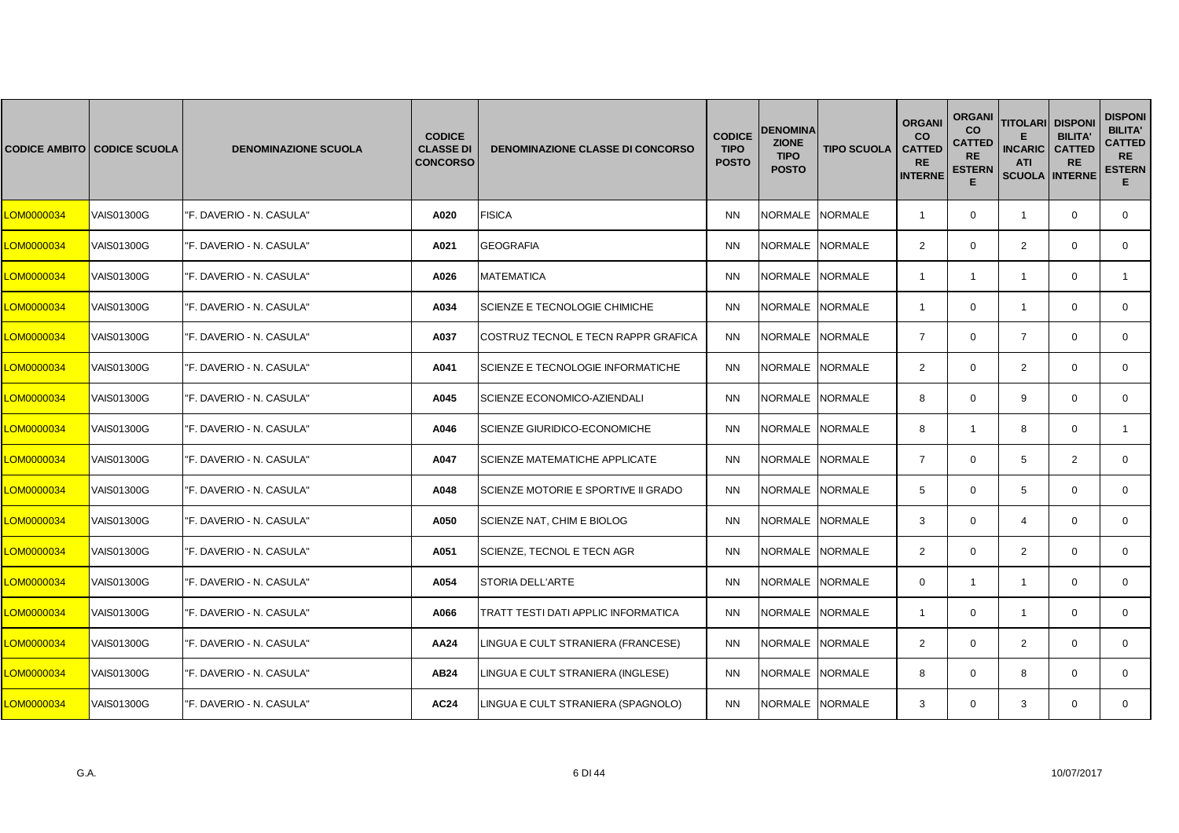| CODICE AMBITO | CODICE SCUOLA | DENOMINAZIONE SCUOLA | CODICE CLASSE DI CONCORSO | DENOMINAZIONE CLASSE DI CONCORSO | CODICE TIPO POSTO | DENOMINAZIONE TIPO POSTO | TIPO SCUOLA | ORGANICO CATTEDRE INTERNE | ORGANICO CATTEDRE ESTERNE | TITOLARI E INCARICATI SCUOLA | DISPONIBILITA' CATTEDRE INTERNE | DISPONIBILITA' CATTEDRE ESTERNE |
|---|---|---|---|---|---|---|---|---|---|---|---|---|
| LOM0000034 | VAIS01300G | "F. DAVERIO - N. CASULA" | A020 | FISICA | NN | NORMALE | NORMALE | 1 | 0 | 1 | 0 | 0 |
| LOM0000034 | VAIS01300G | "F. DAVERIO - N. CASULA" | A021 | GEOGRAFIA | NN | NORMALE | NORMALE | 2 | 0 | 2 | 0 | 0 |
| LOM0000034 | VAIS01300G | "F. DAVERIO - N. CASULA" | A026 | MATEMATICA | NN | NORMALE | NORMALE | 1 | 1 | 1 | 0 | 1 |
| LOM0000034 | VAIS01300G | "F. DAVERIO - N. CASULA" | A034 | SCIENZE E TECNOLOGIE CHIMICHE | NN | NORMALE | NORMALE | 1 | 0 | 1 | 0 | 0 |
| LOM0000034 | VAIS01300G | "F. DAVERIO - N. CASULA" | A037 | COSTRUZ TECNOL E TECN RAPPR GRAFICA | NN | NORMALE | NORMALE | 7 | 0 | 7 | 0 | 0 |
| LOM0000034 | VAIS01300G | "F. DAVERIO - N. CASULA" | A041 | SCIENZE E TECNOLOGIE INFORMATICHE | NN | NORMALE | NORMALE | 2 | 0 | 2 | 0 | 0 |
| LOM0000034 | VAIS01300G | "F. DAVERIO - N. CASULA" | A045 | SCIENZE ECONOMICO-AZIENDALI | NN | NORMALE | NORMALE | 8 | 0 | 9 | 0 | 0 |
| LOM0000034 | VAIS01300G | "F. DAVERIO - N. CASULA" | A046 | SCIENZE GIURIDICO-ECONOMICHE | NN | NORMALE | NORMALE | 8 | 1 | 8 | 0 | 1 |
| LOM0000034 | VAIS01300G | "F. DAVERIO - N. CASULA" | A047 | SCIENZE MATEMATICHE APPLICATE | NN | NORMALE | NORMALE | 7 | 0 | 5 | 2 | 0 |
| LOM0000034 | VAIS01300G | "F. DAVERIO - N. CASULA" | A048 | SCIENZE MOTORIE E SPORTIVE II GRADO | NN | NORMALE | NORMALE | 5 | 0 | 5 | 0 | 0 |
| LOM0000034 | VAIS01300G | "F. DAVERIO - N. CASULA" | A050 | SCIENZE NAT, CHIM E BIOLOG | NN | NORMALE | NORMALE | 3 | 0 | 4 | 0 | 0 |
| LOM0000034 | VAIS01300G | "F. DAVERIO - N. CASULA" | A051 | SCIENZE, TECNOL E TECN AGR | NN | NORMALE | NORMALE | 2 | 0 | 2 | 0 | 0 |
| LOM0000034 | VAIS01300G | "F. DAVERIO - N. CASULA" | A054 | STORIA DELL'ARTE | NN | NORMALE | NORMALE | 0 | 1 | 1 | 0 | 0 |
| LOM0000034 | VAIS01300G | "F. DAVERIO - N. CASULA" | A066 | TRATT TESTI DATI APPLIC INFORMATICA | NN | NORMALE | NORMALE | 1 | 0 | 1 | 0 | 0 |
| LOM0000034 | VAIS01300G | "F. DAVERIO - N. CASULA" | AA24 | LINGUA E CULT STRANIERA (FRANCESE) | NN | NORMALE | NORMALE | 2 | 0 | 2 | 0 | 0 |
| LOM0000034 | VAIS01300G | "F. DAVERIO - N. CASULA" | AB24 | LINGUA E CULT STRANIERA (INGLESE) | NN | NORMALE | NORMALE | 8 | 0 | 8 | 0 | 0 |
| LOM0000034 | VAIS01300G | "F. DAVERIO - N. CASULA" | AC24 | LINGUA E CULT STRANIERA (SPAGNOLO) | NN | NORMALE | NORMALE | 3 | 0 | 3 | 0 | 0 |

G.A.

10/07/2017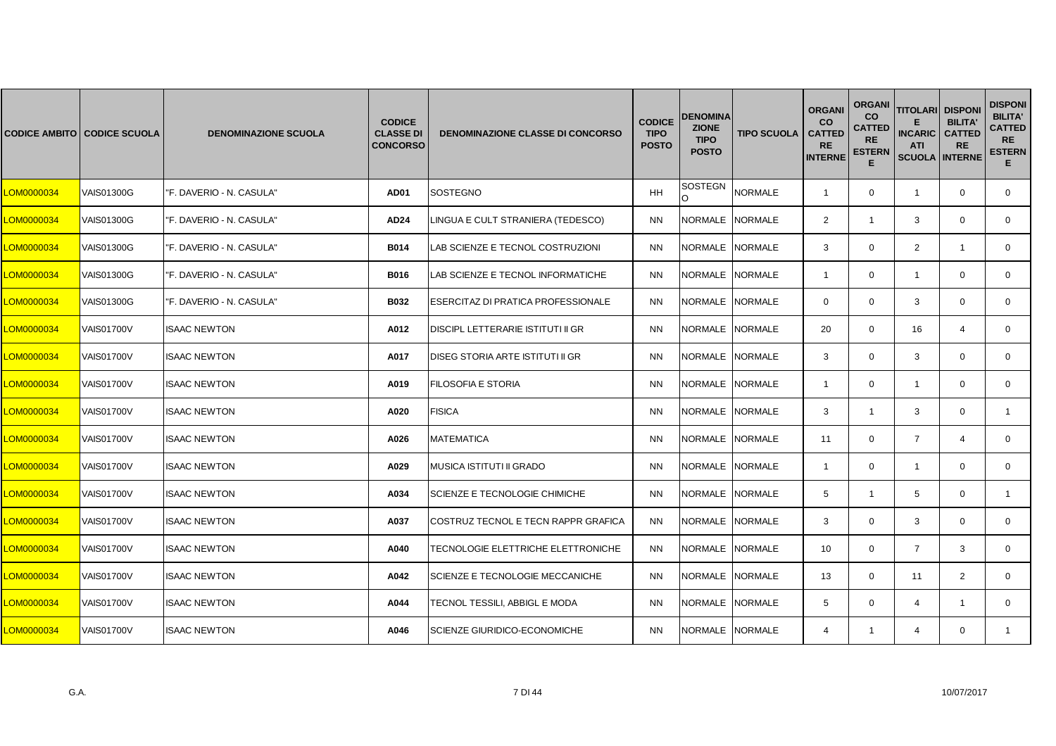| CODICE AMBITO | CODICE SCUOLA | DENOMINAZIONE SCUOLA | CODICE CLASSE DI CONCORSO | DENOMINAZIONE CLASSE DI CONCORSO | CODICE TIPO POSTO | DENOMINAZIONE TIPO POSTO | TIPO SCUOLA | ORGANICO CATTEDRE INTERNE | ORGANICO CATTEDRE ESTERNE | TITOLARI E INCARICATI SCUOLA | DISPONIBILITA' CATTEDRE INTERNE | DISPONIBILITA' CATTEDRE ESTERNE |
|---|---|---|---|---|---|---|---|---|---|---|---|---|
| LOM0000034 | VAIS01300G | "F. DAVERIO - N. CASULA" | AD01 | SOSTEGNO | HH | SOSTEGNO | NORMALE | 1 | 0 | 1 | 0 | 0 |
| LOM0000034 | VAIS01300G | "F. DAVERIO - N. CASULA" | AD24 | LINGUA E CULT STRANIERA (TEDESCO) | NN | NORMALE | NORMALE | 2 | 1 | 3 | 0 | 0 |
| LOM0000034 | VAIS01300G | "F. DAVERIO - N. CASULA" | B014 | LAB SCIENZE E TECNOL COSTRUZIONI | NN | NORMALE | NORMALE | 3 | 0 | 2 | 1 | 0 |
| LOM0000034 | VAIS01300G | "F. DAVERIO - N. CASULA" | B016 | LAB SCIENZE E TECNOL INFORMATICHE | NN | NORMALE | NORMALE | 1 | 0 | 1 | 0 | 0 |
| LOM0000034 | VAIS01300G | "F. DAVERIO - N. CASULA" | B032 | ESERCITAZ DI PRATICA PROFESSIONALE | NN | NORMALE | NORMALE | 0 | 0 | 3 | 0 | 0 |
| LOM0000034 | VAIS01700V | ISAAC NEWTON | A012 | DISCIPL LETTERARIE ISTITUTI II GR | NN | NORMALE | NORMALE | 20 | 0 | 16 | 4 | 0 |
| LOM0000034 | VAIS01700V | ISAAC NEWTON | A017 | DISEG STORIA ARTE ISTITUTI II GR | NN | NORMALE | NORMALE | 3 | 0 | 3 | 0 | 0 |
| LOM0000034 | VAIS01700V | ISAAC NEWTON | A019 | FILOSOFIA E STORIA | NN | NORMALE | NORMALE | 1 | 0 | 1 | 0 | 0 |
| LOM0000034 | VAIS01700V | ISAAC NEWTON | A020 | FISICA | NN | NORMALE | NORMALE | 3 | 1 | 3 | 0 | 1 |
| LOM0000034 | VAIS01700V | ISAAC NEWTON | A026 | MATEMATICA | NN | NORMALE | NORMALE | 11 | 0 | 7 | 4 | 0 |
| LOM0000034 | VAIS01700V | ISAAC NEWTON | A029 | MUSICA ISTITUTI II GRADO | NN | NORMALE | NORMALE | 1 | 0 | 1 | 0 | 0 |
| LOM0000034 | VAIS01700V | ISAAC NEWTON | A034 | SCIENZE E TECNOLOGIE CHIMICHE | NN | NORMALE | NORMALE | 5 | 1 | 5 | 0 | 1 |
| LOM0000034 | VAIS01700V | ISAAC NEWTON | A037 | COSTRUZ TECNOL E TECN RAPPR GRAFICA | NN | NORMALE | NORMALE | 3 | 0 | 3 | 0 | 0 |
| LOM0000034 | VAIS01700V | ISAAC NEWTON | A040 | TECNOLOGIE ELETTRICHE ELETTRONICHE | NN | NORMALE | NORMALE | 10 | 0 | 7 | 3 | 0 |
| LOM0000034 | VAIS01700V | ISAAC NEWTON | A042 | SCIENZE E TECNOLOGIE MECCANICHE | NN | NORMALE | NORMALE | 13 | 0 | 11 | 2 | 0 |
| LOM0000034 | VAIS01700V | ISAAC NEWTON | A044 | TECNOL TESSILI, ABBIGL E MODA | NN | NORMALE | NORMALE | 5 | 0 | 4 | 1 | 0 |
| LOM0000034 | VAIS01700V | ISAAC NEWTON | A046 | SCIENZE GIURIDICO-ECONOMICHE | NN | NORMALE | NORMALE | 4 | 1 | 4 | 0 | 1 |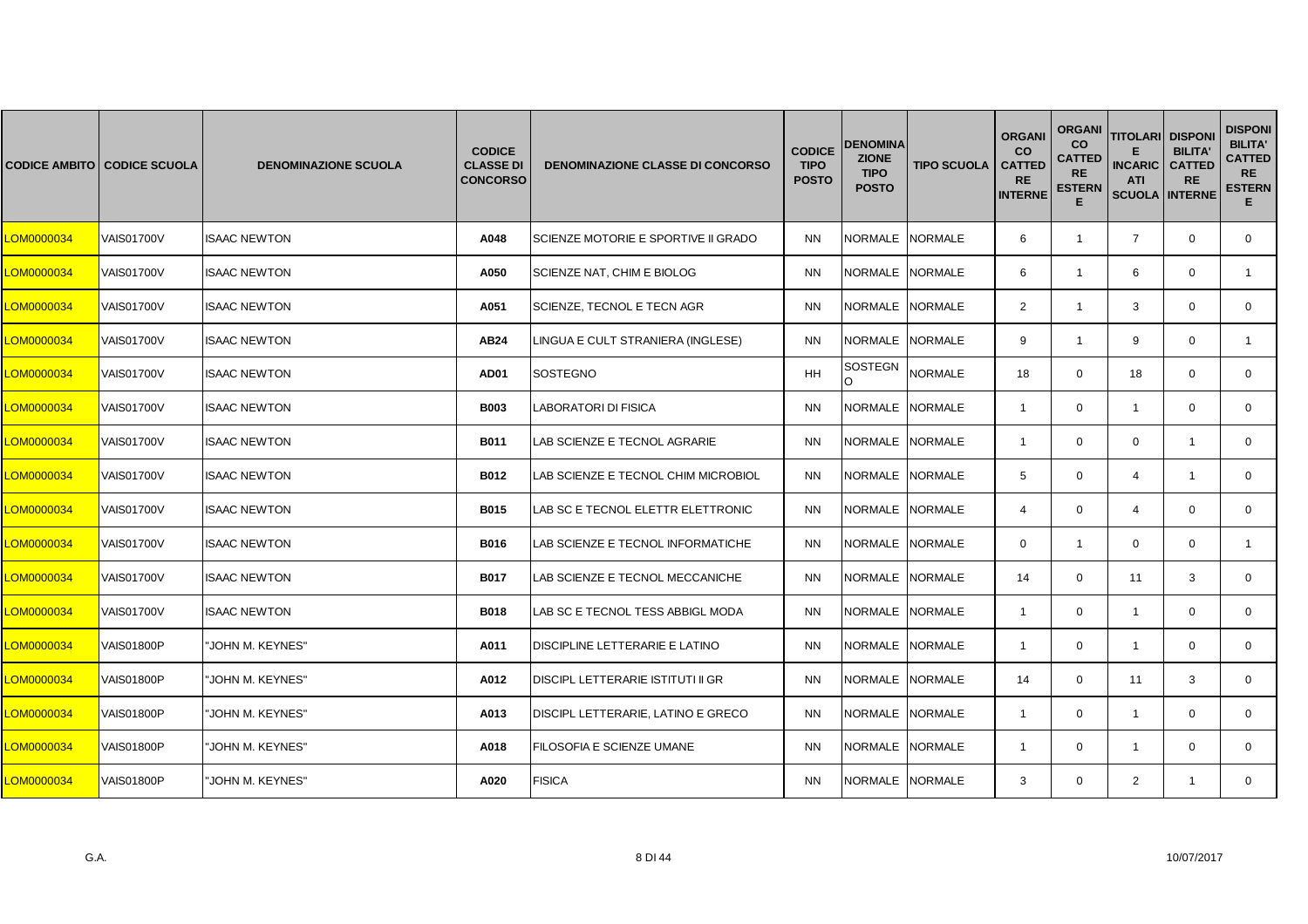| CODICE AMBITO | CODICE SCUOLA | DENOMINAZIONE SCUOLA | CODICE CLASSE DI CONCORSO | DENOMINAZIONE CLASSE DI CONCORSO | CODICE TIPO POSTO | DENOMINAZIONE TIPO POSTO | TIPO SCUOLA | ORGANICO CATTEDRE INTERNE | ORGANICO CATTEDRE ESTERNE | TITOLARI E INCARICATI SCUOLA | DISPONIBILITA' CATTEDRE INTERNE | DISPONIBILITA' CATTEDRE ESTERNE |
|---|---|---|---|---|---|---|---|---|---|---|---|---|
| LOM0000034 | VAIS01700V | ISAAC NEWTON | A048 | SCIENZE MOTORIE E SPORTIVE II GRADO | NN | NORMALE | NORMALE | 6 | 1 | 7 | 0 | 0 |
| LOM0000034 | VAIS01700V | ISAAC NEWTON | A050 | SCIENZE NAT, CHIM E BIOLOG | NN | NORMALE | NORMALE | 6 | 1 | 6 | 0 | 1 |
| LOM0000034 | VAIS01700V | ISAAC NEWTON | A051 | SCIENZE, TECNOL E TECN AGR | NN | NORMALE | NORMALE | 2 | 1 | 3 | 0 | 0 |
| LOM0000034 | VAIS01700V | ISAAC NEWTON | AB24 | LINGUA E CULT STRANIERA (INGLESE) | NN | NORMALE | NORMALE | 9 | 1 | 9 | 0 | 1 |
| LOM0000034 | VAIS01700V | ISAAC NEWTON | AD01 | SOSTEGNO | HH | SOSTEGNO | NORMALE | 18 | 0 | 18 | 0 | 0 |
| LOM0000034 | VAIS01700V | ISAAC NEWTON | B003 | LABORATORI DI FISICA | NN | NORMALE | NORMALE | 1 | 0 | 1 | 0 | 0 |
| LOM0000034 | VAIS01700V | ISAAC NEWTON | B011 | LAB SCIENZE E TECNOL AGRARIE | NN | NORMALE | NORMALE | 1 | 0 | 0 | 1 | 0 |
| LOM0000034 | VAIS01700V | ISAAC NEWTON | B012 | LAB SCIENZE E TECNOL CHIM MICROBIOL | NN | NORMALE | NORMALE | 5 | 0 | 4 | 1 | 0 |
| LOM0000034 | VAIS01700V | ISAAC NEWTON | B015 | LAB SC E TECNOL ELETTR ELETTRONIC | NN | NORMALE | NORMALE | 4 | 0 | 4 | 0 | 0 |
| LOM0000034 | VAIS01700V | ISAAC NEWTON | B016 | LAB SCIENZE E TECNOL INFORMATICHE | NN | NORMALE | NORMALE | 0 | 1 | 0 | 0 | 1 |
| LOM0000034 | VAIS01700V | ISAAC NEWTON | B017 | LAB SCIENZE E TECNOL MECCANICHE | NN | NORMALE | NORMALE | 14 | 0 | 11 | 3 | 0 |
| LOM0000034 | VAIS01700V | ISAAC NEWTON | B018 | LAB SC E TECNOL TESS ABBIGL MODA | NN | NORMALE | NORMALE | 1 | 0 | 1 | 0 | 0 |
| LOM0000034 | VAIS01800P | "JOHN M. KEYNES" | A011 | DISCIPLINE LETTERARIE E LATINO | NN | NORMALE | NORMALE | 1 | 0 | 1 | 0 | 0 |
| LOM0000034 | VAIS01800P | "JOHN M. KEYNES" | A012 | DISCIPL LETTERARIE ISTITUTI II GR | NN | NORMALE | NORMALE | 14 | 0 | 11 | 3 | 0 |
| LOM0000034 | VAIS01800P | "JOHN M. KEYNES" | A013 | DISCIPL LETTERARIE, LATINO E GRECO | NN | NORMALE | NORMALE | 1 | 0 | 1 | 0 | 0 |
| LOM0000034 | VAIS01800P | "JOHN M. KEYNES" | A018 | FILOSOFIA E SCIENZE UMANE | NN | NORMALE | NORMALE | 1 | 0 | 1 | 0 | 0 |
| LOM0000034 | VAIS01800P | "JOHN M. KEYNES" | A020 | FISICA | NN | NORMALE | NORMALE | 3 | 0 | 2 | 1 | 0 |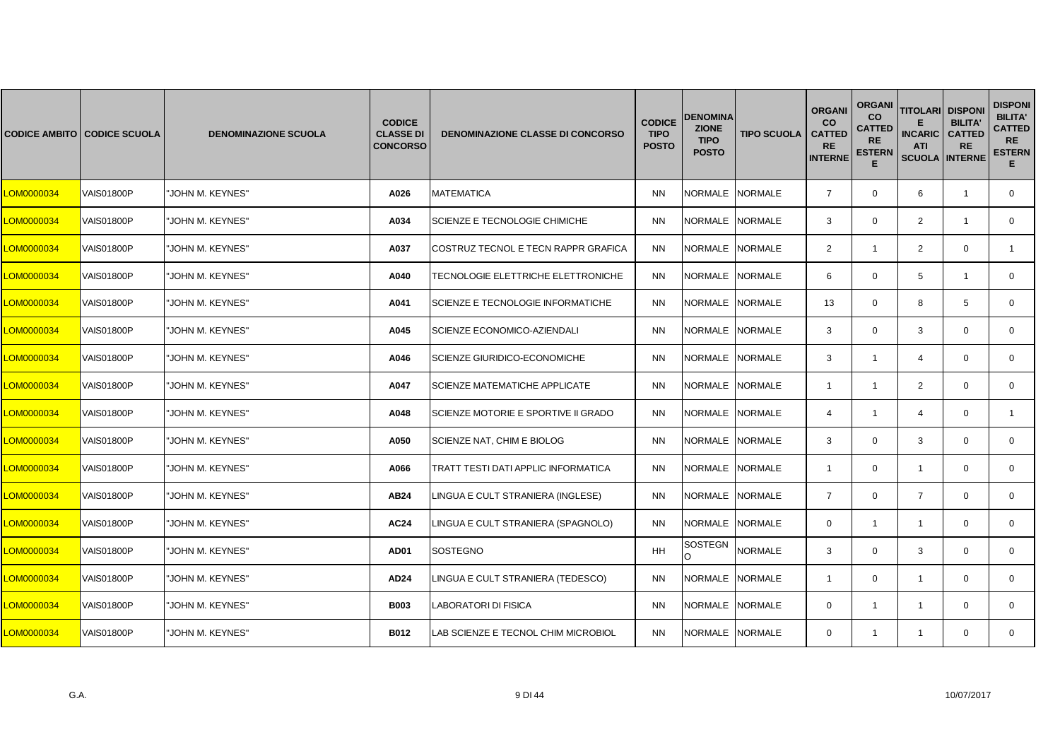| CODICE AMBITO | CODICE SCUOLA | DENOMINAZIONE SCUOLA | CODICE CLASSE DI CONCORSO | DENOMINAZIONE CLASSE DI CONCORSO | CODICE TIPO POSTO | DENOMINAZIONE TIPO POSTO | TIPO SCUOLA | ORGANICO CATTEDRE INTERNE | ORGANICO CATTEDRE ESTERNE | TITOLARI E INCARICATI SCUOLA | DISPONIBILITA' CATTEDRE INTERNE | DISPONIBILITA' CATTEDRE ESTERNE |
|---|---|---|---|---|---|---|---|---|---|---|---|---|
| LOM0000034 | VAIS01800P | "JOHN M. KEYNES" | A026 | MATEMATICA | NN | NORMALE | NORMALE | 7 | 0 | 6 | 1 | 0 |
| LOM0000034 | VAIS01800P | "JOHN M. KEYNES" | A034 | SCIENZE E TECNOLOGIE CHIMICHE | NN | NORMALE | NORMALE | 3 | 0 | 2 | 1 | 0 |
| LOM0000034 | VAIS01800P | "JOHN M. KEYNES" | A037 | COSTRUZ TECNOL E TECN RAPPR GRAFICA | NN | NORMALE | NORMALE | 2 | 1 | 2 | 0 | 1 |
| LOM0000034 | VAIS01800P | "JOHN M. KEYNES" | A040 | TECNOLOGIE ELETTRICHE ELETTRONICHE | NN | NORMALE | NORMALE | 6 | 0 | 5 | 1 | 0 |
| LOM0000034 | VAIS01800P | "JOHN M. KEYNES" | A041 | SCIENZE E TECNOLOGIE INFORMATICHE | NN | NORMALE | NORMALE | 13 | 0 | 8 | 5 | 0 |
| LOM0000034 | VAIS01800P | "JOHN M. KEYNES" | A045 | SCIENZE ECONOMICO-AZIENDALI | NN | NORMALE | NORMALE | 3 | 0 | 3 | 0 | 0 |
| LOM0000034 | VAIS01800P | "JOHN M. KEYNES" | A046 | SCIENZE GIURIDICO-ECONOMICHE | NN | NORMALE | NORMALE | 3 | 1 | 4 | 0 | 0 |
| LOM0000034 | VAIS01800P | "JOHN M. KEYNES" | A047 | SCIENZE MATEMATICHE APPLICATE | NN | NORMALE | NORMALE | 1 | 1 | 2 | 0 | 0 |
| LOM0000034 | VAIS01800P | "JOHN M. KEYNES" | A048 | SCIENZE MOTORIE E SPORTIVE II GRADO | NN | NORMALE | NORMALE | 4 | 1 | 4 | 0 | 1 |
| LOM0000034 | VAIS01800P | "JOHN M. KEYNES" | A050 | SCIENZE NAT, CHIM E BIOLOG | NN | NORMALE | NORMALE | 3 | 0 | 3 | 0 | 0 |
| LOM0000034 | VAIS01800P | "JOHN M. KEYNES" | A066 | TRATT TESTI DATI APPLIC INFORMATICA | NN | NORMALE | NORMALE | 1 | 0 | 1 | 0 | 0 |
| LOM0000034 | VAIS01800P | "JOHN M. KEYNES" | AB24 | LINGUA E CULT STRANIERA (INGLESE) | NN | NORMALE | NORMALE | 7 | 0 | 7 | 0 | 0 |
| LOM0000034 | VAIS01800P | "JOHN M. KEYNES" | AC24 | LINGUA E CULT STRANIERA (SPAGNOLO) | NN | NORMALE | NORMALE | 0 | 1 | 1 | 0 | 0 |
| LOM0000034 | VAIS01800P | "JOHN M. KEYNES" | AD01 | SOSTEGNO | HH | SOSTEGNO | NORMALE | 3 | 0 | 3 | 0 | 0 |
| LOM0000034 | VAIS01800P | "JOHN M. KEYNES" | AD24 | LINGUA E CULT STRANIERA (TEDESCO) | NN | NORMALE | NORMALE | 1 | 0 | 1 | 0 | 0 |
| LOM0000034 | VAIS01800P | "JOHN M. KEYNES" | B003 | LABORATORI DI FISICA | NN | NORMALE | NORMALE | 0 | 1 | 1 | 0 | 0 |
| LOM0000034 | VAIS01800P | "JOHN M. KEYNES" | B012 | LAB SCIENZE E TECNOL CHIM MICROBIOL | NN | NORMALE | NORMALE | 0 | 1 | 1 | 0 | 0 |

G.A. 10/07/2017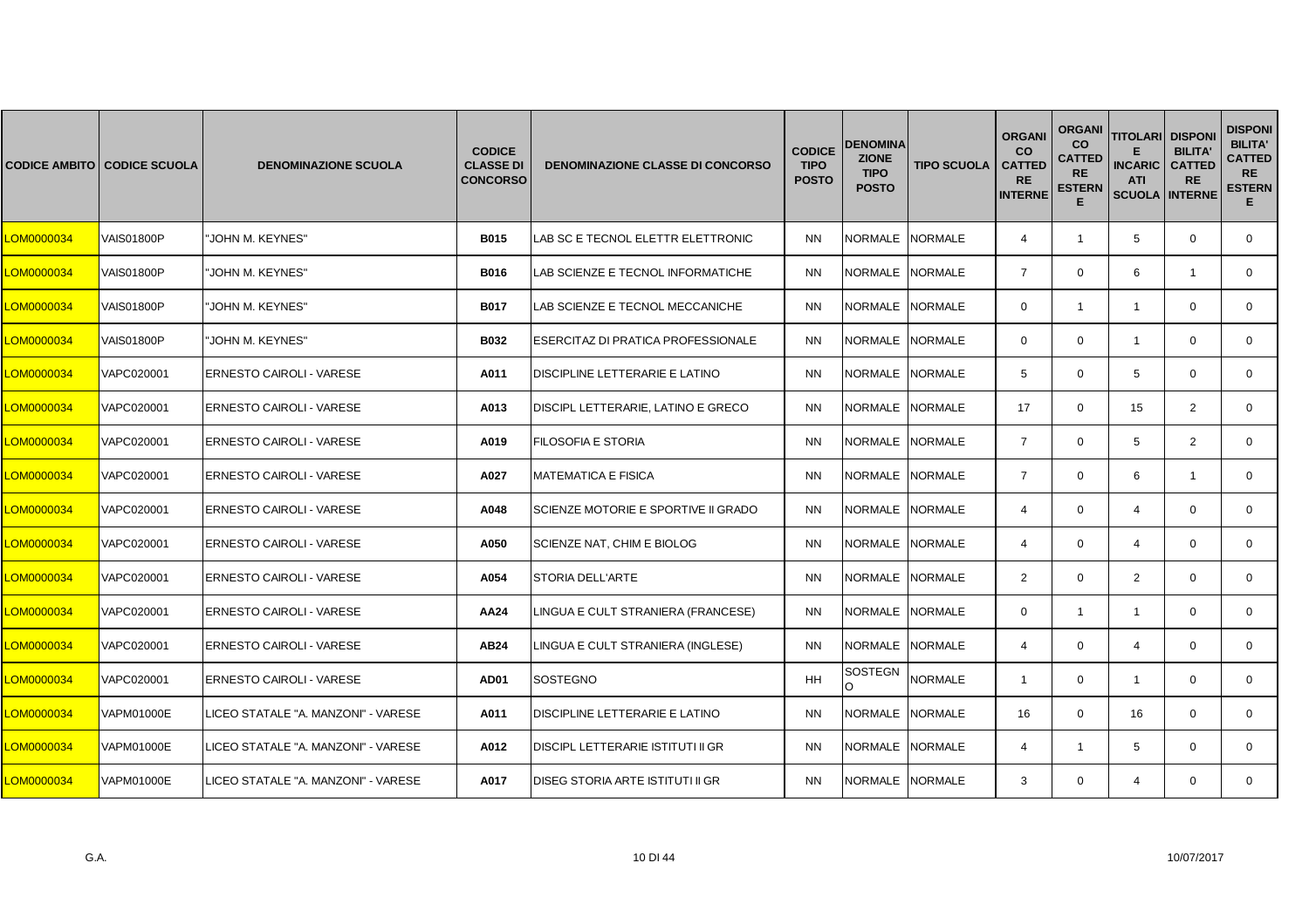| CODICE AMBITO | CODICE SCUOLA | DENOMINAZIONE SCUOLA | CODICE CLASSE DI CONCORSO | DENOMINAZIONE CLASSE DI CONCORSO | CODICE TIPO POSTO | DENOMINAZIONE TIPO POSTO | TIPO SCUOLA | ORGANICO CATTEDRE INTERNE | ORGANICO CATTEDRE ESTERNE | TITOLARI E INCARICATI SCUOLA | DISPONIBILITA' CATTEDRE INTERNE | DISPONIBILITA' CATTEDRE ESTERNE |
|---|---|---|---|---|---|---|---|---|---|---|---|---|
| LOM0000034 | VAIS01800P | "JOHN M. KEYNES" | B015 | LAB SC E TECNOL ELETTR ELETTRONIC | NN | NORMALE | NORMALE | 4 | 1 | 5 | 0 | 0 |
| LOM0000034 | VAIS01800P | "JOHN M. KEYNES" | B016 | LAB SCIENZE E TECNOL INFORMATICHE | NN | NORMALE | NORMALE | 7 | 0 | 6 | 1 | 0 |
| LOM0000034 | VAIS01800P | "JOHN M. KEYNES" | B017 | LAB SCIENZE E TECNOL MECCANICHE | NN | NORMALE | NORMALE | 0 | 1 | 1 | 0 | 0 |
| LOM0000034 | VAIS01800P | "JOHN M. KEYNES" | B032 | ESERCITAZ DI PRATICA PROFESSIONALE | NN | NORMALE | NORMALE | 0 | 0 | 1 | 0 | 0 |
| LOM0000034 | VAPC020001 | ERNESTO CAIROLI - VARESE | A011 | DISCIPLINE LETTERARIE E LATINO | NN | NORMALE | NORMALE | 5 | 0 | 5 | 0 | 0 |
| LOM0000034 | VAPC020001 | ERNESTO CAIROLI - VARESE | A013 | DISCIPL LETTERARIE, LATINO E GRECO | NN | NORMALE | NORMALE | 17 | 0 | 15 | 2 | 0 |
| LOM0000034 | VAPC020001 | ERNESTO CAIROLI - VARESE | A019 | FILOSOFIA E STORIA | NN | NORMALE | NORMALE | 7 | 0 | 5 | 2 | 0 |
| LOM0000034 | VAPC020001 | ERNESTO CAIROLI - VARESE | A027 | MATEMATICA E FISICA | NN | NORMALE | NORMALE | 7 | 0 | 6 | 1 | 0 |
| LOM0000034 | VAPC020001 | ERNESTO CAIROLI - VARESE | A048 | SCIENZE MOTORIE E SPORTIVE II GRADO | NN | NORMALE | NORMALE | 4 | 0 | 4 | 0 | 0 |
| LOM0000034 | VAPC020001 | ERNESTO CAIROLI - VARESE | A050 | SCIENZE NAT, CHIM E BIOLOG | NN | NORMALE | NORMALE | 4 | 0 | 4 | 0 | 0 |
| LOM0000034 | VAPC020001 | ERNESTO CAIROLI - VARESE | A054 | STORIA DELL'ARTE | NN | NORMALE | NORMALE | 2 | 0 | 2 | 0 | 0 |
| LOM0000034 | VAPC020001 | ERNESTO CAIROLI - VARESE | AA24 | LINGUA E CULT STRANIERA (FRANCESE) | NN | NORMALE | NORMALE | 0 | 1 | 1 | 0 | 0 |
| LOM0000034 | VAPC020001 | ERNESTO CAIROLI - VARESE | AB24 | LINGUA E CULT STRANIERA (INGLESE) | NN | NORMALE | NORMALE | 4 | 0 | 4 | 0 | 0 |
| LOM0000034 | VAPC020001 | ERNESTO CAIROLI - VARESE | AD01 | SOSTEGNO | HH | SOSTEGNO | NORMALE | 1 | 0 | 1 | 0 | 0 |
| LOM0000034 | VAPM01000E | LICEO STATALE "A. MANZONI" - VARESE | A011 | DISCIPLINE LETTERARIE E LATINO | NN | NORMALE | NORMALE | 16 | 0 | 16 | 0 | 0 |
| LOM0000034 | VAPM01000E | LICEO STATALE "A. MANZONI" - VARESE | A012 | DISCIPL LETTERARIE ISTITUTI II GR | NN | NORMALE | NORMALE | 4 | 1 | 5 | 0 | 0 |
| LOM0000034 | VAPM01000E | LICEO STATALE "A. MANZONI" - VARESE | A017 | DISEG STORIA ARTE ISTITUTI II GR | NN | NORMALE | NORMALE | 3 | 0 | 4 | 0 | 0 |

G.A.

10/07/2017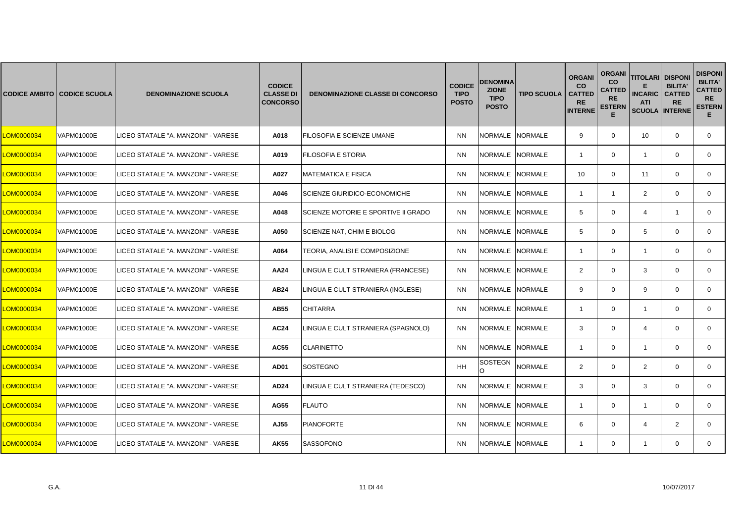| CODICE AMBITO | CODICE SCUOLA | DENOMINAZIONE SCUOLA | CODICE CLASSE DI CONCORSO | DENOMINAZIONE CLASSE DI CONCORSO | CODICE TIPO POSTO | DENOMINAZIONE TIPO POSTO | TIPO SCUOLA | ORGANICO CATTEDRE INTERNE | ORGANICO CATTEDRE ESTERNE | TITOLARI E INCARICATI SCUOLA | DISPONIBILITA' CATTEDRE INTERNE | DISPONIBILITA' CATTEDRE ESTERNE |
|---|---|---|---|---|---|---|---|---|---|---|---|---|
| LOM0000034 | VAPM01000E | LICEO STATALE "A. MANZONI" - VARESE | A018 | FILOSOFIA E SCIENZE UMANE | NN | NORMALE | NORMALE | 9 | 0 | 10 | 0 | 0 |
| LOM0000034 | VAPM01000E | LICEO STATALE "A. MANZONI" - VARESE | A019 | FILOSOFIA E STORIA | NN | NORMALE | NORMALE | 1 | 0 | 1 | 0 | 0 |
| LOM0000034 | VAPM01000E | LICEO STATALE "A. MANZONI" - VARESE | A027 | MATEMATICA E FISICA | NN | NORMALE | NORMALE | 10 | 0 | 11 | 0 | 0 |
| LOM0000034 | VAPM01000E | LICEO STATALE "A. MANZONI" - VARESE | A046 | SCIENZE GIURIDICO-ECONOMICHE | NN | NORMALE | NORMALE | 1 | 1 | 2 | 0 | 0 |
| LOM0000034 | VAPM01000E | LICEO STATALE "A. MANZONI" - VARESE | A048 | SCIENZE MOTORIE E SPORTIVE II GRADO | NN | NORMALE | NORMALE | 5 | 0 | 4 | 1 | 0 |
| LOM0000034 | VAPM01000E | LICEO STATALE "A. MANZONI" - VARESE | A050 | SCIENZE NAT, CHIM E BIOLOG | NN | NORMALE | NORMALE | 5 | 0 | 5 | 0 | 0 |
| LOM0000034 | VAPM01000E | LICEO STATALE "A. MANZONI" - VARESE | A064 | TEORIA, ANALISI E COMPOSIZIONE | NN | NORMALE | NORMALE | 1 | 0 | 1 | 0 | 0 |
| LOM0000034 | VAPM01000E | LICEO STATALE "A. MANZONI" - VARESE | AA24 | LINGUA E CULT STRANIERA (FRANCESE) | NN | NORMALE | NORMALE | 2 | 0 | 3 | 0 | 0 |
| LOM0000034 | VAPM01000E | LICEO STATALE "A. MANZONI" - VARESE | AB24 | LINGUA E CULT STRANIERA (INGLESE) | NN | NORMALE | NORMALE | 9 | 0 | 9 | 0 | 0 |
| LOM0000034 | VAPM01000E | LICEO STATALE "A. MANZONI" - VARESE | AB55 | CHITARRA | NN | NORMALE | NORMALE | 1 | 0 | 1 | 0 | 0 |
| LOM0000034 | VAPM01000E | LICEO STATALE "A. MANZONI" - VARESE | AC24 | LINGUA E CULT STRANIERA (SPAGNOLO) | NN | NORMALE | NORMALE | 3 | 0 | 4 | 0 | 0 |
| LOM0000034 | VAPM01000E | LICEO STATALE "A. MANZONI" - VARESE | AC55 | CLARINETTO | NN | NORMALE | NORMALE | 1 | 0 | 1 | 0 | 0 |
| LOM0000034 | VAPM01000E | LICEO STATALE "A. MANZONI" - VARESE | AD01 | SOSTEGNO | HH | SOSTEGNO | NORMALE | 2 | 0 | 2 | 0 | 0 |
| LOM0000034 | VAPM01000E | LICEO STATALE "A. MANZONI" - VARESE | AD24 | LINGUA E CULT STRANIERA (TEDESCO) | NN | NORMALE | NORMALE | 3 | 0 | 3 | 0 | 0 |
| LOM0000034 | VAPM01000E | LICEO STATALE "A. MANZONI" - VARESE | AG55 | FLAUTO | NN | NORMALE | NORMALE | 1 | 0 | 1 | 0 | 0 |
| LOM0000034 | VAPM01000E | LICEO STATALE "A. MANZONI" - VARESE | AJ55 | PIANOFORTE | NN | NORMALE | NORMALE | 6 | 0 | 4 | 2 | 0 |
| LOM0000034 | VAPM01000E | LICEO STATALE "A. MANZONI" - VARESE | AK55 | SASSOFONO | NN | NORMALE | NORMALE | 1 | 0 | 1 | 0 | 0 |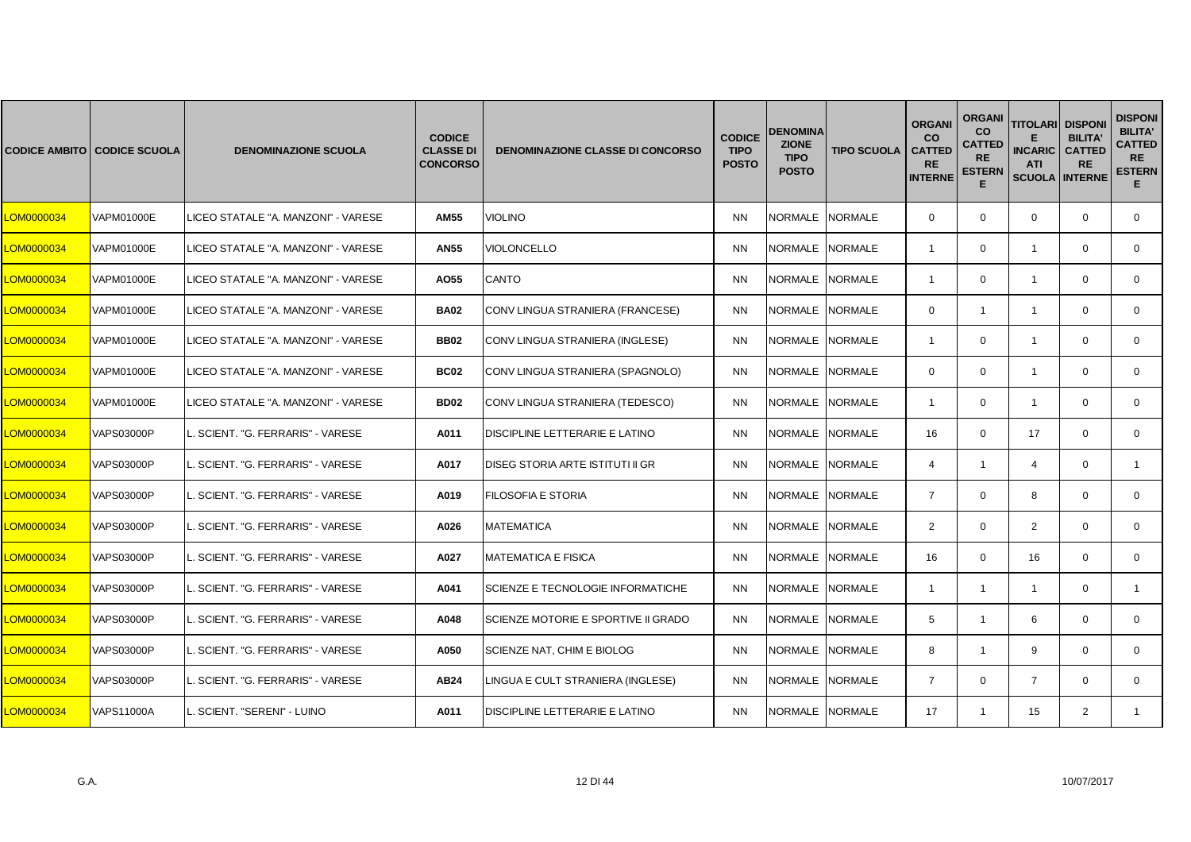| CODICE AMBITO | CODICE SCUOLA | DENOMINAZIONE SCUOLA | CODICE CLASSE DI CONCORSO | DENOMINAZIONE CLASSE DI CONCORSO | CODICE TIPO POSTO | DENOMINAZIONE TIPO POSTO | TIPO SCUOLA | ORGANICO CATTEDRE INTERNE | ORGANICO CATTEDRE ESTERNE | TITOLARE INCARICATI SCUOLA | DISPONIBILITA' CATTEDRE INTERNE | DISPONIBILITA' CATTEDRE ESTERNE |
|---|---|---|---|---|---|---|---|---|---|---|---|---|
| LOM0000034 | VAPM01000E | LICEO STATALE "A. MANZONI" - VARESE | **AM55** | VIOLINO | NN | NORMALE | NORMALE | 0 | 0 | 0 | 0 | 0 |
| LOM0000034 | VAPM01000E | LICEO STATALE "A. MANZONI" - VARESE | **AN55** | VIOLONCELLO | NN | NORMALE | NORMALE | 1 | 0 | 1 | 0 | 0 |
| LOM0000034 | VAPM01000E | LICEO STATALE "A. MANZONI" - VARESE | **AO55** | CANTO | NN | NORMALE | NORMALE | 1 | 0 | 1 | 0 | 0 |
| LOM0000034 | VAPM01000E | LICEO STATALE "A. MANZONI" - VARESE | **BA02** | CONV LINGUA STRANIERA (FRANCESE) | NN | NORMALE | NORMALE | 0 | 1 | 1 | 0 | 0 |
| LOM0000034 | VAPM01000E | LICEO STATALE "A. MANZONI" - VARESE | **BB02** | CONV LINGUA STRANIERA (INGLESE) | NN | NORMALE | NORMALE | 1 | 0 | 1 | 0 | 0 |
| LOM0000034 | VAPM01000E | LICEO STATALE "A. MANZONI" - VARESE | **BC02** | CONV LINGUA STRANIERA (SPAGNOLO) | NN | NORMALE | NORMALE | 0 | 0 | 1 | 0 | 0 |
| LOM0000034 | VAPM01000E | LICEO STATALE "A. MANZONI" - VARESE | **BD02** | CONV LINGUA STRANIERA (TEDESCO) | NN | NORMALE | NORMALE | 1 | 0 | 1 | 0 | 0 |
| LOM0000034 | VAPS03000P | L. SCIENT. "G. FERRARIS" - VARESE | **A011** | DISCIPLINE LETTERARIE E LATINO | NN | NORMALE | NORMALE | 16 | 0 | 17 | 0 | 0 |
| LOM0000034 | VAPS03000P | L. SCIENT. "G. FERRARIS" - VARESE | **A017** | DISEG STORIA ARTE ISTITUTI II GR | NN | NORMALE | NORMALE | 4 | 1 | 4 | 0 | 1 |
| LOM0000034 | VAPS03000P | L. SCIENT. "G. FERRARIS" - VARESE | **A019** | FILOSOFIA E STORIA | NN | NORMALE | NORMALE | 7 | 0 | 8 | 0 | 0 |
| LOM0000034 | VAPS03000P | L. SCIENT. "G. FERRARIS" - VARESE | **A026** | MATEMATICA | NN | NORMALE | NORMALE | 2 | 0 | 2 | 0 | 0 |
| LOM0000034 | VAPS03000P | L. SCIENT. "G. FERRARIS" - VARESE | **A027** | MATEMATICA E FISICA | NN | NORMALE | NORMALE | 16 | 0 | 16 | 0 | 0 |
| LOM0000034 | VAPS03000P | L. SCIENT. "G. FERRARIS" - VARESE | **A041** | SCIENZE E TECNOLOGIE INFORMATICHE | NN | NORMALE | NORMALE | 1 | 1 | 1 | 0 | 1 |
| LOM0000034 | VAPS03000P | L. SCIENT. "G. FERRARIS" - VARESE | **A048** | SCIENZE MOTORIE E SPORTIVE II GRADO | NN | NORMALE | NORMALE | 5 | 1 | 6 | 0 | 0 |
| LOM0000034 | VAPS03000P | L. SCIENT. "G. FERRARIS" - VARESE | **A050** | SCIENZE NAT, CHIM E BIOLOG | NN | NORMALE | NORMALE | 8 | 1 | 9 | 0 | 0 |
| LOM0000034 | VAPS03000P | L. SCIENT. "G. FERRARIS" - VARESE | **AB24** | LINGUA E CULT STRANIERA (INGLESE) | NN | NORMALE | NORMALE | 7 | 0 | 7 | 0 | 0 |
| LOM0000034 | VAPS11000A | L. SCIENT. "SERENI" - LUINO | **A011** | DISCIPLINE LETTERARIE E LATINO | NN | NORMALE | NORMALE | 17 | 1 | 15 | 2 | 1 |

G.A. 10/07/2017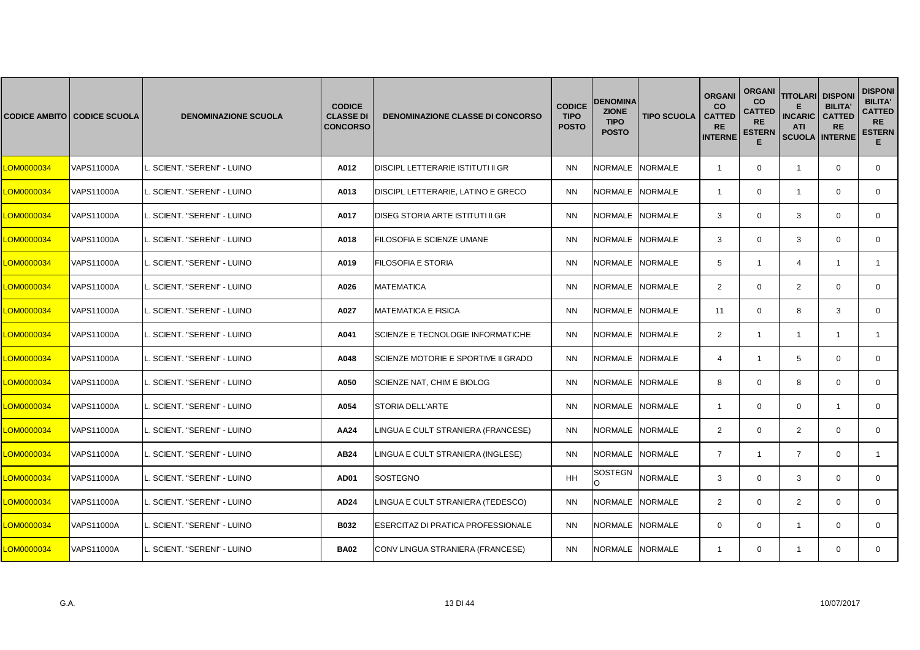| CODICE AMBITO | CODICE SCUOLA | DENOMINAZIONE SCUOLA | CODICE CLASSE DI CONCORSO | DENOMINAZIONE CLASSE DI CONCORSO | CODICE TIPO POSTO | DENOMINAZIONE TIPO POSTO | TIPO SCUOLA | ORGANICO CATTEDRE INTERNE | ORGANICO CATTEDRE ESTERNE | TITOLARI E INCARICATI SCUOLA | DISPONIBILITA' CATTEDRE INTERNE | DISPONIBILITA' CATTEDRE ESTERNE |
|---|---|---|---|---|---|---|---|---|---|---|---|---|
| LOM0000034 | VAPS11000A | L. SCIENT. "SERENI" - LUINO | **A012** | DISCIPL LETTERARIE ISTITUTI II GR | NN | NORMALE | NORMALE | 1 | 0 | 1 | 0 | 0 |
| LOM0000034 | VAPS11000A | L. SCIENT. "SERENI" - LUINO | **A013** | DISCIPL LETTERARIE, LATINO E GRECO | NN | NORMALE | NORMALE | 1 | 0 | 1 | 0 | 0 |
| LOM0000034 | VAPS11000A | L. SCIENT. "SERENI" - LUINO | **A017** | DISEG STORIA ARTE ISTITUTI II GR | NN | NORMALE | NORMALE | 3 | 0 | 3 | 0 | 0 |
| LOM0000034 | VAPS11000A | L. SCIENT. "SERENI" - LUINO | **A018** | FILOSOFIA E SCIENZE UMANE | NN | NORMALE | NORMALE | 3 | 0 | 3 | 0 | 0 |
| LOM0000034 | VAPS11000A | L. SCIENT. "SERENI" - LUINO | **A019** | FILOSOFIA E STORIA | NN | NORMALE | NORMALE | 5 | 1 | 4 | 1 | 1 |
| LOM0000034 | VAPS11000A | L. SCIENT. "SERENI" - LUINO | **A026** | MATEMATICA | NN | NORMALE | NORMALE | 2 | 0 | 2 | 0 | 0 |
| LOM0000034 | VAPS11000A | L. SCIENT. "SERENI" - LUINO | **A027** | MATEMATICA E FISICA | NN | NORMALE | NORMALE | 11 | 0 | 8 | 3 | 0 |
| LOM0000034 | VAPS11000A | L. SCIENT. "SERENI" - LUINO | **A041** | SCIENZE E TECNOLOGIE INFORMATICHE | NN | NORMALE | NORMALE | 2 | 1 | 1 | 1 | 1 |
| LOM0000034 | VAPS11000A | L. SCIENT. "SERENI" - LUINO | **A048** | SCIENZE MOTORIE E SPORTIVE II GRADO | NN | NORMALE | NORMALE | 4 | 1 | 5 | 0 | 0 |
| LOM0000034 | VAPS11000A | L. SCIENT. "SERENI" - LUINO | **A050** | SCIENZE NAT, CHIM E BIOLOG | NN | NORMALE | NORMALE | 8 | 0 | 8 | 0 | 0 |
| LOM0000034 | VAPS11000A | L. SCIENT. "SERENI" - LUINO | **A054** | STORIA DELL'ARTE | NN | NORMALE | NORMALE | 1 | 0 | 0 | 1 | 0 |
| LOM0000034 | VAPS11000A | L. SCIENT. "SERENI" - LUINO | **AA24** | LINGUA E CULT STRANIERA (FRANCESE) | NN | NORMALE | NORMALE | 2 | 0 | 2 | 0 | 0 |
| LOM0000034 | VAPS11000A | L. SCIENT. "SERENI" - LUINO | **AB24** | LINGUA E CULT STRANIERA (INGLESE) | NN | NORMALE | NORMALE | 7 | 1 | 7 | 0 | 1 |
| LOM0000034 | VAPS11000A | L. SCIENT. "SERENI" - LUINO | **AD01** | SOSTEGNO | HH | SOSTEGNO | NORMALE | 3 | 0 | 3 | 0 | 0 |
| LOM0000034 | VAPS11000A | L. SCIENT. "SERENI" - LUINO | **AD24** | LINGUA E CULT STRANIERA (TEDESCO) | NN | NORMALE | NORMALE | 2 | 0 | 2 | 0 | 0 |
| LOM0000034 | VAPS11000A | L. SCIENT. "SERENI" - LUINO | **B032** | ESERCITAZ DI PRATICA PROFESSIONALE | NN | NORMALE | NORMALE | 0 | 0 | 1 | 0 | 0 |
| LOM0000034 | VAPS11000A | L. SCIENT. "SERENI" - LUINO | **BA02** | CONV LINGUA STRANIERA (FRANCESE) | NN | NORMALE | NORMALE | 1 | 0 | 1 | 0 | 0 |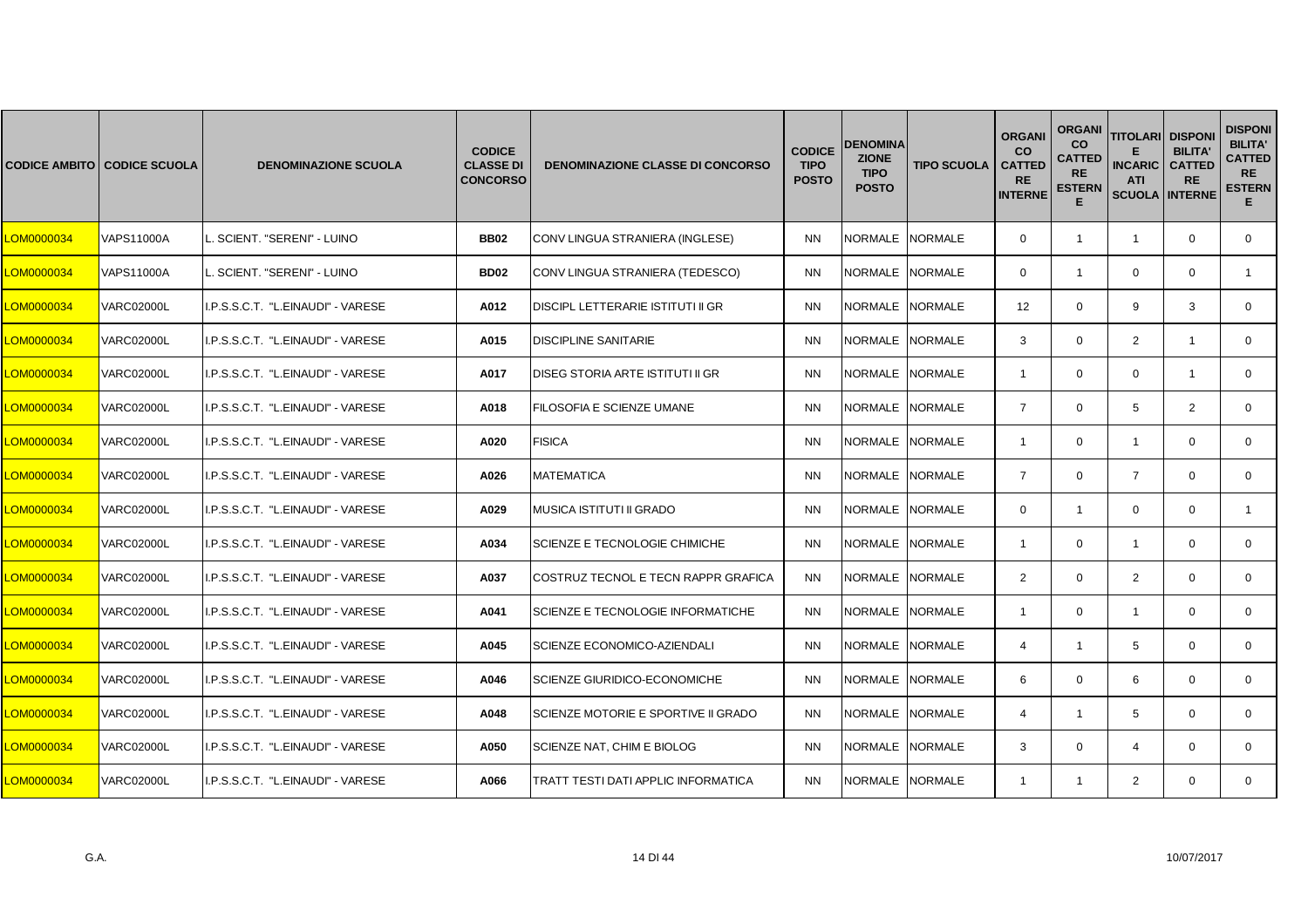| CODICE AMBITO | CODICE SCUOLA | DENOMINAZIONE SCUOLA | CODICE CLASSE DI CONCORSO | DENOMINAZIONE CLASSE DI CONCORSO | CODICE TIPO POSTO | DENOMINAZIONE TIPO POSTO | TIPO SCUOLA | ORGANICO CATTEDRE INTERNE | ORGANICO CATTEDRE ESTERNE | TITOLARI E INCARICATI SCUOLA | DISPONIBILITA' CATTEDRE INTERNE | DISPONIBILITA' CATTEDRE ESTERNE |
|---|---|---|---|---|---|---|---|---|---|---|---|---|
| LOM0000034 | VAPS11000A | L. SCIENT. "SERENI" - LUINO | BB02 | CONV LINGUA STRANIERA (INGLESE) | NN | NORMALE | NORMALE | 0 | 1 | 1 | 0 | 0 |
| LOM0000034 | VAPS11000A | L. SCIENT. "SERENI" - LUINO | BD02 | CONV LINGUA STRANIERA (TEDESCO) | NN | NORMALE | NORMALE | 0 | 1 | 0 | 0 | 1 |
| LOM0000034 | VARC02000L | I.P.S.S.C.T. "L.EINAUDI" - VARESE | A012 | DISCIPL LETTERARIE ISTITUTI II GR | NN | NORMALE | NORMALE | 12 | 0 | 9 | 3 | 0 |
| LOM0000034 | VARC02000L | I.P.S.S.C.T. "L.EINAUDI" - VARESE | A015 | DISCIPLINE SANITARIE | NN | NORMALE | NORMALE | 3 | 0 | 2 | 1 | 0 |
| LOM0000034 | VARC02000L | I.P.S.S.C.T. "L.EINAUDI" - VARESE | A017 | DISEG STORIA ARTE ISTITUTI II GR | NN | NORMALE | NORMALE | 1 | 0 | 0 | 1 | 0 |
| LOM0000034 | VARC02000L | I.P.S.S.C.T. "L.EINAUDI" - VARESE | A018 | FILOSOFIA E SCIENZE UMANE | NN | NORMALE | NORMALE | 7 | 0 | 5 | 2 | 0 |
| LOM0000034 | VARC02000L | I.P.S.S.C.T. "L.EINAUDI" - VARESE | A020 | FISICA | NN | NORMALE | NORMALE | 1 | 0 | 1 | 0 | 0 |
| LOM0000034 | VARC02000L | I.P.S.S.C.T. "L.EINAUDI" - VARESE | A026 | MATEMATICA | NN | NORMALE | NORMALE | 7 | 0 | 7 | 0 | 0 |
| LOM0000034 | VARC02000L | I.P.S.S.C.T. "L.EINAUDI" - VARESE | A029 | MUSICA ISTITUTI II GRADO | NN | NORMALE | NORMALE | 0 | 1 | 0 | 0 | 1 |
| LOM0000034 | VARC02000L | I.P.S.S.C.T. "L.EINAUDI" - VARESE | A034 | SCIENZE E TECNOLOGIE CHIMICHE | NN | NORMALE | NORMALE | 1 | 0 | 1 | 0 | 0 |
| LOM0000034 | VARC02000L | I.P.S.S.C.T. "L.EINAUDI" - VARESE | A037 | COSTRUZ TECNOL E TECN RAPPR GRAFICA | NN | NORMALE | NORMALE | 2 | 0 | 2 | 0 | 0 |
| LOM0000034 | VARC02000L | I.P.S.S.C.T. "L.EINAUDI" - VARESE | A041 | SCIENZE E TECNOLOGIE INFORMATICHE | NN | NORMALE | NORMALE | 1 | 0 | 1 | 0 | 0 |
| LOM0000034 | VARC02000L | I.P.S.S.C.T. "L.EINAUDI" - VARESE | A045 | SCIENZE ECONOMICO-AZIENDALI | NN | NORMALE | NORMALE | 4 | 1 | 5 | 0 | 0 |
| LOM0000034 | VARC02000L | I.P.S.S.C.T. "L.EINAUDI" - VARESE | A046 | SCIENZE GIURIDICO-ECONOMICHE | NN | NORMALE | NORMALE | 6 | 0 | 6 | 0 | 0 |
| LOM0000034 | VARC02000L | I.P.S.S.C.T. "L.EINAUDI" - VARESE | A048 | SCIENZE MOTORIE E SPORTIVE II GRADO | NN | NORMALE | NORMALE | 4 | 1 | 5 | 0 | 0 |
| LOM0000034 | VARC02000L | I.P.S.S.C.T. "L.EINAUDI" - VARESE | A050 | SCIENZE NAT, CHIM E BIOLOG | NN | NORMALE | NORMALE | 3 | 0 | 4 | 0 | 0 |
| LOM0000034 | VARC02000L | I.P.S.S.C.T. "L.EINAUDI" - VARESE | A066 | TRATT TESTI DATI APPLIC INFORMATICA | NN | NORMALE | NORMALE | 1 | 1 | 2 | 0 | 0 |

G.A. 10/07/2017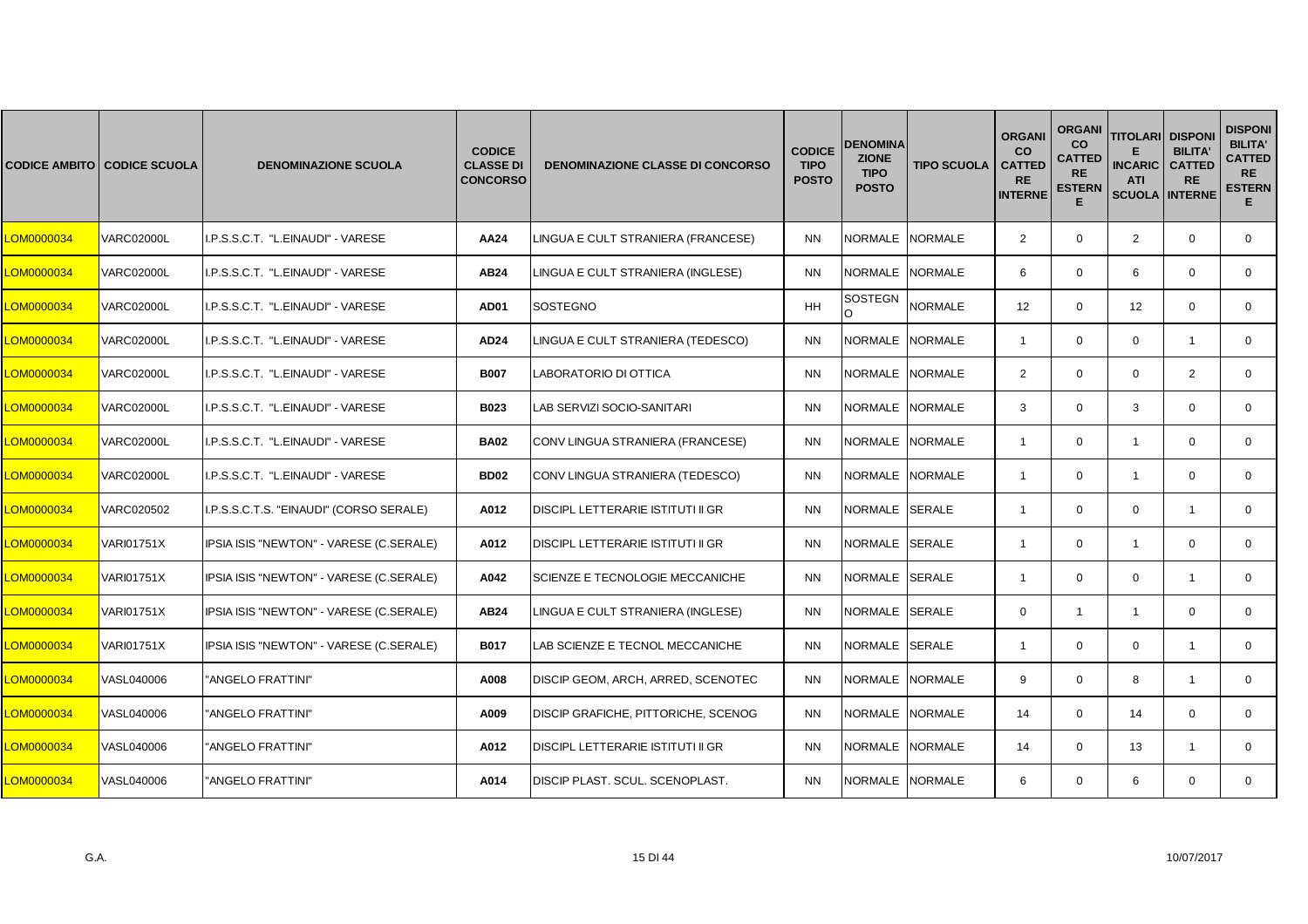| CODICE AMBITO | CODICE SCUOLA | DENOMINAZIONE SCUOLA | CODICE CLASSE DI CONCORSO | DENOMINAZIONE CLASSE DI CONCORSO | CODICE TIPO POSTO | DENOMINAZIONE TIPO POSTO | TIPO SCUOLA | ORGANICO CATTEDRE INTERNE | ORGANICO CATTEDRE ESTERNE | TITOLARI E INCARICATI SCUOLA | DISPONIBILITA' CATTEDRE INTERNE | DISPONIBILITA' CATTEDRE ESTERNE |
|---|---|---|---|---|---|---|---|---|---|---|---|---|
| LOM0000034 | VARC02000L | I.P.S.S.C.T. "L.EINAUDI" - VARESE | AA24 | LINGUA E CULT STRANIERA (FRANCESE) | NN | NORMALE | NORMALE | 2 | 0 | 2 | 0 | 0 |
| LOM0000034 | VARC02000L | I.P.S.S.C.T. "L.EINAUDI" - VARESE | AB24 | LINGUA E CULT STRANIERA (INGLESE) | NN | NORMALE | NORMALE | 6 | 0 | 6 | 0 | 0 |
| LOM0000034 | VARC02000L | I.P.S.S.C.T. "L.EINAUDI" - VARESE | AD01 | SOSTEGNO | HH | SOSTEGNO | NORMALE | 12 | 0 | 12 | 0 | 0 |
| LOM0000034 | VARC02000L | I.P.S.S.C.T. "L.EINAUDI" - VARESE | AD24 | LINGUA E CULT STRANIERA (TEDESCO) | NN | NORMALE | NORMALE | 1 | 0 | 0 | 1 | 0 |
| LOM0000034 | VARC02000L | I.P.S.S.C.T. "L.EINAUDI" - VARESE | B007 | LABORATORIO DI OTTICA | NN | NORMALE | NORMALE | 2 | 0 | 0 | 2 | 0 |
| LOM0000034 | VARC02000L | I.P.S.S.C.T. "L.EINAUDI" - VARESE | B023 | LAB SERVIZI SOCIO-SANITARI | NN | NORMALE | NORMALE | 3 | 0 | 3 | 0 | 0 |
| LOM0000034 | VARC02000L | I.P.S.S.C.T. "L.EINAUDI" - VARESE | BA02 | CONV LINGUA STRANIERA (FRANCESE) | NN | NORMALE | NORMALE | 1 | 0 | 1 | 0 | 0 |
| LOM0000034 | VARC02000L | I.P.S.S.C.T. "L.EINAUDI" - VARESE | BD02 | CONV LINGUA STRANIERA (TEDESCO) | NN | NORMALE | NORMALE | 1 | 0 | 1 | 0 | 0 |
| LOM0000034 | VARC020502 | I.P.S.S.C.T.S. "EINAUDI" (CORSO SERALE) | A012 | DISCIPL LETTERARIE ISTITUTI II GR | NN | NORMALE | SERALE | 1 | 0 | 0 | 1 | 0 |
| LOM0000034 | VARI01751X | IPSIA ISIS "NEWTON" - VARESE (C.SERALE) | A012 | DISCIPL LETTERARIE ISTITUTI II GR | NN | NORMALE | SERALE | 1 | 0 | 1 | 0 | 0 |
| LOM0000034 | VARI01751X | IPSIA ISIS "NEWTON" - VARESE (C.SERALE) | A042 | SCIENZE E TECNOLOGIE MECCANICHE | NN | NORMALE | SERALE | 1 | 0 | 0 | 1 | 0 |
| LOM0000034 | VARI01751X | IPSIA ISIS "NEWTON" - VARESE (C.SERALE) | AB24 | LINGUA E CULT STRANIERA (INGLESE) | NN | NORMALE | SERALE | 0 | 1 | 1 | 0 | 0 |
| LOM0000034 | VARI01751X | IPSIA ISIS "NEWTON" - VARESE (C.SERALE) | B017 | LAB SCIENZE E TECNOL MECCANICHE | NN | NORMALE | SERALE | 1 | 0 | 0 | 1 | 0 |
| LOM0000034 | VASL040006 | "ANGELO FRATTINI" | A008 | DISCIP GEOM, ARCH, ARRED, SCENOTEC | NN | NORMALE | NORMALE | 9 | 0 | 8 | 1 | 0 |
| LOM0000034 | VASL040006 | "ANGELO FRATTINI" | A009 | DISCIP GRAFICHE, PITTORICHE, SCENOG | NN | NORMALE | NORMALE | 14 | 0 | 14 | 0 | 0 |
| LOM0000034 | VASL040006 | "ANGELO FRATTINI" | A012 | DISCIPL LETTERARIE ISTITUTI II GR | NN | NORMALE | NORMALE | 14 | 0 | 13 | 1 | 0 |
| LOM0000034 | VASL040006 | "ANGELO FRATTINI" | A014 | DISCIP PLAST. SCUL. SCENOPLAST. | NN | NORMALE | NORMALE | 6 | 0 | 6 | 0 | 0 |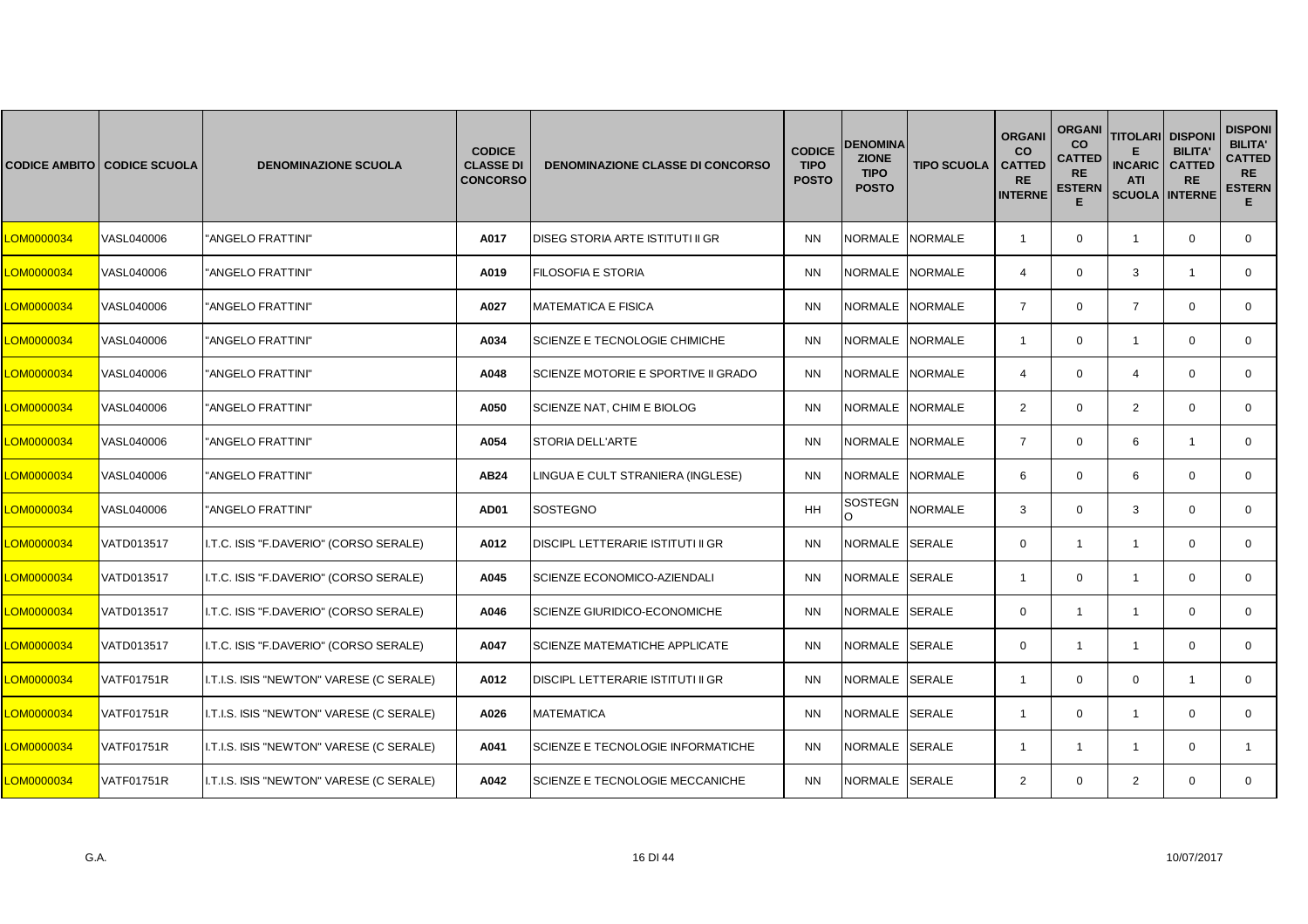| CODICE AMBITO | CODICE SCUOLA | DENOMINAZIONE SCUOLA | CODICE CLASSE DI CONCORSO | DENOMINAZIONE CLASSE DI CONCORSO | CODICE TIPO POSTO | DENOMINAZIONE TIPO POSTO | TIPO SCUOLA | ORGANICO CATTEDRE INTERNE | ORGANICO CATTEDRE ESTERNE | TITOLARI E INCARICATI SCUOLA | DISPONIBILITA' CATTEDRE INTERNE | DISPONIBILITA' CATTEDRE ESTERNE |
|---|---|---|---|---|---|---|---|---|---|---|---|---|
| LOM0000034 | VASL040006 | "ANGELO FRATTINI" | A017 | DISEG STORIA ARTE ISTITUTI II GR | NN | NORMALE | NORMALE | 1 | 0 | 1 | 0 | 0 |
| LOM0000034 | VASL040006 | "ANGELO FRATTINI" | A019 | FILOSOFIA E STORIA | NN | NORMALE | NORMALE | 4 | 0 | 3 | 1 | 0 |
| LOM0000034 | VASL040006 | "ANGELO FRATTINI" | A027 | MATEMATICA E FISICA | NN | NORMALE | NORMALE | 7 | 0 | 7 | 0 | 0 |
| LOM0000034 | VASL040006 | "ANGELO FRATTINI" | A034 | SCIENZE E TECNOLOGIE CHIMICHE | NN | NORMALE | NORMALE | 1 | 0 | 1 | 0 | 0 |
| LOM0000034 | VASL040006 | "ANGELO FRATTINI" | A048 | SCIENZE MOTORIE E SPORTIVE II GRADO | NN | NORMALE | NORMALE | 4 | 0 | 4 | 0 | 0 |
| LOM0000034 | VASL040006 | "ANGELO FRATTINI" | A050 | SCIENZE NAT, CHIM E BIOLOG | NN | NORMALE | NORMALE | 2 | 0 | 2 | 0 | 0 |
| LOM0000034 | VASL040006 | "ANGELO FRATTINI" | A054 | STORIA DELL'ARTE | NN | NORMALE | NORMALE | 7 | 0 | 6 | 1 | 0 |
| LOM0000034 | VASL040006 | "ANGELO FRATTINI" | AB24 | LINGUA E CULT STRANIERA (INGLESE) | NN | NORMALE | NORMALE | 6 | 0 | 6 | 0 | 0 |
| LOM0000034 | VASL040006 | "ANGELO FRATTINI" | AD01 | SOSTEGNO | HH | SOSTEGNO | NORMALE | 3 | 0 | 3 | 0 | 0 |
| LOM0000034 | VATD013517 | I.T.C. ISIS "F.DAVERIO" (CORSO SERALE) | A012 | DISCIPL LETTERARIE ISTITUTI II GR | NN | NORMALE | SERALE | 0 | 1 | 1 | 0 | 0 |
| LOM0000034 | VATD013517 | I.T.C. ISIS "F.DAVERIO" (CORSO SERALE) | A045 | SCIENZE ECONOMICO-AZIENDALI | NN | NORMALE | SERALE | 1 | 0 | 1 | 0 | 0 |
| LOM0000034 | VATD013517 | I.T.C. ISIS "F.DAVERIO" (CORSO SERALE) | A046 | SCIENZE GIURIDICO-ECONOMICHE | NN | NORMALE | SERALE | 0 | 1 | 1 | 0 | 0 |
| LOM0000034 | VATD013517 | I.T.C. ISIS "F.DAVERIO" (CORSO SERALE) | A047 | SCIENZE MATEMATICHE APPLICATE | NN | NORMALE | SERALE | 0 | 1 | 1 | 0 | 0 |
| LOM0000034 | VATF01751R | I.T.I.S. ISIS "NEWTON" VARESE (C SERALE) | A012 | DISCIPL LETTERARIE ISTITUTI II GR | NN | NORMALE | SERALE | 1 | 0 | 0 | 1 | 0 |
| LOM0000034 | VATF01751R | I.T.I.S. ISIS "NEWTON" VARESE (C SERALE) | A026 | MATEMATICA | NN | NORMALE | SERALE | 1 | 0 | 1 | 0 | 0 |
| LOM0000034 | VATF01751R | I.T.I.S. ISIS "NEWTON" VARESE (C SERALE) | A041 | SCIENZE E TECNOLOGIE INFORMATICHE | NN | NORMALE | SERALE | 1 | 1 | 1 | 0 | 1 |
| LOM0000034 | VATF01751R | I.T.I.S. ISIS "NEWTON" VARESE (C SERALE) | A042 | SCIENZE E TECNOLOGIE MECCANICHE | NN | NORMALE | SERALE | 2 | 0 | 2 | 0 | 0 |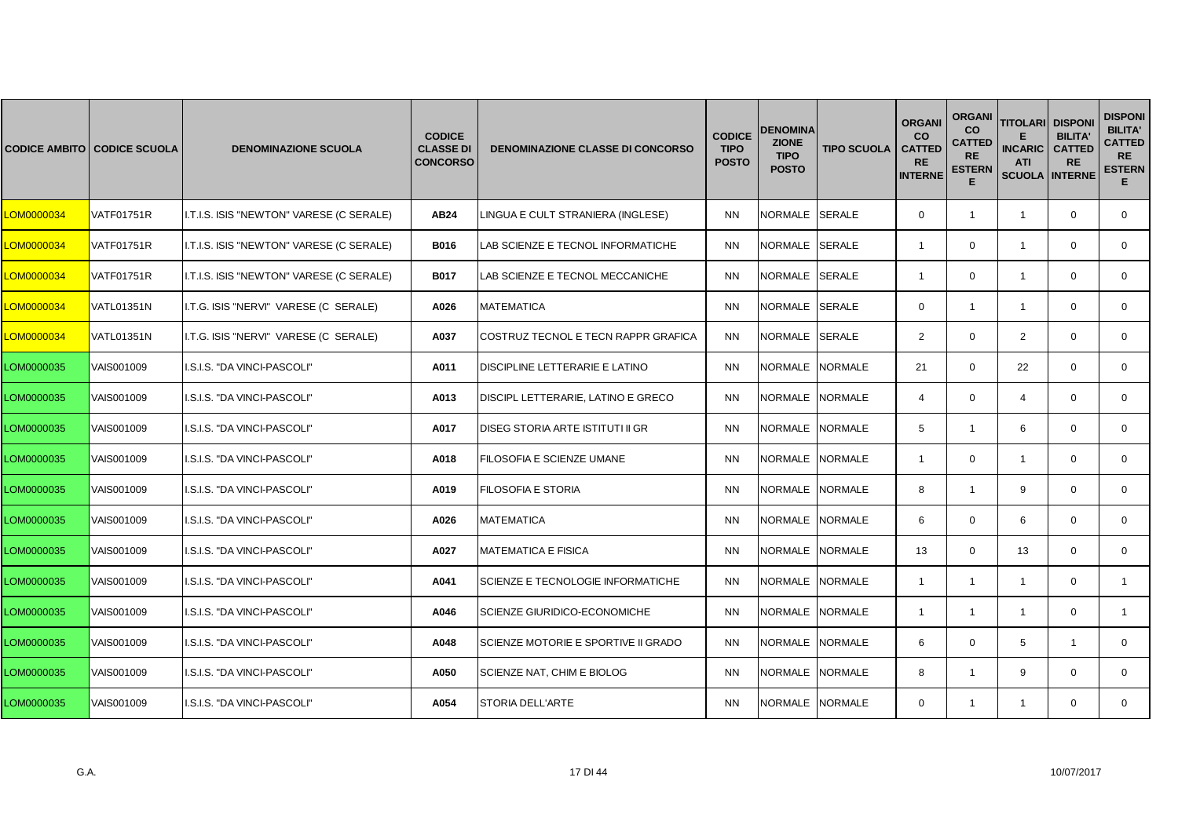| CODICE AMBITO | CODICE SCUOLA | DENOMINAZIONE SCUOLA | CODICE CLASSE DI CONCORSO | DENOMINAZIONE CLASSE DI CONCORSO | CODICE TIPO POSTO | DENOMINAZIONE TIPO POSTO | TIPO SCUOLA | ORGANICO CATTEDRE INTERNE | ORGANICO CATTEDRE ESTERNE | TITOLARE INCARICATI SCUOLA | DISPONIBILITA' CATTEDRE INTERNE | DISPONIBILITA' CATTEDRE ESTERNE |
|---|---|---|---|---|---|---|---|---|---|---|---|---|
| LOM0000034 | VATF01751R | I.T.I.S. ISIS "NEWTON" VARESE (C SERALE) | AB24 | LINGUA E CULT STRANIERA (INGLESE) | NN | NORMALE | SERALE | 0 | 1 | 1 | 0 | 0 |
| LOM0000034 | VATF01751R | I.T.I.S. ISIS "NEWTON" VARESE (C SERALE) | B016 | LAB SCIENZE E TECNOL INFORMATICHE | NN | NORMALE | SERALE | 1 | 0 | 1 | 0 | 0 |
| LOM0000034 | VATF01751R | I.T.I.S. ISIS "NEWTON" VARESE (C SERALE) | B017 | LAB SCIENZE E TECNOL MECCANICHE | NN | NORMALE | SERALE | 1 | 0 | 1 | 0 | 0 |
| LOM0000034 | VATL01351N | I.T.G. ISIS "NERVI" VARESE (C SERALE) | A026 | MATEMATICA | NN | NORMALE | SERALE | 0 | 1 | 1 | 0 | 0 |
| LOM0000034 | VATL01351N | I.T.G. ISIS "NERVI" VARESE (C SERALE) | A037 | COSTRUZ TECNOL E TECN RAPPR GRAFICA | NN | NORMALE | SERALE | 2 | 0 | 2 | 0 | 0 |
| LOM0000035 | VAIS001009 | I.S.I.S. "DA VINCI-PASCOLI" | A011 | DISCIPLINE LETTERARIE E LATINO | NN | NORMALE | NORMALE | 21 | 0 | 22 | 0 | 0 |
| LOM0000035 | VAIS001009 | I.S.I.S. "DA VINCI-PASCOLI" | A013 | DISCIPL LETTERARIE, LATINO E GRECO | NN | NORMALE | NORMALE | 4 | 0 | 4 | 0 | 0 |
| LOM0000035 | VAIS001009 | I.S.I.S. "DA VINCI-PASCOLI" | A017 | DISEG STORIA ARTE ISTITUTI II GR | NN | NORMALE | NORMALE | 5 | 1 | 6 | 0 | 0 |
| LOM0000035 | VAIS001009 | I.S.I.S. "DA VINCI-PASCOLI" | A018 | FILOSOFIA E SCIENZE UMANE | NN | NORMALE | NORMALE | 1 | 0 | 1 | 0 | 0 |
| LOM0000035 | VAIS001009 | I.S.I.S. "DA VINCI-PASCOLI" | A019 | FILOSOFIA E STORIA | NN | NORMALE | NORMALE | 8 | 1 | 9 | 0 | 0 |
| LOM0000035 | VAIS001009 | I.S.I.S. "DA VINCI-PASCOLI" | A026 | MATEMATICA | NN | NORMALE | NORMALE | 6 | 0 | 6 | 0 | 0 |
| LOM0000035 | VAIS001009 | I.S.I.S. "DA VINCI-PASCOLI" | A027 | MATEMATICA E FISICA | NN | NORMALE | NORMALE | 13 | 0 | 13 | 0 | 0 |
| LOM0000035 | VAIS001009 | I.S.I.S. "DA VINCI-PASCOLI" | A041 | SCIENZE E TECNOLOGIE INFORMATICHE | NN | NORMALE | NORMALE | 1 | 1 | 1 | 0 | 1 |
| LOM0000035 | VAIS001009 | I.S.I.S. "DA VINCI-PASCOLI" | A046 | SCIENZE GIURIDICO-ECONOMICHE | NN | NORMALE | NORMALE | 1 | 1 | 1 | 0 | 1 |
| LOM0000035 | VAIS001009 | I.S.I.S. "DA VINCI-PASCOLI" | A048 | SCIENZE MOTORIE E SPORTIVE II GRADO | NN | NORMALE | NORMALE | 6 | 0 | 5 | 1 | 0 |
| LOM0000035 | VAIS001009 | I.S.I.S. "DA VINCI-PASCOLI" | A050 | SCIENZE NAT, CHIM E BIOLOG | NN | NORMALE | NORMALE | 8 | 1 | 9 | 0 | 0 |
| LOM0000035 | VAIS001009 | I.S.I.S. "DA VINCI-PASCOLI" | A054 | STORIA DELL'ARTE | NN | NORMALE | NORMALE | 0 | 1 | 1 | 0 | 0 |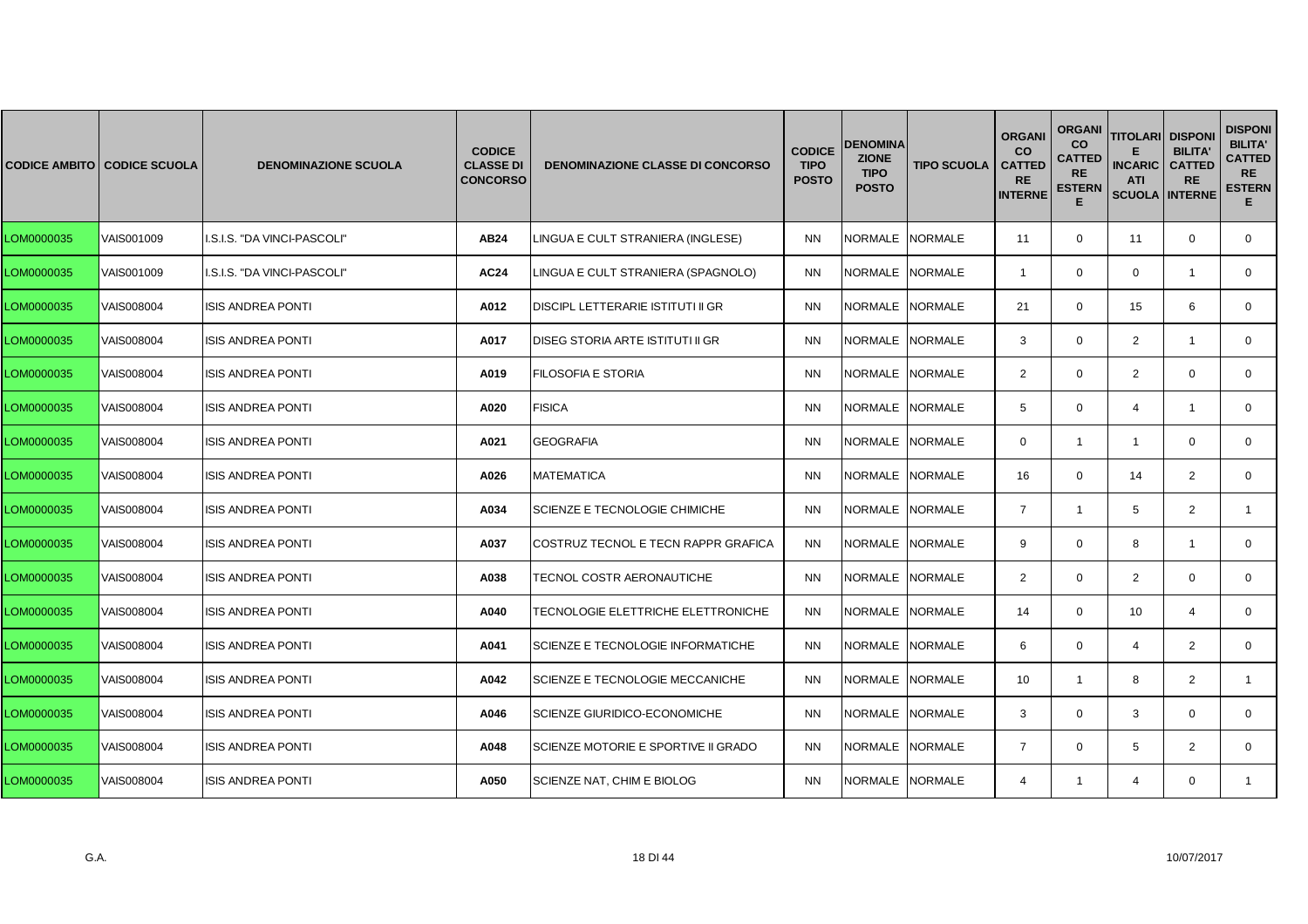| CODICE AMBITO | CODICE SCUOLA | DENOMINAZIONE SCUOLA | CODICE CLASSE DI CONCORSO | DENOMINAZIONE CLASSE DI CONCORSO | CODICE TIPO POSTO | DENOMINAZIONE TIPO POSTO | TIPO SCUOLA | ORGANICO CATTEDRE INTERNE | ORGANICO CATTEDRE ESTERNE | TITOLARI E INCARICATI SCUOLA | DISPONIBILITA' CATTEDRE INTERNE | DISPONIBILITA' CATTEDRE ESTERNE |
|---|---|---|---|---|---|---|---|---|---|---|---|---|
| LOM0000035 | VAIS001009 | I.S.I.S. "DA VINCI-PASCOLI" | AB24 | LINGUA E CULT STRANIERA (INGLESE) | NN | NORMALE | NORMALE | 11 | 0 | 11 | 0 | 0 |
| LOM0000035 | VAIS001009 | I.S.I.S. "DA VINCI-PASCOLI" | AC24 | LINGUA E CULT STRANIERA (SPAGNOLO) | NN | NORMALE | NORMALE | 1 | 0 | 0 | 1 | 0 |
| LOM0000035 | VAIS008004 | ISIS ANDREA PONTI | A012 | DISCIPL LETTERARIE ISTITUTI II GR | NN | NORMALE | NORMALE | 21 | 0 | 15 | 6 | 0 |
| LOM0000035 | VAIS008004 | ISIS ANDREA PONTI | A017 | DISEG STORIA ARTE ISTITUTI II GR | NN | NORMALE | NORMALE | 3 | 0 | 2 | 1 | 0 |
| LOM0000035 | VAIS008004 | ISIS ANDREA PONTI | A019 | FILOSOFIA E STORIA | NN | NORMALE | NORMALE | 2 | 0 | 2 | 0 | 0 |
| LOM0000035 | VAIS008004 | ISIS ANDREA PONTI | A020 | FISICA | NN | NORMALE | NORMALE | 5 | 0 | 4 | 1 | 0 |
| LOM0000035 | VAIS008004 | ISIS ANDREA PONTI | A021 | GEOGRAFIA | NN | NORMALE | NORMALE | 0 | 1 | 1 | 0 | 0 |
| LOM0000035 | VAIS008004 | ISIS ANDREA PONTI | A026 | MATEMATICA | NN | NORMALE | NORMALE | 16 | 0 | 14 | 2 | 0 |
| LOM0000035 | VAIS008004 | ISIS ANDREA PONTI | A034 | SCIENZE E TECNOLOGIE CHIMICHE | NN | NORMALE | NORMALE | 7 | 1 | 5 | 2 | 1 |
| LOM0000035 | VAIS008004 | ISIS ANDREA PONTI | A037 | COSTRUZ TECNOL E TECN RAPPR GRAFICA | NN | NORMALE | NORMALE | 9 | 0 | 8 | 1 | 0 |
| LOM0000035 | VAIS008004 | ISIS ANDREA PONTI | A038 | TECNOL COSTR AERONAUTICHE | NN | NORMALE | NORMALE | 2 | 0 | 2 | 0 | 0 |
| LOM0000035 | VAIS008004 | ISIS ANDREA PONTI | A040 | TECNOLOGIE ELETTRICHE ELETTRONICHE | NN | NORMALE | NORMALE | 14 | 0 | 10 | 4 | 0 |
| LOM0000035 | VAIS008004 | ISIS ANDREA PONTI | A041 | SCIENZE E TECNOLOGIE INFORMATICHE | NN | NORMALE | NORMALE | 6 | 0 | 4 | 2 | 0 |
| LOM0000035 | VAIS008004 | ISIS ANDREA PONTI | A042 | SCIENZE E TECNOLOGIE MECCANICHE | NN | NORMALE | NORMALE | 10 | 1 | 8 | 2 | 1 |
| LOM0000035 | VAIS008004 | ISIS ANDREA PONTI | A046 | SCIENZE GIURIDICO-ECONOMICHE | NN | NORMALE | NORMALE | 3 | 0 | 3 | 0 | 0 |
| LOM0000035 | VAIS008004 | ISIS ANDREA PONTI | A048 | SCIENZE MOTORIE E SPORTIVE II GRADO | NN | NORMALE | NORMALE | 7 | 0 | 5 | 2 | 0 |
| LOM0000035 | VAIS008004 | ISIS ANDREA PONTI | A050 | SCIENZE NAT, CHIM E BIOLOG | NN | NORMALE | NORMALE | 4 | 1 | 4 | 0 | 1 |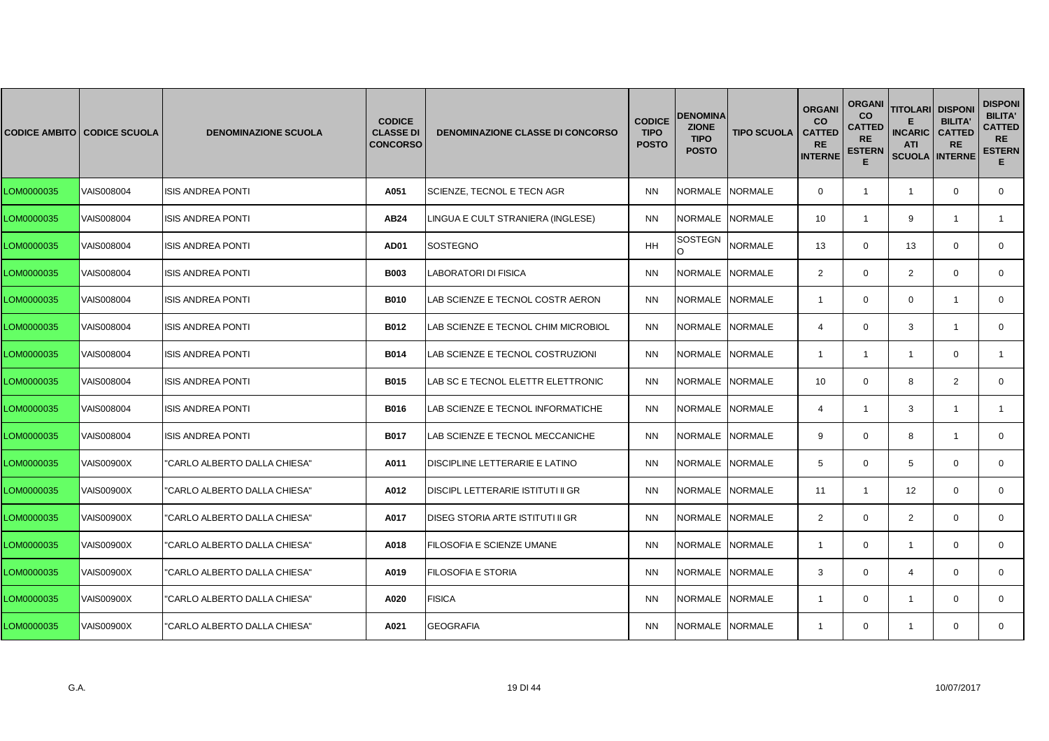| CODICE AMBITO | CODICE SCUOLA | DENOMINAZIONE SCUOLA | CODICE CLASSE DI CONCORSO | DENOMINAZIONE CLASSE DI CONCORSO | CODICE TIPO POSTO | DENOMINAZIONE TIPO POSTO | TIPO SCUOLA | ORGANICO CATTEDRE INTERNE | ORGANICO CATTEDRE ESTERNE | TITOLARI E INCARICATI SCUOLA | DISPONIBILITA' CATTEDRE INTERNE | DISPONIBILITA' CATTEDRE ESTERNE |
|---|---|---|---|---|---|---|---|---|---|---|---|---|
| LOM0000035 | VAIS008004 | ISIS ANDREA PONTI | A051 | SCIENZE, TECNOL E TECN AGR | NN | NORMALE | NORMALE | 0 | 1 | 1 | 0 | 0 |
| LOM0000035 | VAIS008004 | ISIS ANDREA PONTI | AB24 | LINGUA E CULT STRANIERA (INGLESE) | NN | NORMALE | NORMALE | 10 | 1 | 9 | 1 | 1 |
| LOM0000035 | VAIS008004 | ISIS ANDREA PONTI | AD01 | SOSTEGNO | HH | SOSTEGNO | NORMALE | 13 | 0 | 13 | 0 | 0 |
| LOM0000035 | VAIS008004 | ISIS ANDREA PONTI | B003 | LABORATORI DI FISICA | NN | NORMALE | NORMALE | 2 | 0 | 2 | 0 | 0 |
| LOM0000035 | VAIS008004 | ISIS ANDREA PONTI | B010 | LAB SCIENZE E TECNOL COSTR AERON | NN | NORMALE | NORMALE | 1 | 0 | 0 | 1 | 0 |
| LOM0000035 | VAIS008004 | ISIS ANDREA PONTI | B012 | LAB SCIENZE E TECNOL CHIM MICROBIOL | NN | NORMALE | NORMALE | 4 | 0 | 3 | 1 | 0 |
| LOM0000035 | VAIS008004 | ISIS ANDREA PONTI | B014 | LAB SCIENZE E TECNOL COSTRUZIONI | NN | NORMALE | NORMALE | 1 | 1 | 1 | 0 | 1 |
| LOM0000035 | VAIS008004 | ISIS ANDREA PONTI | B015 | LAB SC E TECNOL ELETTR ELETTRONIC | NN | NORMALE | NORMALE | 10 | 0 | 8 | 2 | 0 |
| LOM0000035 | VAIS008004 | ISIS ANDREA PONTI | B016 | LAB SCIENZE E TECNOL INFORMATICHE | NN | NORMALE | NORMALE | 4 | 1 | 3 | 1 | 1 |
| LOM0000035 | VAIS008004 | ISIS ANDREA PONTI | B017 | LAB SCIENZE E TECNOL MECCANICHE | NN | NORMALE | NORMALE | 9 | 0 | 8 | 1 | 0 |
| LOM0000035 | VAIS00900X | "CARLO ALBERTO DALLA CHIESA" | A011 | DISCIPLINE LETTERARIE E LATINO | NN | NORMALE | NORMALE | 5 | 0 | 5 | 0 | 0 |
| LOM0000035 | VAIS00900X | "CARLO ALBERTO DALLA CHIESA" | A012 | DISCIPL LETTERARIE ISTITUTI II GR | NN | NORMALE | NORMALE | 11 | 1 | 12 | 0 | 0 |
| LOM0000035 | VAIS00900X | "CARLO ALBERTO DALLA CHIESA" | A017 | DISEG STORIA ARTE ISTITUTI II GR | NN | NORMALE | NORMALE | 2 | 0 | 2 | 0 | 0 |
| LOM0000035 | VAIS00900X | "CARLO ALBERTO DALLA CHIESA" | A018 | FILOSOFIA E SCIENZE UMANE | NN | NORMALE | NORMALE | 1 | 0 | 1 | 0 | 0 |
| LOM0000035 | VAIS00900X | "CARLO ALBERTO DALLA CHIESA" | A019 | FILOSOFIA E STORIA | NN | NORMALE | NORMALE | 3 | 0 | 4 | 0 | 0 |
| LOM0000035 | VAIS00900X | "CARLO ALBERTO DALLA CHIESA" | A020 | FISICA | NN | NORMALE | NORMALE | 1 | 0 | 1 | 0 | 0 |
| LOM0000035 | VAIS00900X | "CARLO ALBERTO DALLA CHIESA" | A021 | GEOGRAFIA | NN | NORMALE | NORMALE | 1 | 0 | 1 | 0 | 0 |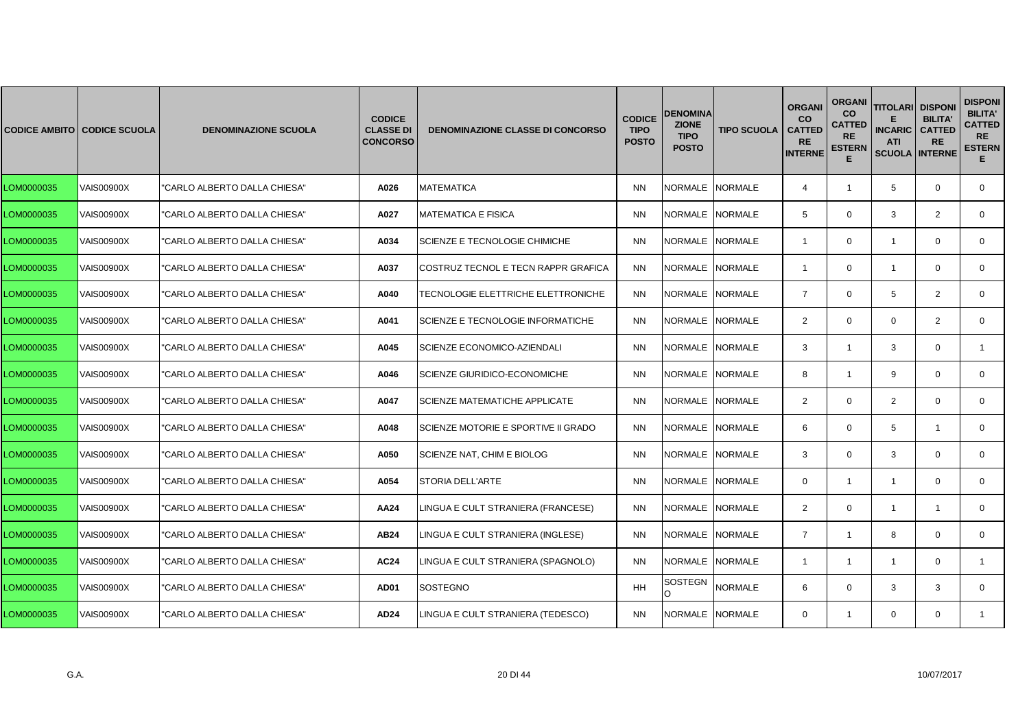| CODICE AMBITO | CODICE SCUOLA | DENOMINAZIONE SCUOLA | CODICE CLASSE DI CONCORSO | DENOMINAZIONE CLASSE DI CONCORSO | CODICE TIPO POSTO | DENOMINAZIONE TIPO POSTO | TIPO SCUOLA | ORGANICO CATTEDRE INTERNE | ORGANICO CATTEDRE ESTERNE | TITOLARI E INCARICATI SCUOLA | DISPONIBILITA' CATTEDRE INTERNE | DISPONIBILITA' CATTEDRE ESTERNE |
|---|---|---|---|---|---|---|---|---|---|---|---|---|
| LOM0000035 | VAIS00900X | "CARLO ALBERTO DALLA CHIESA" | A026 | MATEMATICA | NN | NORMALE | NORMALE | 4 | 1 | 5 | 0 | 0 |
| LOM0000035 | VAIS00900X | "CARLO ALBERTO DALLA CHIESA" | A027 | MATEMATICA E FISICA | NN | NORMALE | NORMALE | 5 | 0 | 3 | 2 | 0 |
| LOM0000035 | VAIS00900X | "CARLO ALBERTO DALLA CHIESA" | A034 | SCIENZE E TECNOLOGIE CHIMICHE | NN | NORMALE | NORMALE | 1 | 0 | 1 | 0 | 0 |
| LOM0000035 | VAIS00900X | "CARLO ALBERTO DALLA CHIESA" | A037 | COSTRUZ TECNOL E TECN RAPPR GRAFICA | NN | NORMALE | NORMALE | 1 | 0 | 1 | 0 | 0 |
| LOM0000035 | VAIS00900X | "CARLO ALBERTO DALLA CHIESA" | A040 | TECNOLOGIE ELETTRICHE ELETTRONICHE | NN | NORMALE | NORMALE | 7 | 0 | 5 | 2 | 0 |
| LOM0000035 | VAIS00900X | "CARLO ALBERTO DALLA CHIESA" | A041 | SCIENZE E TECNOLOGIE INFORMATICHE | NN | NORMALE | NORMALE | 2 | 0 | 0 | 2 | 0 |
| LOM0000035 | VAIS00900X | "CARLO ALBERTO DALLA CHIESA" | A045 | SCIENZE ECONOMICO-AZIENDALI | NN | NORMALE | NORMALE | 3 | 1 | 3 | 0 | 1 |
| LOM0000035 | VAIS00900X | "CARLO ALBERTO DALLA CHIESA" | A046 | SCIENZE GIURIDICO-ECONOMICHE | NN | NORMALE | NORMALE | 8 | 1 | 9 | 0 | 0 |
| LOM0000035 | VAIS00900X | "CARLO ALBERTO DALLA CHIESA" | A047 | SCIENZE MATEMATICHE APPLICATE | NN | NORMALE | NORMALE | 2 | 0 | 2 | 0 | 0 |
| LOM0000035 | VAIS00900X | "CARLO ALBERTO DALLA CHIESA" | A048 | SCIENZE MOTORIE E SPORTIVE II GRADO | NN | NORMALE | NORMALE | 6 | 0 | 5 | 1 | 0 |
| LOM0000035 | VAIS00900X | "CARLO ALBERTO DALLA CHIESA" | A050 | SCIENZE NAT, CHIM E BIOLOG | NN | NORMALE | NORMALE | 3 | 0 | 3 | 0 | 0 |
| LOM0000035 | VAIS00900X | "CARLO ALBERTO DALLA CHIESA" | A054 | STORIA DELL'ARTE | NN | NORMALE | NORMALE | 0 | 1 | 1 | 0 | 0 |
| LOM0000035 | VAIS00900X | "CARLO ALBERTO DALLA CHIESA" | AA24 | LINGUA E CULT STRANIERA (FRANCESE) | NN | NORMALE | NORMALE | 2 | 0 | 1 | 1 | 0 |
| LOM0000035 | VAIS00900X | "CARLO ALBERTO DALLA CHIESA" | AB24 | LINGUA E CULT STRANIERA (INGLESE) | NN | NORMALE | NORMALE | 7 | 1 | 8 | 0 | 0 |
| LOM0000035 | VAIS00900X | "CARLO ALBERTO DALLA CHIESA" | AC24 | LINGUA E CULT STRANIERA (SPAGNOLO) | NN | NORMALE | NORMALE | 1 | 1 | 1 | 0 | 1 |
| LOM0000035 | VAIS00900X | "CARLO ALBERTO DALLA CHIESA" | AD01 | SOSTEGNO | HH | SOSTEGNO | NORMALE | 6 | 0 | 3 | 3 | 0 |
| LOM0000035 | VAIS00900X | "CARLO ALBERTO DALLA CHIESA" | AD24 | LINGUA E CULT STRANIERA (TEDESCO) | NN | NORMALE | NORMALE | 0 | 1 | 0 | 0 | 1 |

G.A. 10/07/2017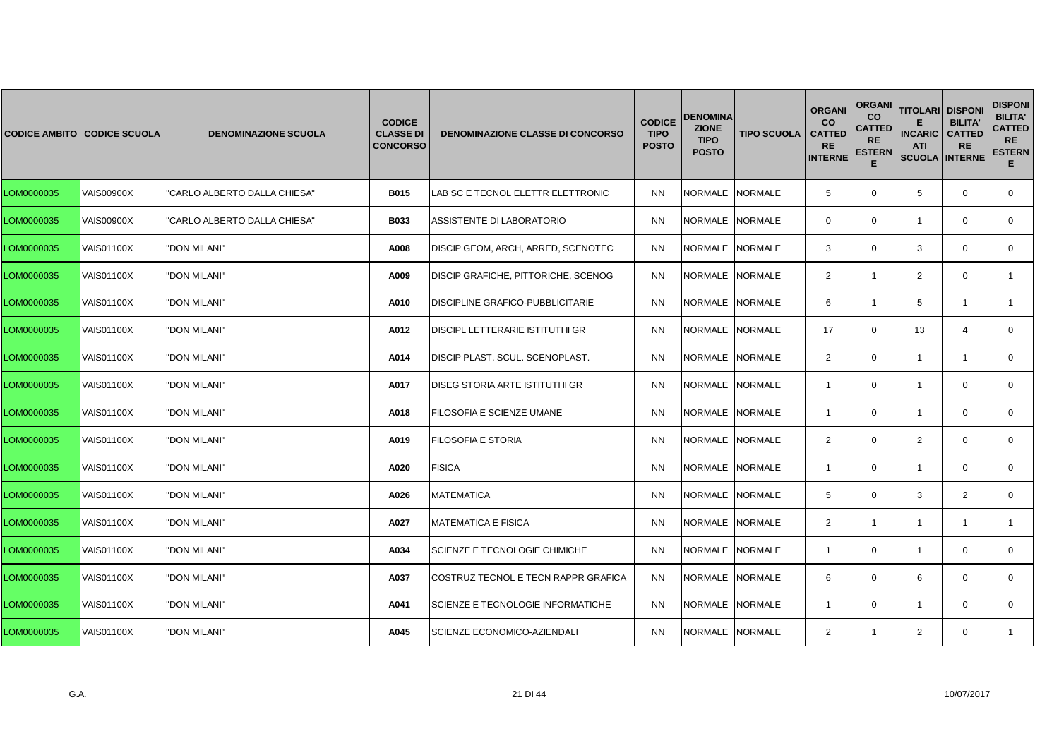| CODICE AMBITO | CODICE SCUOLA | DENOMINAZIONE SCUOLA | CODICE CLASSE DI CONCORSO | DENOMINAZIONE CLASSE DI CONCORSO | CODICE TIPO POSTO | DENOMINAZIONE TIPO POSTO | TIPO SCUOLA | ORGANICO CATTEDRE INTERNE | ORGANICO CATTEDRE ESTERNE | TITOLARI E INCARICATI SCUOLA | DISPONIBILITA' CATTEDRE INTERNE | DISPONIBILITA' CATTEDRE ESTERNE |
|---|---|---|---|---|---|---|---|---|---|---|---|---|
| LOM0000035 | VAIS00900X | "CARLO ALBERTO DALLA CHIESA" | B015 | LAB SC E TECNOL ELETTR ELETTRONIC | NN | NORMALE | NORMALE | 5 | 0 | 5 | 0 | 0 |
| LOM0000035 | VAIS00900X | "CARLO ALBERTO DALLA CHIESA" | B033 | ASSISTENTE DI LABORATORIO | NN | NORMALE | NORMALE | 0 | 0 | 1 | 0 | 0 |
| LOM0000035 | VAIS01100X | "DON MILANI" | A008 | DISCIP GEOM, ARCH, ARRED, SCENOTEC | NN | NORMALE | NORMALE | 3 | 0 | 3 | 0 | 0 |
| LOM0000035 | VAIS01100X | "DON MILANI" | A009 | DISCIP GRAFICHE, PITTORICHE, SCENOG | NN | NORMALE | NORMALE | 2 | 1 | 2 | 0 | 1 |
| LOM0000035 | VAIS01100X | "DON MILANI" | A010 | DISCIPLINE GRAFICO-PUBBLICITARIE | NN | NORMALE | NORMALE | 6 | 1 | 5 | 1 | 1 |
| LOM0000035 | VAIS01100X | "DON MILANI" | A012 | DISCIPL LETTERARIE ISTITUTI II GR | NN | NORMALE | NORMALE | 17 | 0 | 13 | 4 | 0 |
| LOM0000035 | VAIS01100X | "DON MILANI" | A014 | DISCIP PLAST. SCUL. SCENOPLAST. | NN | NORMALE | NORMALE | 2 | 0 | 1 | 1 | 0 |
| LOM0000035 | VAIS01100X | "DON MILANI" | A017 | DISEG STORIA ARTE ISTITUTI II GR | NN | NORMALE | NORMALE | 1 | 0 | 1 | 0 | 0 |
| LOM0000035 | VAIS01100X | "DON MILANI" | A018 | FILOSOFIA E SCIENZE UMANE | NN | NORMALE | NORMALE | 1 | 0 | 1 | 0 | 0 |
| LOM0000035 | VAIS01100X | "DON MILANI" | A019 | FILOSOFIA E STORIA | NN | NORMALE | NORMALE | 2 | 0 | 2 | 0 | 0 |
| LOM0000035 | VAIS01100X | "DON MILANI" | A020 | FISICA | NN | NORMALE | NORMALE | 1 | 0 | 1 | 0 | 0 |
| LOM0000035 | VAIS01100X | "DON MILANI" | A026 | MATEMATICA | NN | NORMALE | NORMALE | 5 | 0 | 3 | 2 | 0 |
| LOM0000035 | VAIS01100X | "DON MILANI" | A027 | MATEMATICA E FISICA | NN | NORMALE | NORMALE | 2 | 1 | 1 | 1 | 1 |
| LOM0000035 | VAIS01100X | "DON MILANI" | A034 | SCIENZE E TECNOLOGIE CHIMICHE | NN | NORMALE | NORMALE | 1 | 0 | 1 | 0 | 0 |
| LOM0000035 | VAIS01100X | "DON MILANI" | A037 | COSTRUZ TECNOL E TECN RAPPR GRAFICA | NN | NORMALE | NORMALE | 6 | 0 | 6 | 0 | 0 |
| LOM0000035 | VAIS01100X | "DON MILANI" | A041 | SCIENZE E TECNOLOGIE INFORMATICHE | NN | NORMALE | NORMALE | 1 | 0 | 1 | 0 | 0 |
| LOM0000035 | VAIS01100X | "DON MILANI" | A045 | SCIENZE ECONOMICO-AZIENDALI | NN | NORMALE | NORMALE | 2 | 1 | 2 | 0 | 1 |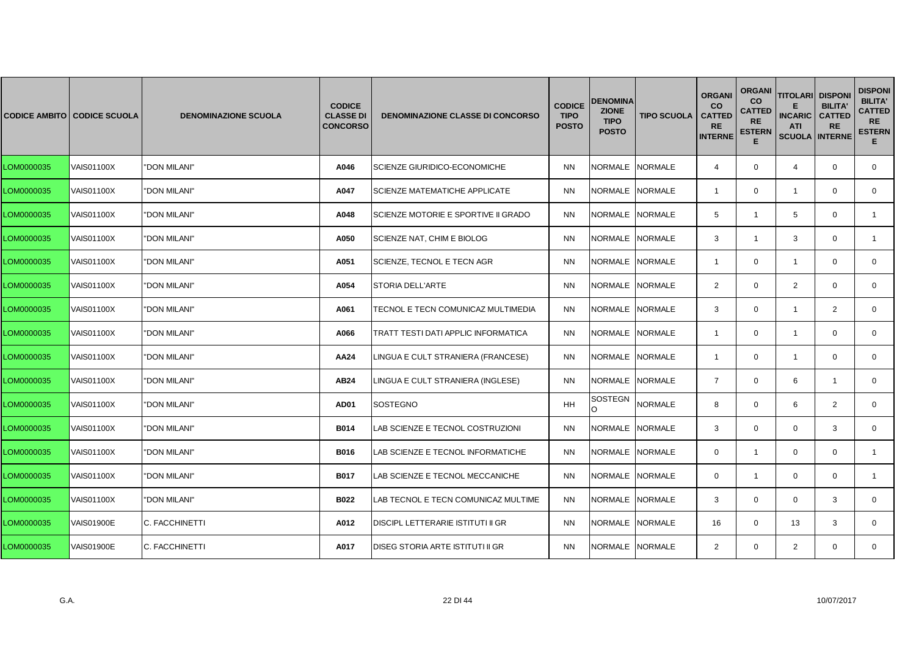| CODICE AMBITO | CODICE SCUOLA | DENOMINAZIONE SCUOLA | CODICE CLASSE DI CONCORSO | DENOMINAZIONE CLASSE DI CONCORSO | CODICE TIPO POSTO | DENOMINAZIONE TIPO POSTO | TIPO SCUOLA | ORGANICO CATTEDRE INTERNE | ORGANICO CATTEDRE ESTERNE | TITOLARI E INCARICATI SCUOLA | DISPONIBILITA' CATTEDRE INTERNE | DISPONIBILITA' CATTEDRE ESTERNE |
|---|---|---|---|---|---|---|---|---|---|---|---|---|
| LOM0000035 | VAIS01100X | "DON MILANI" | A046 | SCIENZE GIURIDICO-ECONOMICHE | NN | NORMALE | NORMALE | 4 | 0 | 4 | 0 | 0 |
| LOM0000035 | VAIS01100X | "DON MILANI" | A047 | SCIENZE MATEMATICHE APPLICATE | NN | NORMALE | NORMALE | 1 | 0 | 1 | 0 | 0 |
| LOM0000035 | VAIS01100X | "DON MILANI" | A048 | SCIENZE MOTORIE E SPORTIVE II GRADO | NN | NORMALE | NORMALE | 5 | 1 | 5 | 0 | 1 |
| LOM0000035 | VAIS01100X | "DON MILANI" | A050 | SCIENZE NAT, CHIM E BIOLOG | NN | NORMALE | NORMALE | 3 | 1 | 3 | 0 | 1 |
| LOM0000035 | VAIS01100X | "DON MILANI" | A051 | SCIENZE, TECNOL E TECN AGR | NN | NORMALE | NORMALE | 1 | 0 | 1 | 0 | 0 |
| LOM0000035 | VAIS01100X | "DON MILANI" | A054 | STORIA DELL'ARTE | NN | NORMALE | NORMALE | 2 | 0 | 2 | 0 | 0 |
| LOM0000035 | VAIS01100X | "DON MILANI" | A061 | TECNOL E TECN COMUNICAZ MULTIMEDIA | NN | NORMALE | NORMALE | 3 | 0 | 1 | 2 | 0 |
| LOM0000035 | VAIS01100X | "DON MILANI" | A066 | TRATT TESTI DATI APPLIC INFORMATICA | NN | NORMALE | NORMALE | 1 | 0 | 1 | 0 | 0 |
| LOM0000035 | VAIS01100X | "DON MILANI" | AA24 | LINGUA E CULT STRANIERA (FRANCESE) | NN | NORMALE | NORMALE | 1 | 0 | 1 | 0 | 0 |
| LOM0000035 | VAIS01100X | "DON MILANI" | AB24 | LINGUA E CULT STRANIERA (INGLESE) | NN | NORMALE | NORMALE | 7 | 0 | 6 | 1 | 0 |
| LOM0000035 | VAIS01100X | "DON MILANI" | AD01 | SOSTEGNO | HH | SOSTEGNO | NORMALE | 8 | 0 | 6 | 2 | 0 |
| LOM0000035 | VAIS01100X | "DON MILANI" | B014 | LAB SCIENZE E TECNOL COSTRUZIONI | NN | NORMALE | NORMALE | 3 | 0 | 0 | 3 | 0 |
| LOM0000035 | VAIS01100X | "DON MILANI" | B016 | LAB SCIENZE E TECNOL INFORMATICHE | NN | NORMALE | NORMALE | 0 | 1 | 0 | 0 | 1 |
| LOM0000035 | VAIS01100X | "DON MILANI" | B017 | LAB SCIENZE E TECNOL MECCANICHE | NN | NORMALE | NORMALE | 0 | 1 | 0 | 0 | 1 |
| LOM0000035 | VAIS01100X | "DON MILANI" | B022 | LAB TECNOL E TECN COMUNICAZ MULTIME | NN | NORMALE | NORMALE | 3 | 0 | 0 | 3 | 0 |
| LOM0000035 | VAIS01900E | C. FACCHINETTI | A012 | DISCIPL LETTERARIE ISTITUTI II GR | NN | NORMALE | NORMALE | 16 | 0 | 13 | 3 | 0 |
| LOM0000035 | VAIS01900E | C. FACCHINETTI | A017 | DISEG STORIA ARTE ISTITUTI II GR | NN | NORMALE | NORMALE | 2 | 0 | 2 | 0 | 0 |

G.A. 10/07/2017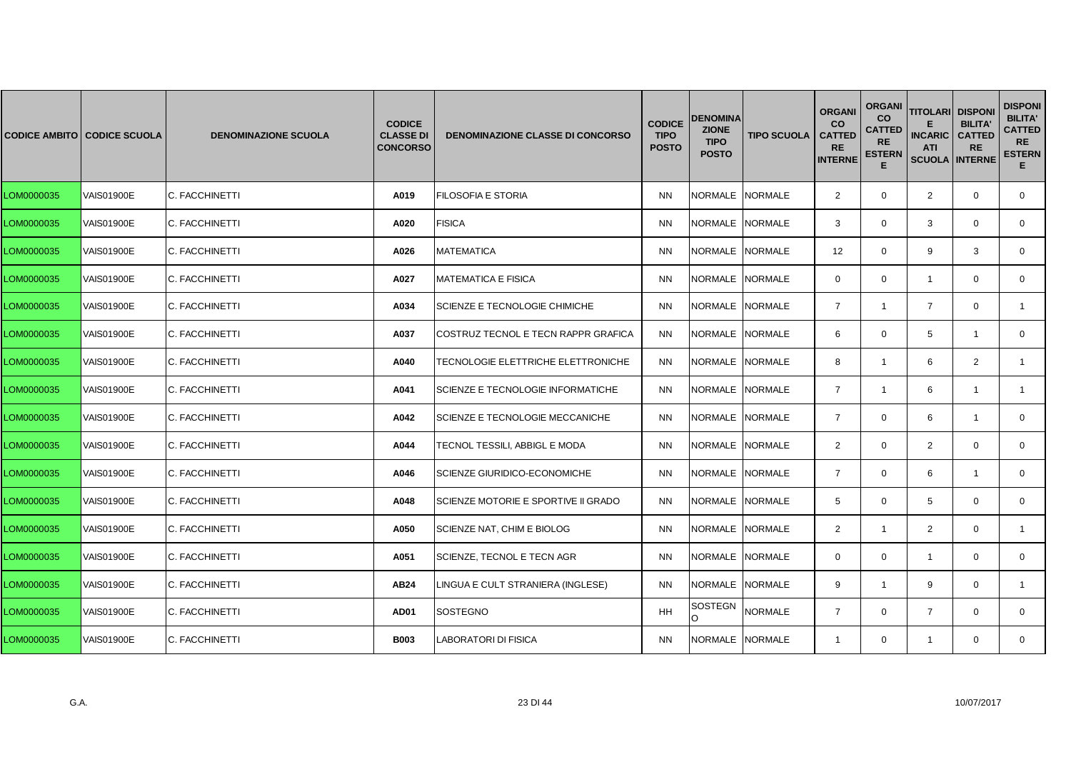| CODICE AMBITO | CODICE SCUOLA | DENOMINAZIONE SCUOLA | CODICE CLASSE DI CONCORSO | DENOMINAZIONE CLASSE DI CONCORSO | CODICE TIPO POSTO | DENOMINAZIONE TIPO POSTO | TIPO SCUOLA | ORGANICO CATTEDRE INTERNE | ORGANICO CATTEDRE ESTERNE | TITOLARI E INCARICATI SCUOLA | DISPONIBILITA' CATTEDRE INTERNE | DISPONIBILITA' CATTEDRE ESTERNE |
|---|---|---|---|---|---|---|---|---|---|---|---|---|
| LOM0000035 | VAIS01900E | C. FACCHINETTI | A019 | FILOSOFIA E STORIA | NN | NORMALE | NORMALE | 2 | 0 | 2 | 0 | 0 |
| LOM0000035 | VAIS01900E | C. FACCHINETTI | A020 | FISICA | NN | NORMALE | NORMALE | 3 | 0 | 3 | 0 | 0 |
| LOM0000035 | VAIS01900E | C. FACCHINETTI | A026 | MATEMATICA | NN | NORMALE | NORMALE | 12 | 0 | 9 | 3 | 0 |
| LOM0000035 | VAIS01900E | C. FACCHINETTI | A027 | MATEMATICA E FISICA | NN | NORMALE | NORMALE | 0 | 0 | 1 | 0 | 0 |
| LOM0000035 | VAIS01900E | C. FACCHINETTI | A034 | SCIENZE E TECNOLOGIE CHIMICHE | NN | NORMALE | NORMALE | 7 | 1 | 7 | 0 | 1 |
| LOM0000035 | VAIS01900E | C. FACCHINETTI | A037 | COSTRUZ TECNOL E TECN RAPPR GRAFICA | NN | NORMALE | NORMALE | 6 | 0 | 5 | 1 | 0 |
| LOM0000035 | VAIS01900E | C. FACCHINETTI | A040 | TECNOLOGIE ELETTRICHE ELETTRONICHE | NN | NORMALE | NORMALE | 8 | 1 | 6 | 2 | 1 |
| LOM0000035 | VAIS01900E | C. FACCHINETTI | A041 | SCIENZE E TECNOLOGIE INFORMATICHE | NN | NORMALE | NORMALE | 7 | 1 | 6 | 1 | 1 |
| LOM0000035 | VAIS01900E | C. FACCHINETTI | A042 | SCIENZE E TECNOLOGIE MECCANICHE | NN | NORMALE | NORMALE | 7 | 0 | 6 | 1 | 0 |
| LOM0000035 | VAIS01900E | C. FACCHINETTI | A044 | TECNOL TESSILI, ABBIGL E MODA | NN | NORMALE | NORMALE | 2 | 0 | 2 | 0 | 0 |
| LOM0000035 | VAIS01900E | C. FACCHINETTI | A046 | SCIENZE GIURIDICO-ECONOMICHE | NN | NORMALE | NORMALE | 7 | 0 | 6 | 1 | 0 |
| LOM0000035 | VAIS01900E | C. FACCHINETTI | A048 | SCIENZE MOTORIE E SPORTIVE II GRADO | NN | NORMALE | NORMALE | 5 | 0 | 5 | 0 | 0 |
| LOM0000035 | VAIS01900E | C. FACCHINETTI | A050 | SCIENZE NAT, CHIM E BIOLOG | NN | NORMALE | NORMALE | 2 | 1 | 2 | 0 | 1 |
| LOM0000035 | VAIS01900E | C. FACCHINETTI | A051 | SCIENZE, TECNOL E TECN AGR | NN | NORMALE | NORMALE | 0 | 0 | 1 | 0 | 0 |
| LOM0000035 | VAIS01900E | C. FACCHINETTI | AB24 | LINGUA E CULT STRANIERA (INGLESE) | NN | NORMALE | NORMALE | 9 | 1 | 9 | 0 | 1 |
| LOM0000035 | VAIS01900E | C. FACCHINETTI | AD01 | SOSTEGNO | HH | SOSTEGNO | NORMALE | 7 | 0 | 7 | 0 | 0 |
| LOM0000035 | VAIS01900E | C. FACCHINETTI | B003 | LABORATORI DI FISICA | NN | NORMALE | NORMALE | 1 | 0 | 1 | 0 | 0 |

G.A. 10/07/2017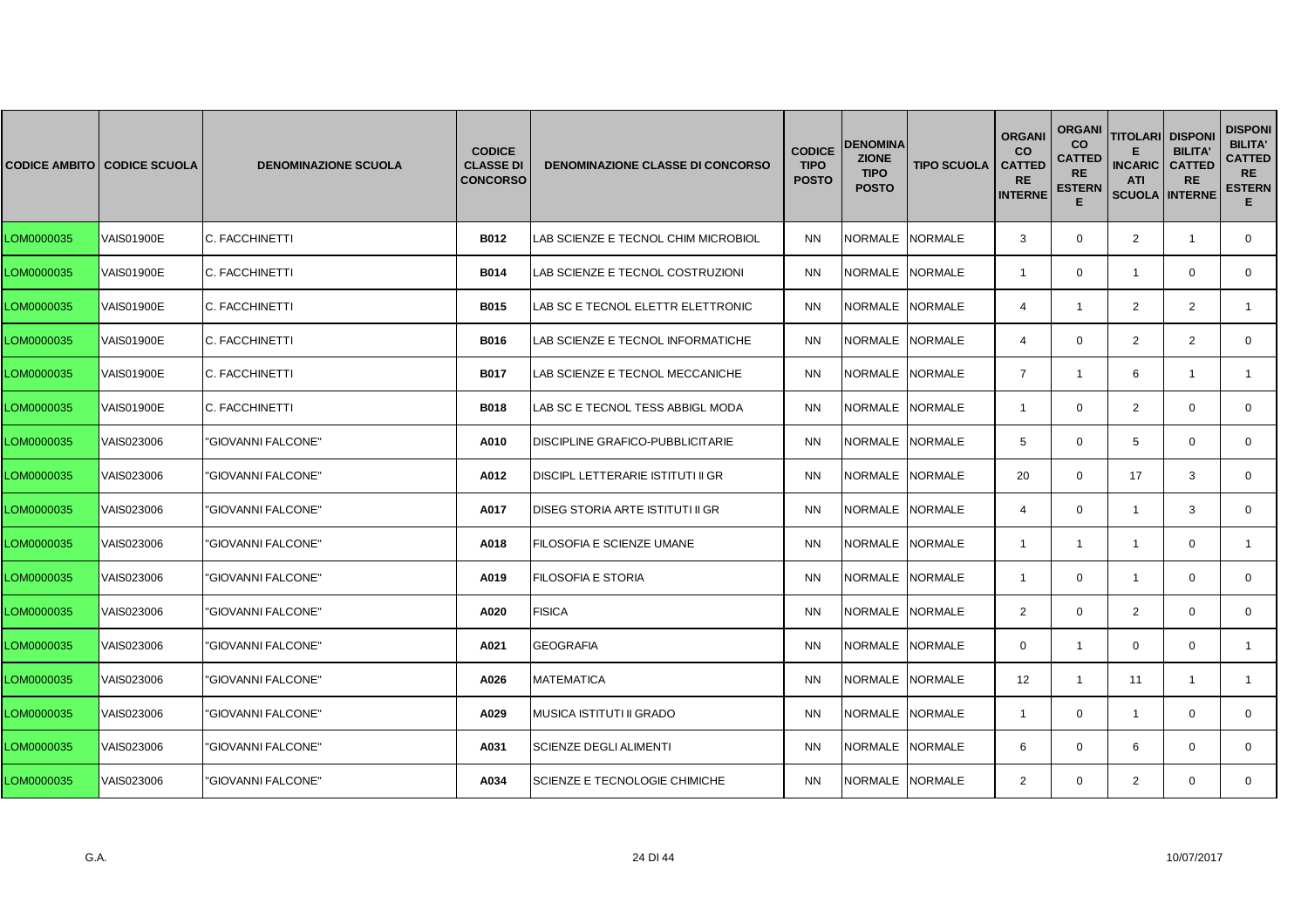| CODICE AMBITO | CODICE SCUOLA | DENOMINAZIONE SCUOLA | CODICE CLASSE DI CONCORSO | DENOMINAZIONE CLASSE DI CONCORSO | CODICE TIPO POSTO | DENOMINAZIONE TIPO POSTO | TIPO SCUOLA | ORGANICO CATTEDRE INTERNE | ORGANICO CATTEDRE ESTERNE | TITOLARI E INCARICATI SCUOLA | DISPONIBILITA' CATTEDRE INTERNE | DISPONIBILITA' CATTEDRE ESTERNE |
|---|---|---|---|---|---|---|---|---|---|---|---|---|
| LOM0000035 | VAIS01900E | C. FACCHINETTI | **B012** | LAB SCIENZE E TECNOL CHIM MICROBIOL | NN | NORMALE | NORMALE | 3 | 0 | 2 | 1 | 0 |
| LOM0000035 | VAIS01900E | C. FACCHINETTI | **B014** | LAB SCIENZE E TECNOL COSTRUZIONI | NN | NORMALE | NORMALE | 1 | 0 | 1 | 0 | 0 |
| LOM0000035 | VAIS01900E | C. FACCHINETTI | **B015** | LAB SC E TECNOL ELETTR ELETTRONIC | NN | NORMALE | NORMALE | 4 | 1 | 2 | 2 | 1 |
| LOM0000035 | VAIS01900E | C. FACCHINETTI | **B016** | LAB SCIENZE E TECNOL INFORMATICHE | NN | NORMALE | NORMALE | 4 | 0 | 2 | 2 | 0 |
| LOM0000035 | VAIS01900E | C. FACCHINETTI | **B017** | LAB SCIENZE E TECNOL MECCANICHE | NN | NORMALE | NORMALE | 7 | 1 | 6 | 1 | 1 |
| LOM0000035 | VAIS01900E | C. FACCHINETTI | **B018** | LAB SC E TECNOL TESS ABBIGL MODA | NN | NORMALE | NORMALE | 1 | 0 | 2 | 0 | 0 |
| LOM0000035 | VAIS023006 | "GIOVANNI FALCONE" | **A010** | DISCIPLINE GRAFICO-PUBBLICITARIE | NN | NORMALE | NORMALE | 5 | 0 | 5 | 0 | 0 |
| LOM0000035 | VAIS023006 | "GIOVANNI FALCONE" | **A012** | DISCIPL LETTERARIE ISTITUTI II GR | NN | NORMALE | NORMALE | 20 | 0 | 17 | 3 | 0 |
| LOM0000035 | VAIS023006 | "GIOVANNI FALCONE" | **A017** | DISEG STORIA ARTE ISTITUTI II GR | NN | NORMALE | NORMALE | 4 | 0 | 1 | 3 | 0 |
| LOM0000035 | VAIS023006 | "GIOVANNI FALCONE" | **A018** | FILOSOFIA E SCIENZE UMANE | NN | NORMALE | NORMALE | 1 | 1 | 1 | 0 | 1 |
| LOM0000035 | VAIS023006 | "GIOVANNI FALCONE" | **A019** | FILOSOFIA E STORIA | NN | NORMALE | NORMALE | 1 | 0 | 1 | 0 | 0 |
| LOM0000035 | VAIS023006 | "GIOVANNI FALCONE" | **A020** | FISICA | NN | NORMALE | NORMALE | 2 | 0 | 2 | 0 | 0 |
| LOM0000035 | VAIS023006 | "GIOVANNI FALCONE" | **A021** | GEOGRAFIA | NN | NORMALE | NORMALE | 0 | 1 | 0 | 0 | 1 |
| LOM0000035 | VAIS023006 | "GIOVANNI FALCONE" | **A026** | MATEMATICA | NN | NORMALE | NORMALE | 12 | 1 | 11 | 1 | 1 |
| LOM0000035 | VAIS023006 | "GIOVANNI FALCONE" | **A029** | MUSICA ISTITUTI II GRADO | NN | NORMALE | NORMALE | 1 | 0 | 1 | 0 | 0 |
| LOM0000035 | VAIS023006 | "GIOVANNI FALCONE" | **A031** | SCIENZE DEGLI ALIMENTI | NN | NORMALE | NORMALE | 6 | 0 | 6 | 0 | 0 |
| LOM0000035 | VAIS023006 | "GIOVANNI FALCONE" | **A034** | SCIENZE E TECNOLOGIE CHIMICHE | NN | NORMALE | NORMALE | 2 | 0 | 2 | 0 | 0 |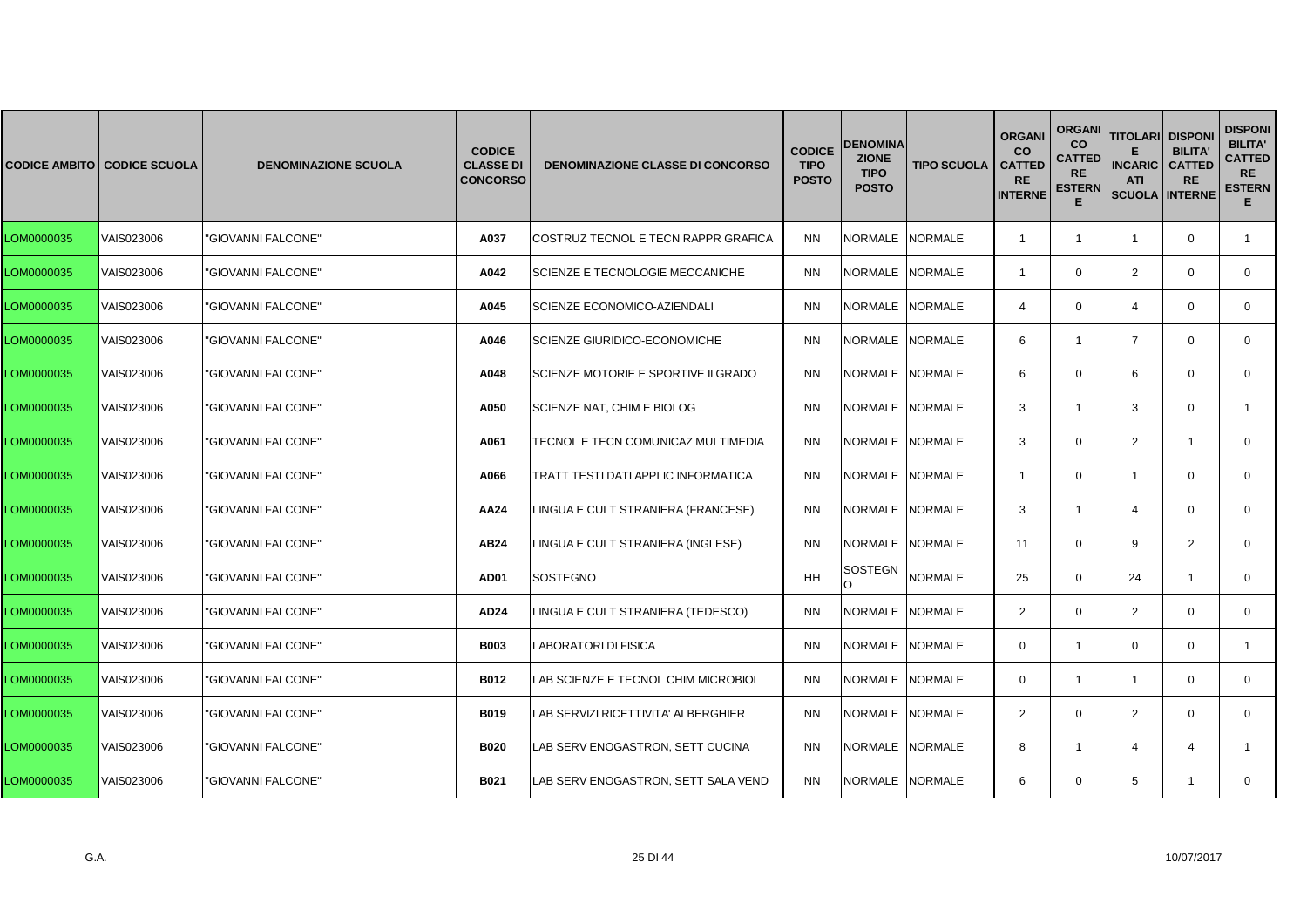| CODICE AMBITO | CODICE SCUOLA | DENOMINAZIONE SCUOLA | CODICE CLASSE DI CONCORSO | DENOMINAZIONE CLASSE DI CONCORSO | CODICE TIPO POSTO | DENOMINAZIONE TIPO POSTO | TIPO SCUOLA | ORGANICO CATTEDRE INTERNE | ORGANICO CATTEDRE ESTERNE | TITOLARI E INCARICATI SCUOLA | DISPONIBILITA' CATTEDRE INTERNE | DISPONIBILITA' CATTEDRE ESTERNE |
|---|---|---|---|---|---|---|---|---|---|---|---|---|
| LOM0000035 | VAIS023006 | "GIOVANNI FALCONE" | A037 | COSTRUZ TECNOL E TECN RAPPR GRAFICA | NN | NORMALE | NORMALE | 1 | 1 | 1 | 0 | 1 |
| LOM0000035 | VAIS023006 | "GIOVANNI FALCONE" | A042 | SCIENZE E TECNOLOGIE MECCANICHE | NN | NORMALE | NORMALE | 1 | 0 | 2 | 0 | 0 |
| LOM0000035 | VAIS023006 | "GIOVANNI FALCONE" | A045 | SCIENZE ECONOMICO-AZIENDALI | NN | NORMALE | NORMALE | 4 | 0 | 4 | 0 | 0 |
| LOM0000035 | VAIS023006 | "GIOVANNI FALCONE" | A046 | SCIENZE GIURIDICO-ECONOMICHE | NN | NORMALE | NORMALE | 6 | 1 | 7 | 0 | 0 |
| LOM0000035 | VAIS023006 | "GIOVANNI FALCONE" | A048 | SCIENZE MOTORIE E SPORTIVE II GRADO | NN | NORMALE | NORMALE | 6 | 0 | 6 | 0 | 0 |
| LOM0000035 | VAIS023006 | "GIOVANNI FALCONE" | A050 | SCIENZE NAT, CHIM E BIOLOG | NN | NORMALE | NORMALE | 3 | 1 | 3 | 0 | 1 |
| LOM0000035 | VAIS023006 | "GIOVANNI FALCONE" | A061 | TECNOL E TECN COMUNICAZ MULTIMEDIA | NN | NORMALE | NORMALE | 3 | 0 | 2 | 1 | 0 |
| LOM0000035 | VAIS023006 | "GIOVANNI FALCONE" | A066 | TRATT TESTI DATI APPLIC INFORMATICA | NN | NORMALE | NORMALE | 1 | 0 | 1 | 0 | 0 |
| LOM0000035 | VAIS023006 | "GIOVANNI FALCONE" | AA24 | LINGUA E CULT STRANIERA (FRANCESE) | NN | NORMALE | NORMALE | 3 | 1 | 4 | 0 | 0 |
| LOM0000035 | VAIS023006 | "GIOVANNI FALCONE" | AB24 | LINGUA E CULT STRANIERA (INGLESE) | NN | NORMALE | NORMALE | 11 | 0 | 9 | 2 | 0 |
| LOM0000035 | VAIS023006 | "GIOVANNI FALCONE" | AD01 | SOSTEGNO | HH | SOSTEGNO | NORMALE | 25 | 0 | 24 | 1 | 0 |
| LOM0000035 | VAIS023006 | "GIOVANNI FALCONE" | AD24 | LINGUA E CULT STRANIERA (TEDESCO) | NN | NORMALE | NORMALE | 2 | 0 | 2 | 0 | 0 |
| LOM0000035 | VAIS023006 | "GIOVANNI FALCONE" | B003 | LABORATORI DI FISICA | NN | NORMALE | NORMALE | 0 | 1 | 0 | 0 | 1 |
| LOM0000035 | VAIS023006 | "GIOVANNI FALCONE" | B012 | LAB SCIENZE E TECNOL CHIM MICROBIOL | NN | NORMALE | NORMALE | 0 | 1 | 1 | 0 | 0 |
| LOM0000035 | VAIS023006 | "GIOVANNI FALCONE" | B019 | LAB SERVIZI RICETTIVITA' ALBERGHIER | NN | NORMALE | NORMALE | 2 | 0 | 2 | 0 | 0 |
| LOM0000035 | VAIS023006 | "GIOVANNI FALCONE" | B020 | LAB SERV ENOGASTRON, SETT CUCINA | NN | NORMALE | NORMALE | 8 | 1 | 4 | 4 | 1 |
| LOM0000035 | VAIS023006 | "GIOVANNI FALCONE" | B021 | LAB SERV ENOGASTRON, SETT SALA VEND | NN | NORMALE | NORMALE | 6 | 0 | 5 | 1 | 0 |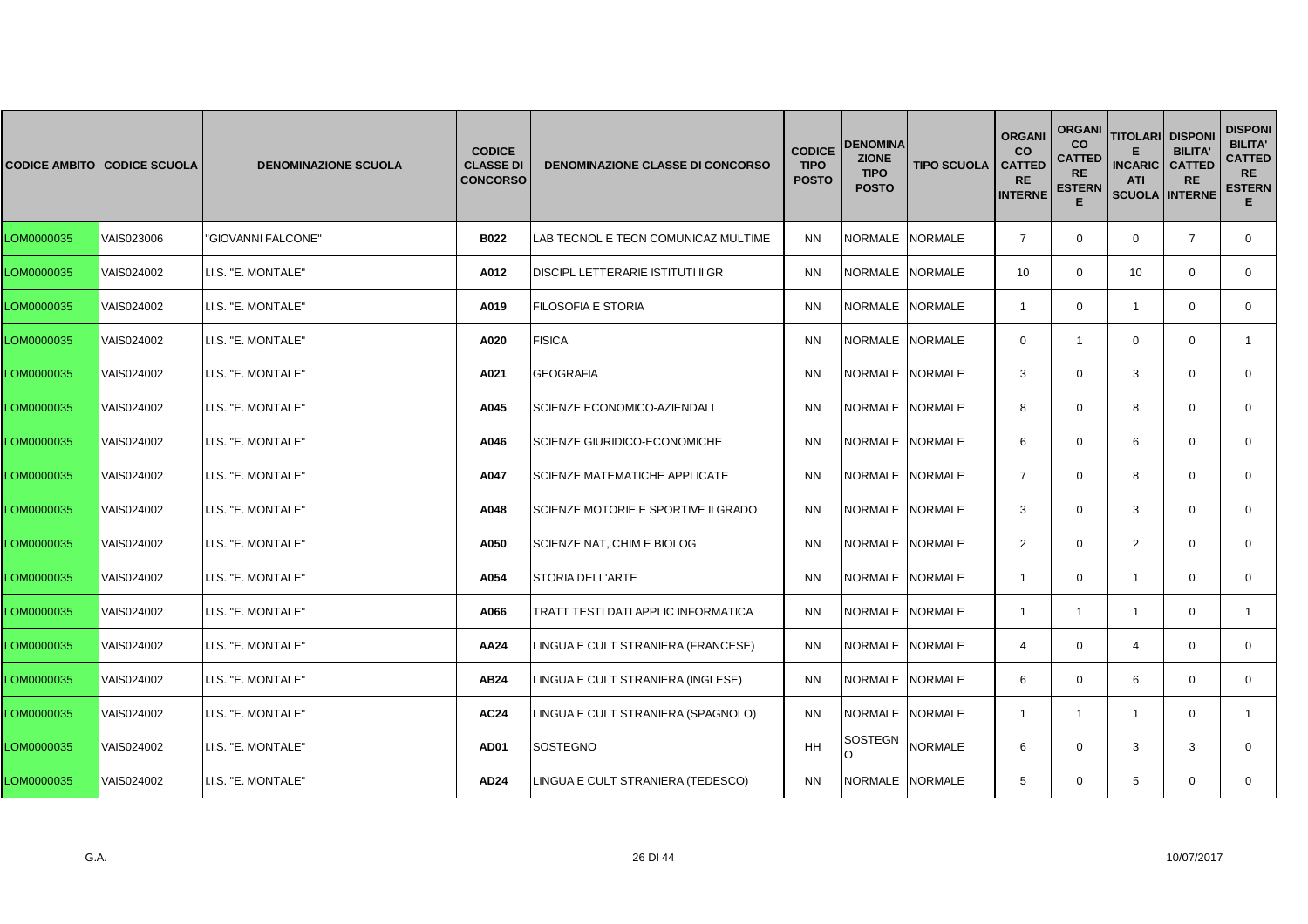| CODICE AMBITO | CODICE SCUOLA | DENOMINAZIONE SCUOLA | CODICE CLASSE DI CONCORSO | DENOMINAZIONE CLASSE DI CONCORSO | CODICE TIPO POSTO | DENOMINAZIONE TIPO POSTO | TIPO SCUOLA | ORGANICO CATTEDRE INTERNE | ORGANICO CATTEDRE ESTERNE | TITOLARI E INCARICATI SCUOLA | DISPONIBILITA' CATTEDRE INTERNE | DISPONIBILITA' CATTEDRE ESTERNE |
|---|---|---|---|---|---|---|---|---|---|---|---|---|
| LOM0000035 | VAIS023006 | "GIOVANNI FALCONE" | B022 | LAB TECNOL E TECN COMUNICAZ MULTIME | NN | NORMALE | NORMALE | 7 | 0 | 0 | 7 | 0 |
| LOM0000035 | VAIS024002 | I.I.S. "E. MONTALE" | A012 | DISCIPL LETTERARIE ISTITUTI II GR | NN | NORMALE | NORMALE | 10 | 0 | 10 | 0 | 0 |
| LOM0000035 | VAIS024002 | I.I.S. "E. MONTALE" | A019 | FILOSOFIA E STORIA | NN | NORMALE | NORMALE | 1 | 0 | 1 | 0 | 0 |
| LOM0000035 | VAIS024002 | I.I.S. "E. MONTALE" | A020 | FISICA | NN | NORMALE | NORMALE | 0 | 1 | 0 | 0 | 1 |
| LOM0000035 | VAIS024002 | I.I.S. "E. MONTALE" | A021 | GEOGRAFIA | NN | NORMALE | NORMALE | 3 | 0 | 3 | 0 | 0 |
| LOM0000035 | VAIS024002 | I.I.S. "E. MONTALE" | A045 | SCIENZE ECONOMICO-AZIENDALI | NN | NORMALE | NORMALE | 8 | 0 | 8 | 0 | 0 |
| LOM0000035 | VAIS024002 | I.I.S. "E. MONTALE" | A046 | SCIENZE GIURIDICO-ECONOMICHE | NN | NORMALE | NORMALE | 6 | 0 | 6 | 0 | 0 |
| LOM0000035 | VAIS024002 | I.I.S. "E. MONTALE" | A047 | SCIENZE MATEMATICHE APPLICATE | NN | NORMALE | NORMALE | 7 | 0 | 8 | 0 | 0 |
| LOM0000035 | VAIS024002 | I.I.S. "E. MONTALE" | A048 | SCIENZE MOTORIE E SPORTIVE II GRADO | NN | NORMALE | NORMALE | 3 | 0 | 3 | 0 | 0 |
| LOM0000035 | VAIS024002 | I.I.S. "E. MONTALE" | A050 | SCIENZE NAT, CHIM E BIOLOG | NN | NORMALE | NORMALE | 2 | 0 | 2 | 0 | 0 |
| LOM0000035 | VAIS024002 | I.I.S. "E. MONTALE" | A054 | STORIA DELL'ARTE | NN | NORMALE | NORMALE | 1 | 0 | 1 | 0 | 0 |
| LOM0000035 | VAIS024002 | I.I.S. "E. MONTALE" | A066 | TRATT TESTI DATI APPLIC INFORMATICA | NN | NORMALE | NORMALE | 1 | 1 | 1 | 0 | 1 |
| LOM0000035 | VAIS024002 | I.I.S. "E. MONTALE" | AA24 | LINGUA E CULT STRANIERA (FRANCESE) | NN | NORMALE | NORMALE | 4 | 0 | 4 | 0 | 0 |
| LOM0000035 | VAIS024002 | I.I.S. "E. MONTALE" | AB24 | LINGUA E CULT STRANIERA (INGLESE) | NN | NORMALE | NORMALE | 6 | 0 | 6 | 0 | 0 |
| LOM0000035 | VAIS024002 | I.I.S. "E. MONTALE" | AC24 | LINGUA E CULT STRANIERA (SPAGNOLO) | NN | NORMALE | NORMALE | 1 | 1 | 1 | 0 | 1 |
| LOM0000035 | VAIS024002 | I.I.S. "E. MONTALE" | AD01 | SOSTEGNO | HH | SOSTEGNO | NORMALE | 6 | 0 | 3 | 3 | 0 |
| LOM0000035 | VAIS024002 | I.I.S. "E. MONTALE" | AD24 | LINGUA E CULT STRANIERA (TEDESCO) | NN | NORMALE | NORMALE | 5 | 0 | 5 | 0 | 0 |

G.A. 10/07/2017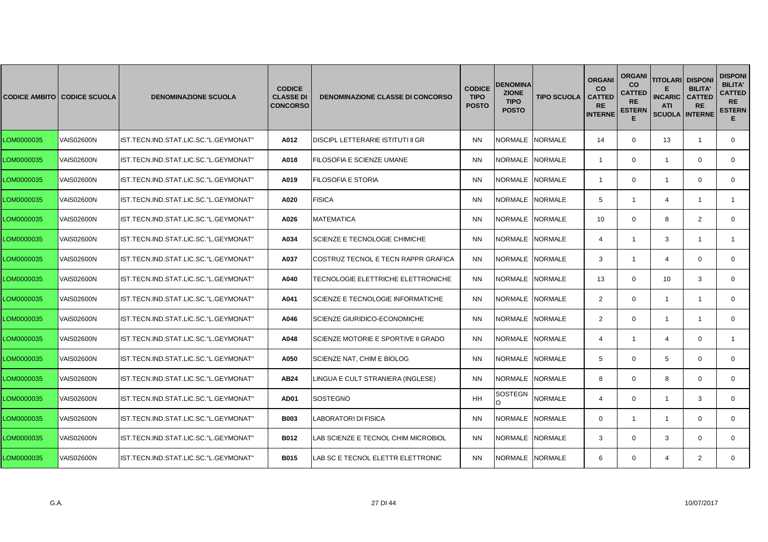| CODICE AMBITO | CODICE SCUOLA | DENOMINAZIONE SCUOLA | CODICE CLASSE DI CONCORSO | DENOMINAZIONE CLASSE DI CONCORSO | CODICE TIPO POSTO | DENOMINAZIONE TIPO POSTO | TIPO SCUOLA | ORGANICO CATTEDRE INTERNE | ORGANICO CATTEDRE ESTERNE | TITOLARI E INCARICATI SCUOLA | DISPONIBILITA' CATTEDRE INTERNE | DISPONIBILITA' CATTEDRE ESTERNE |
|---|---|---|---|---|---|---|---|---|---|---|---|---|
| LOM0000035 | VAIS02600N | IST.TECN.IND.STAT.LIC.SC."L.GEYMONAT" | **A012** | DISCIPL LETTERARIE ISTITUTI II GR | NN | NORMALE | NORMALE | 14 | 0 | 13 | 1 | 0 |
| LOM0000035 | VAIS02600N | IST.TECN.IND.STAT.LIC.SC."L.GEYMONAT" | **A018** | FILOSOFIA E SCIENZE UMANE | NN | NORMALE | NORMALE | 1 | 0 | 1 | 0 | 0 |
| LOM0000035 | VAIS02600N | IST.TECN.IND.STAT.LIC.SC."L.GEYMONAT" | **A019** | FILOSOFIA E STORIA | NN | NORMALE | NORMALE | 1 | 0 | 1 | 0 | 0 |
| LOM0000035 | VAIS02600N | IST.TECN.IND.STAT.LIC.SC."L.GEYMONAT" | **A020** | FISICA | NN | NORMALE | NORMALE | 5 | 1 | 4 | 1 | 1 |
| LOM0000035 | VAIS02600N | IST.TECN.IND.STAT.LIC.SC."L.GEYMONAT" | **A026** | MATEMATICA | NN | NORMALE | NORMALE | 10 | 0 | 8 | 2 | 0 |
| LOM0000035 | VAIS02600N | IST.TECN.IND.STAT.LIC.SC."L.GEYMONAT" | **A034** | SCIENZE E TECNOLOGIE CHIMICHE | NN | NORMALE | NORMALE | 4 | 1 | 3 | 1 | 1 |
| LOM0000035 | VAIS02600N | IST.TECN.IND.STAT.LIC.SC."L.GEYMONAT" | **A037** | COSTRUZ TECNOL E TECN RAPPR GRAFICA | NN | NORMALE | NORMALE | 3 | 1 | 4 | 0 | 0 |
| LOM0000035 | VAIS02600N | IST.TECN.IND.STAT.LIC.SC."L.GEYMONAT" | **A040** | TECNOLOGIE ELETTRICHE ELETTRONICHE | NN | NORMALE | NORMALE | 13 | 0 | 10 | 3 | 0 |
| LOM0000035 | VAIS02600N | IST.TECN.IND.STAT.LIC.SC."L.GEYMONAT" | **A041** | SCIENZE E TECNOLOGIE INFORMATICHE | NN | NORMALE | NORMALE | 2 | 0 | 1 | 1 | 0 |
| LOM0000035 | VAIS02600N | IST.TECN.IND.STAT.LIC.SC."L.GEYMONAT" | **A046** | SCIENZE GIURIDICO-ECONOMICHE | NN | NORMALE | NORMALE | 2 | 0 | 1 | 1 | 0 |
| LOM0000035 | VAIS02600N | IST.TECN.IND.STAT.LIC.SC."L.GEYMONAT" | **A048** | SCIENZE MOTORIE E SPORTIVE II GRADO | NN | NORMALE | NORMALE | 4 | 1 | 4 | 0 | 1 |
| LOM0000035 | VAIS02600N | IST.TECN.IND.STAT.LIC.SC."L.GEYMONAT" | **A050** | SCIENZE NAT, CHIM E BIOLOG | NN | NORMALE | NORMALE | 5 | 0 | 5 | 0 | 0 |
| LOM0000035 | VAIS02600N | IST.TECN.IND.STAT.LIC.SC."L.GEYMONAT" | **AB24** | LINGUA E CULT STRANIERA (INGLESE) | NN | NORMALE | NORMALE | 8 | 0 | 8 | 0 | 0 |
| LOM0000035 | VAIS02600N | IST.TECN.IND.STAT.LIC.SC."L.GEYMONAT" | **AD01** | SOSTEGNO | HH | SOSTEGNO | NORMALE | 4 | 0 | 1 | 3 | 0 |
| LOM0000035 | VAIS02600N | IST.TECN.IND.STAT.LIC.SC."L.GEYMONAT" | **B003** | LABORATORI DI FISICA | NN | NORMALE | NORMALE | 0 | 1 | 1 | 0 | 0 |
| LOM0000035 | VAIS02600N | IST.TECN.IND.STAT.LIC.SC."L.GEYMONAT" | **B012** | LAB SCIENZE E TECNOL CHIM MICROBIOL | NN | NORMALE | NORMALE | 3 | 0 | 3 | 0 | 0 |
| LOM0000035 | VAIS02600N | IST.TECN.IND.STAT.LIC.SC."L.GEYMONAT" | **B015** | LAB SC E TECNOL ELETTR ELETTRONIC | NN | NORMALE | NORMALE | 6 | 0 | 4 | 2 | 0 |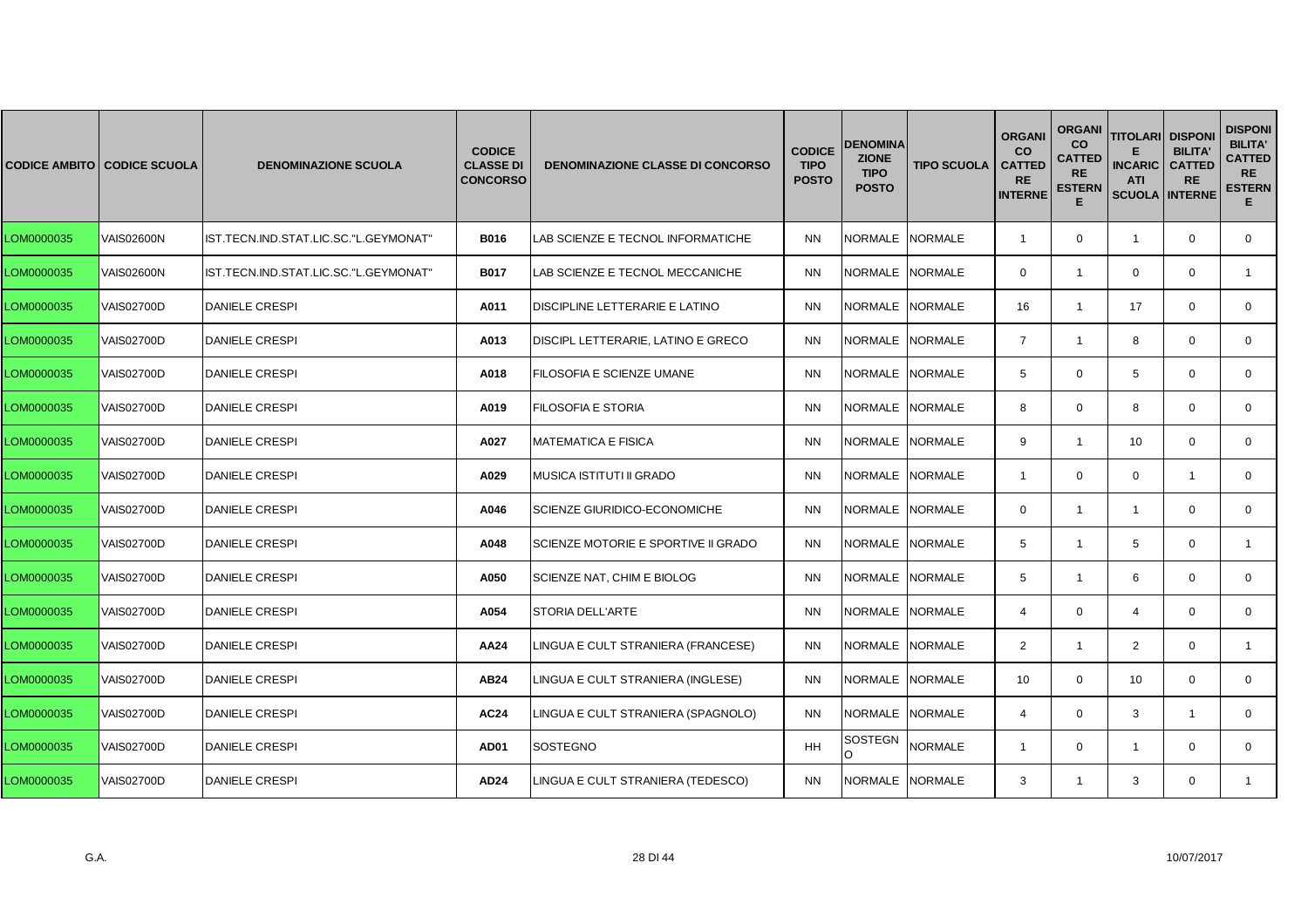| CODICE AMBITO | CODICE SCUOLA | DENOMINAZIONE SCUOLA | CODICE CLASSE DI CONCORSO | DENOMINAZIONE CLASSE DI CONCORSO | CODICE TIPO POSTO | DENOMINAZIONE TIPO POSTO | TIPO SCUOLA | ORGANICO CATTEDRE INTERNE | ORGANICO CATTEDRE ESTERNE | TITOLARI E INCARICATI SCUOLA | DISPONIBILITA' CATTEDRE INTERNE | DISPONIBILITA' CATTEDRE ESTERNE |
|---|---|---|---|---|---|---|---|---|---|---|---|---|
| LOM0000035 | VAIS02600N | IST.TECN.IND.STAT.LIC.SC."L.GEYMONAT" | B016 | LAB SCIENZE E TECNOL INFORMATICHE | NN | NORMALE | NORMALE | 1 | 0 | 1 | 0 | 0 |
| LOM0000035 | VAIS02600N | IST.TECN.IND.STAT.LIC.SC."L.GEYMONAT" | B017 | LAB SCIENZE E TECNOL MECCANICHE | NN | NORMALE | NORMALE | 0 | 1 | 0 | 0 | 1 |
| LOM0000035 | VAIS02700D | DANIELE CRESPI | A011 | DISCIPLINE LETTERARIE E LATINO | NN | NORMALE | NORMALE | 16 | 1 | 17 | 0 | 0 |
| LOM0000035 | VAIS02700D | DANIELE CRESPI | A013 | DISCIPL LETTERARIE, LATINO E GRECO | NN | NORMALE | NORMALE | 7 | 1 | 8 | 0 | 0 |
| LOM0000035 | VAIS02700D | DANIELE CRESPI | A018 | FILOSOFIA E SCIENZE UMANE | NN | NORMALE | NORMALE | 5 | 0 | 5 | 0 | 0 |
| LOM0000035 | VAIS02700D | DANIELE CRESPI | A019 | FILOSOFIA E STORIA | NN | NORMALE | NORMALE | 8 | 0 | 8 | 0 | 0 |
| LOM0000035 | VAIS02700D | DANIELE CRESPI | A027 | MATEMATICA E FISICA | NN | NORMALE | NORMALE | 9 | 1 | 10 | 0 | 0 |
| LOM0000035 | VAIS02700D | DANIELE CRESPI | A029 | MUSICA ISTITUTI II GRADO | NN | NORMALE | NORMALE | 1 | 0 | 0 | 1 | 0 |
| LOM0000035 | VAIS02700D | DANIELE CRESPI | A046 | SCIENZE GIURIDICO-ECONOMICHE | NN | NORMALE | NORMALE | 0 | 1 | 1 | 0 | 0 |
| LOM0000035 | VAIS02700D | DANIELE CRESPI | A048 | SCIENZE MOTORIE E SPORTIVE II GRADO | NN | NORMALE | NORMALE | 5 | 1 | 5 | 0 | 1 |
| LOM0000035 | VAIS02700D | DANIELE CRESPI | A050 | SCIENZE NAT, CHIM E BIOLOG | NN | NORMALE | NORMALE | 5 | 1 | 6 | 0 | 0 |
| LOM0000035 | VAIS02700D | DANIELE CRESPI | A054 | STORIA DELL'ARTE | NN | NORMALE | NORMALE | 4 | 0 | 4 | 0 | 0 |
| LOM0000035 | VAIS02700D | DANIELE CRESPI | AA24 | LINGUA E CULT STRANIERA (FRANCESE) | NN | NORMALE | NORMALE | 2 | 1 | 2 | 0 | 1 |
| LOM0000035 | VAIS02700D | DANIELE CRESPI | AB24 | LINGUA E CULT STRANIERA (INGLESE) | NN | NORMALE | NORMALE | 10 | 0 | 10 | 0 | 0 |
| LOM0000035 | VAIS02700D | DANIELE CRESPI | AC24 | LINGUA E CULT STRANIERA (SPAGNOLO) | NN | NORMALE | NORMALE | 4 | 0 | 3 | 1 | 0 |
| LOM0000035 | VAIS02700D | DANIELE CRESPI | AD01 | SOSTEGNO | HH | SOSTEGNO | NORMALE | 1 | 0 | 1 | 0 | 0 |
| LOM0000035 | VAIS02700D | DANIELE CRESPI | AD24 | LINGUA E CULT STRANIERA (TEDESCO) | NN | NORMALE | NORMALE | 3 | 1 | 3 | 0 | 1 |

G.A. 10/07/2017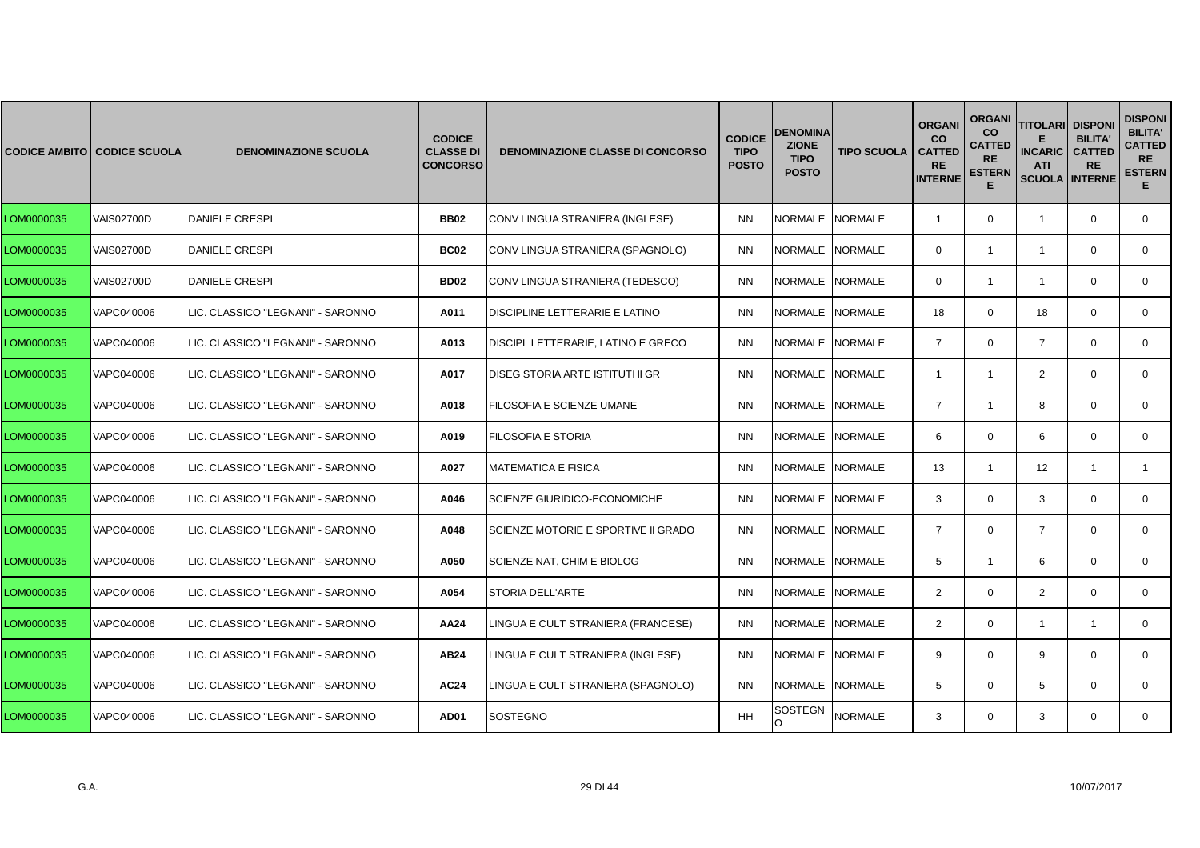| CODICE AMBITO | CODICE SCUOLA | DENOMINAZIONE SCUOLA | CODICE CLASSE DI CONCORSO | DENOMINAZIONE CLASSE DI CONCORSO | CODICE TIPO POSTO | DENOMINAZIONE TIPO POSTO | TIPO SCUOLA | ORGANICO CATTEDRE INTERNE | ORGANICO CATTEDRE ESTERNE | TITOLARI E INCARICATI SCUOLA | DISPONIBILITA' CATTEDRE INTERNE | DISPONIBILITA' CATTEDRE ESTERNE |
|---|---|---|---|---|---|---|---|---|---|---|---|---|
| LOM0000035 | VAIS02700D | DANIELE CRESPI | **BB02** | CONV LINGUA STRANIERA (INGLESE) | NN | NORMALE | NORMALE | 1 | 0 | 1 | 0 | 0 |
| LOM0000035 | VAIS02700D | DANIELE CRESPI | **BC02** | CONV LINGUA STRANIERA (SPAGNOLO) | NN | NORMALE | NORMALE | 0 | 1 | 1 | 0 | 0 |
| LOM0000035 | VAIS02700D | DANIELE CRESPI | **BD02** | CONV LINGUA STRANIERA (TEDESCO) | NN | NORMALE | NORMALE | 0 | 1 | 1 | 0 | 0 |
| LOM0000035 | VAPC040006 | LIC. CLASSICO "LEGNANI" - SARONNO | **A011** | DISCIPLINE LETTERARIE E LATINO | NN | NORMALE | NORMALE | 18 | 0 | 18 | 0 | 0 |
| LOM0000035 | VAPC040006 | LIC. CLASSICO "LEGNANI" - SARONNO | **A013** | DISCIPL LETTERARIE, LATINO E GRECO | NN | NORMALE | NORMALE | 7 | 0 | 7 | 0 | 0 |
| LOM0000035 | VAPC040006 | LIC. CLASSICO "LEGNANI" - SARONNO | **A017** | DISEG STORIA ARTE ISTITUTI II GR | NN | NORMALE | NORMALE | 1 | 1 | 2 | 0 | 0 |
| LOM0000035 | VAPC040006 | LIC. CLASSICO "LEGNANI" - SARONNO | **A018** | FILOSOFIA E SCIENZE UMANE | NN | NORMALE | NORMALE | 7 | 1 | 8 | 0 | 0 |
| LOM0000035 | VAPC040006 | LIC. CLASSICO "LEGNANI" - SARONNO | **A019** | FILOSOFIA E STORIA | NN | NORMALE | NORMALE | 6 | 0 | 6 | 0 | 0 |
| LOM0000035 | VAPC040006 | LIC. CLASSICO "LEGNANI" - SARONNO | **A027** | MATEMATICA E FISICA | NN | NORMALE | NORMALE | 13 | 1 | 12 | 1 | 1 |
| LOM0000035 | VAPC040006 | LIC. CLASSICO "LEGNANI" - SARONNO | **A046** | SCIENZE GIURIDICO-ECONOMICHE | NN | NORMALE | NORMALE | 3 | 0 | 3 | 0 | 0 |
| LOM0000035 | VAPC040006 | LIC. CLASSICO "LEGNANI" - SARONNO | **A048** | SCIENZE MOTORIE E SPORTIVE II GRADO | NN | NORMALE | NORMALE | 7 | 0 | 7 | 0 | 0 |
| LOM0000035 | VAPC040006 | LIC. CLASSICO "LEGNANI" - SARONNO | **A050** | SCIENZE NAT, CHIM E BIOLOG | NN | NORMALE | NORMALE | 5 | 1 | 6 | 0 | 0 |
| LOM0000035 | VAPC040006 | LIC. CLASSICO "LEGNANI" - SARONNO | **A054** | STORIA DELL'ARTE | NN | NORMALE | NORMALE | 2 | 0 | 2 | 0 | 0 |
| LOM0000035 | VAPC040006 | LIC. CLASSICO "LEGNANI" - SARONNO | **AA24** | LINGUA E CULT STRANIERA (FRANCESE) | NN | NORMALE | NORMALE | 2 | 0 | 1 | 1 | 0 |
| LOM0000035 | VAPC040006 | LIC. CLASSICO "LEGNANI" - SARONNO | **AB24** | LINGUA E CULT STRANIERA (INGLESE) | NN | NORMALE | NORMALE | 9 | 0 | 9 | 0 | 0 |
| LOM0000035 | VAPC040006 | LIC. CLASSICO "LEGNANI" - SARONNO | **AC24** | LINGUA E CULT STRANIERA (SPAGNOLO) | NN | NORMALE | NORMALE | 5 | 0 | 5 | 0 | 0 |
| LOM0000035 | VAPC040006 | LIC. CLASSICO "LEGNANI" - SARONNO | **AD01** | SOSTEGNO | HH | SOSTEGNO | NORMALE | 3 | 0 | 3 | 0 | 0 |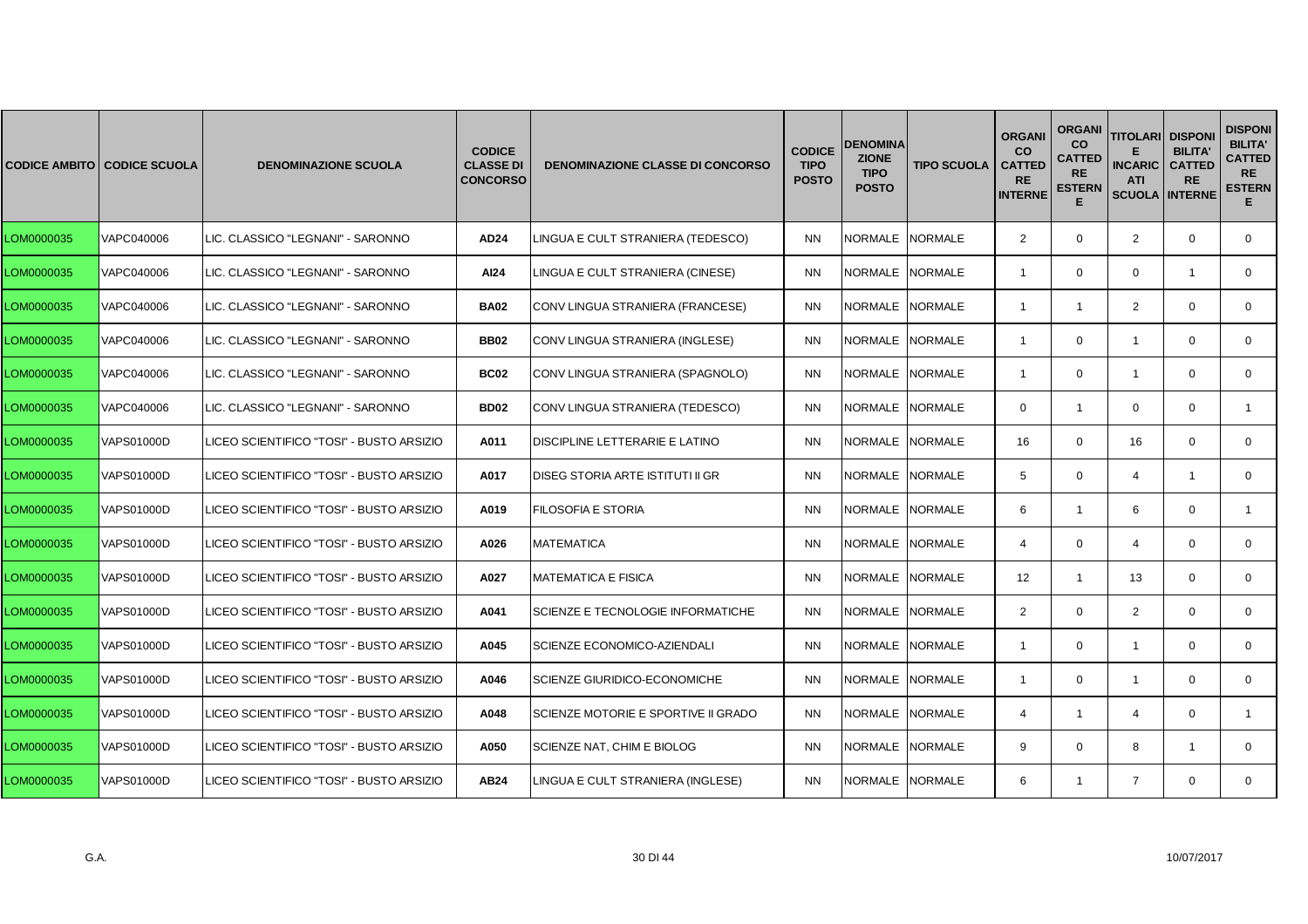| CODICE AMBITO | CODICE SCUOLA | DENOMINAZIONE SCUOLA | CODICE CLASSE DI CONCORSO | DENOMINAZIONE CLASSE DI CONCORSO | CODICE TIPO POSTO | DENOMINAZIONE TIPO POSTO | TIPO SCUOLA | ORGANICO CATTEDRE INTERNE | ORGANICO CATTEDRE ESTERNE | TITOLARI E INCARICATI SCUOLA | DISPONIBILITA' CATTEDRE INTERNE | DISPONIBILITA' CATTEDRE ESTERNE |
|---|---|---|---|---|---|---|---|---|---|---|---|---|
| LOM0000035 | VAPC040006 | LIC. CLASSICO "LEGNANI" - SARONNO | **AD24** | LINGUA E CULT STRANIERA (TEDESCO) | NN | NORMALE | NORMALE | 2 | 0 | 2 | 0 | 0 |
| LOM0000035 | VAPC040006 | LIC. CLASSICO "LEGNANI" - SARONNO | **AI24** | LINGUA E CULT STRANIERA (CINESE) | NN | NORMALE | NORMALE | 1 | 0 | 0 | 1 | 0 |
| LOM0000035 | VAPC040006 | LIC. CLASSICO "LEGNANI" - SARONNO | **BA02** | CONV LINGUA STRANIERA (FRANCESE) | NN | NORMALE | NORMALE | 1 | 1 | 2 | 0 | 0 |
| LOM0000035 | VAPC040006 | LIC. CLASSICO "LEGNANI" - SARONNO | **BB02** | CONV LINGUA STRANIERA (INGLESE) | NN | NORMALE | NORMALE | 1 | 0 | 1 | 0 | 0 |
| LOM0000035 | VAPC040006 | LIC. CLASSICO "LEGNANI" - SARONNO | **BC02** | CONV LINGUA STRANIERA (SPAGNOLO) | NN | NORMALE | NORMALE | 1 | 0 | 1 | 0 | 0 |
| LOM0000035 | VAPC040006 | LIC. CLASSICO "LEGNANI" - SARONNO | **BD02** | CONV LINGUA STRANIERA (TEDESCO) | NN | NORMALE | NORMALE | 0 | 1 | 0 | 0 | 1 |
| LOM0000035 | VAPS01000D | LICEO SCIENTIFICO "TOSI" - BUSTO ARSIZIO | **A011** | DISCIPLINE LETTERARIE E LATINO | NN | NORMALE | NORMALE | 16 | 0 | 16 | 0 | 0 |
| LOM0000035 | VAPS01000D | LICEO SCIENTIFICO "TOSI" - BUSTO ARSIZIO | **A017** | DISEG STORIA ARTE ISTITUTI II GR | NN | NORMALE | NORMALE | 5 | 0 | 4 | 1 | 0 |
| LOM0000035 | VAPS01000D | LICEO SCIENTIFICO "TOSI" - BUSTO ARSIZIO | **A019** | FILOSOFIA E STORIA | NN | NORMALE | NORMALE | 6 | 1 | 6 | 0 | 1 |
| LOM0000035 | VAPS01000D | LICEO SCIENTIFICO "TOSI" - BUSTO ARSIZIO | **A026** | MATEMATICA | NN | NORMALE | NORMALE | 4 | 0 | 4 | 0 | 0 |
| LOM0000035 | VAPS01000D | LICEO SCIENTIFICO "TOSI" - BUSTO ARSIZIO | **A027** | MATEMATICA E FISICA | NN | NORMALE | NORMALE | 12 | 1 | 13 | 0 | 0 |
| LOM0000035 | VAPS01000D | LICEO SCIENTIFICO "TOSI" - BUSTO ARSIZIO | **A041** | SCIENZE E TECNOLOGIE INFORMATICHE | NN | NORMALE | NORMALE | 2 | 0 | 2 | 0 | 0 |
| LOM0000035 | VAPS01000D | LICEO SCIENTIFICO "TOSI" - BUSTO ARSIZIO | **A045** | SCIENZE ECONOMICO-AZIENDALI | NN | NORMALE | NORMALE | 1 | 0 | 1 | 0 | 0 |
| LOM0000035 | VAPS01000D | LICEO SCIENTIFICO "TOSI" - BUSTO ARSIZIO | **A046** | SCIENZE GIURIDICO-ECONOMICHE | NN | NORMALE | NORMALE | 1 | 0 | 1 | 0 | 0 |
| LOM0000035 | VAPS01000D | LICEO SCIENTIFICO "TOSI" - BUSTO ARSIZIO | **A048** | SCIENZE MOTORIE E SPORTIVE II GRADO | NN | NORMALE | NORMALE | 4 | 1 | 4 | 0 | 1 |
| LOM0000035 | VAPS01000D | LICEO SCIENTIFICO "TOSI" - BUSTO ARSIZIO | **A050** | SCIENZE NAT, CHIM E BIOLOG | NN | NORMALE | NORMALE | 9 | 0 | 8 | 1 | 0 |
| LOM0000035 | VAPS01000D | LICEO SCIENTIFICO "TOSI" - BUSTO ARSIZIO | **AB24** | LINGUA E CULT STRANIERA (INGLESE) | NN | NORMALE | NORMALE | 6 | 1 | 7 | 0 | 0 |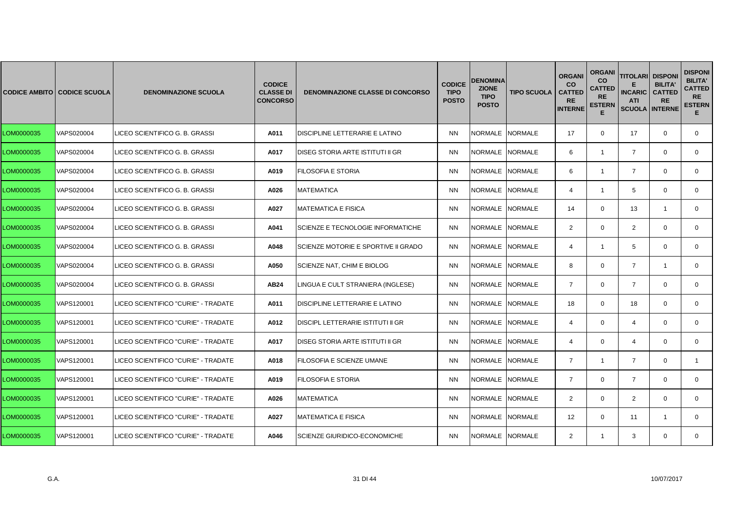| CODICE AMBITO | CODICE SCUOLA | DENOMINAZIONE SCUOLA | CODICE CLASSE DI CONCORSO | DENOMINAZIONE CLASSE DI CONCORSO | CODICE TIPO POSTO | DENOMINAZIONE TIPO POSTO | TIPO SCUOLA | ORGANICO CATTEDRE INTERNE | ORGANICO CATTEDRE ESTERNE | TITOLARI E INCARICATI SCUOLA | DISPONIBILITA' CATTEDRE INTERNE | DISPONIBILITA' CATTEDRE ESTERNE |
|---|---|---|---|---|---|---|---|---|---|---|---|---|
| LOM0000035 | VAPS020004 | LICEO SCIENTIFICO G. B. GRASSI | A011 | DISCIPLINE LETTERARIE E LATINO | NN | NORMALE | NORMALE | 17 | 0 | 17 | 0 | 0 |
| LOM0000035 | VAPS020004 | LICEO SCIENTIFICO G. B. GRASSI | A017 | DISEG STORIA ARTE ISTITUTI II GR | NN | NORMALE | NORMALE | 6 | 1 | 7 | 0 | 0 |
| LOM0000035 | VAPS020004 | LICEO SCIENTIFICO G. B. GRASSI | A019 | FILOSOFIA E STORIA | NN | NORMALE | NORMALE | 6 | 1 | 7 | 0 | 0 |
| LOM0000035 | VAPS020004 | LICEO SCIENTIFICO G. B. GRASSI | A026 | MATEMATICA | NN | NORMALE | NORMALE | 4 | 1 | 5 | 0 | 0 |
| LOM0000035 | VAPS020004 | LICEO SCIENTIFICO G. B. GRASSI | A027 | MATEMATICA E FISICA | NN | NORMALE | NORMALE | 14 | 0 | 13 | 1 | 0 |
| LOM0000035 | VAPS020004 | LICEO SCIENTIFICO G. B. GRASSI | A041 | SCIENZE E TECNOLOGIE INFORMATICHE | NN | NORMALE | NORMALE | 2 | 0 | 2 | 0 | 0 |
| LOM0000035 | VAPS020004 | LICEO SCIENTIFICO G. B. GRASSI | A048 | SCIENZE MOTORIE E SPORTIVE II GRADO | NN | NORMALE | NORMALE | 4 | 1 | 5 | 0 | 0 |
| LOM0000035 | VAPS020004 | LICEO SCIENTIFICO G. B. GRASSI | A050 | SCIENZE NAT, CHIM E BIOLOG | NN | NORMALE | NORMALE | 8 | 0 | 7 | 1 | 0 |
| LOM0000035 | VAPS020004 | LICEO SCIENTIFICO G. B. GRASSI | AB24 | LINGUA E CULT STRANIERA (INGLESE) | NN | NORMALE | NORMALE | 7 | 0 | 7 | 0 | 0 |
| LOM0000035 | VAPS120001 | LICEO SCIENTIFICO "CURIE" - TRADATE | A011 | DISCIPLINE LETTERARIE E LATINO | NN | NORMALE | NORMALE | 18 | 0 | 18 | 0 | 0 |
| LOM0000035 | VAPS120001 | LICEO SCIENTIFICO "CURIE" - TRADATE | A012 | DISCIPL LETTERARIE ISTITUTI II GR | NN | NORMALE | NORMALE | 4 | 0 | 4 | 0 | 0 |
| LOM0000035 | VAPS120001 | LICEO SCIENTIFICO "CURIE" - TRADATE | A017 | DISEG STORIA ARTE ISTITUTI II GR | NN | NORMALE | NORMALE | 4 | 0 | 4 | 0 | 0 |
| LOM0000035 | VAPS120001 | LICEO SCIENTIFICO "CURIE" - TRADATE | A018 | FILOSOFIA E SCIENZE UMANE | NN | NORMALE | NORMALE | 7 | 1 | 7 | 0 | 1 |
| LOM0000035 | VAPS120001 | LICEO SCIENTIFICO "CURIE" - TRADATE | A019 | FILOSOFIA E STORIA | NN | NORMALE | NORMALE | 7 | 0 | 7 | 0 | 0 |
| LOM0000035 | VAPS120001 | LICEO SCIENTIFICO "CURIE" - TRADATE | A026 | MATEMATICA | NN | NORMALE | NORMALE | 2 | 0 | 2 | 0 | 0 |
| LOM0000035 | VAPS120001 | LICEO SCIENTIFICO "CURIE" - TRADATE | A027 | MATEMATICA E FISICA | NN | NORMALE | NORMALE | 12 | 0 | 11 | 1 | 0 |
| LOM0000035 | VAPS120001 | LICEO SCIENTIFICO "CURIE" - TRADATE | A046 | SCIENZE GIURIDICO-ECONOMICHE | NN | NORMALE | NORMALE | 2 | 1 | 3 | 0 | 0 |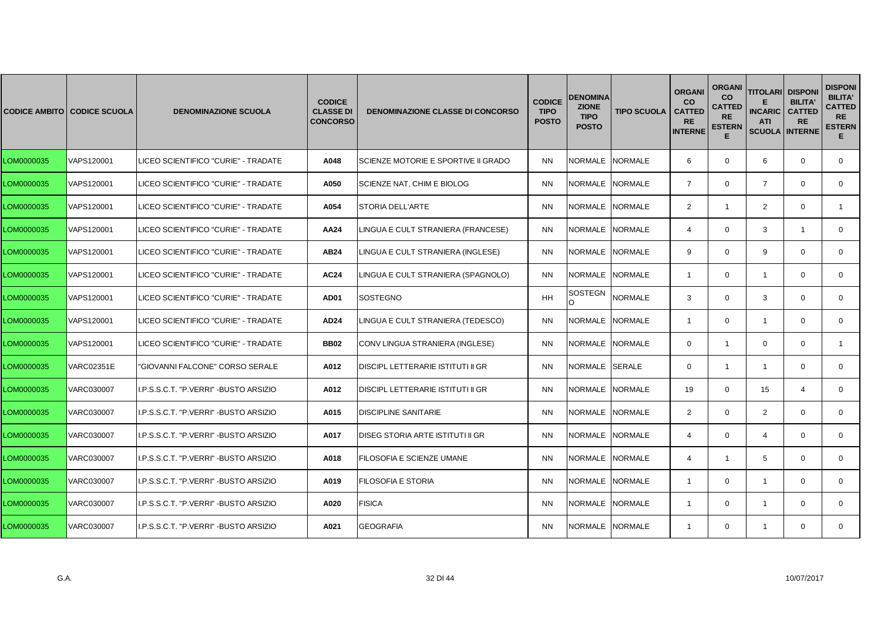| CODICE AMBITO | CODICE SCUOLA | DENOMINAZIONE SCUOLA | CODICE CLASSE DI CONCORSO | DENOMINAZIONE CLASSE DI CONCORSO | CODICE TIPO POSTO | DENOMINAZIONE TIPO POSTO | TIPO SCUOLA | ORGANICO CATTEDRE INTERNE | ORGANICO CATTEDRE ESTERNE | TITOLARI E INCARICATI SCUOLA | DISPONIBILITA' CATTEDRE INTERNE | DISPONIBILITA' CATTEDRE ESTERNE |
|---|---|---|---|---|---|---|---|---|---|---|---|---|
| LOM0000035 | VAPS120001 | LICEO SCIENTIFICO "CURIE" - TRADATE | **A048** | SCIENZE MOTORIE E SPORTIVE II GRADO | NN | NORMALE | NORMALE | 6 | 0 | 6 | 0 | 0 |
| LOM0000035 | VAPS120001 | LICEO SCIENTIFICO "CURIE" - TRADATE | **A050** | SCIENZE NAT, CHIM E BIOLOG | NN | NORMALE | NORMALE | 7 | 0 | 7 | 0 | 0 |
| LOM0000035 | VAPS120001 | LICEO SCIENTIFICO "CURIE" - TRADATE | **A054** | STORIA DELL'ARTE | NN | NORMALE | NORMALE | 2 | 1 | 2 | 0 | 1 |
| LOM0000035 | VAPS120001 | LICEO SCIENTIFICO "CURIE" - TRADATE | **AA24** | LINGUA E CULT STRANIERA (FRANCESE) | NN | NORMALE | NORMALE | 4 | 0 | 3 | 1 | 0 |
| LOM0000035 | VAPS120001 | LICEO SCIENTIFICO "CURIE" - TRADATE | **AB24** | LINGUA E CULT STRANIERA (INGLESE) | NN | NORMALE | NORMALE | 9 | 0 | 9 | 0 | 0 |
| LOM0000035 | VAPS120001 | LICEO SCIENTIFICO "CURIE" - TRADATE | **AC24** | LINGUA E CULT STRANIERA (SPAGNOLO) | NN | NORMALE | NORMALE | 1 | 0 | 1 | 0 | 0 |
| LOM0000035 | VAPS120001 | LICEO SCIENTIFICO "CURIE" - TRADATE | **AD01** | SOSTEGNO | HH | SOSTEGNO | NORMALE | 3 | 0 | 3 | 0 | 0 |
| LOM0000035 | VAPS120001 | LICEO SCIENTIFICO "CURIE" - TRADATE | **AD24** | LINGUA E CULT STRANIERA (TEDESCO) | NN | NORMALE | NORMALE | 1 | 0 | 1 | 0 | 0 |
| LOM0000035 | VAPS120001 | LICEO SCIENTIFICO "CURIE" - TRADATE | **BB02** | CONV LINGUA STRANIERA (INGLESE) | NN | NORMALE | NORMALE | 0 | 1 | 0 | 0 | 1 |
| LOM0000035 | VARC02351E | "GIOVANNI FALCONE" CORSO SERALE | **A012** | DISCIPL LETTERARIE ISTITUTI II GR | NN | NORMALE | SERALE | 0 | 1 | 1 | 0 | 0 |
| LOM0000035 | VARC030007 | I.P.S.S.C.T. "P.VERRI" -BUSTO ARSIZIO | **A012** | DISCIPL LETTERARIE ISTITUTI II GR | NN | NORMALE | NORMALE | 19 | 0 | 15 | 4 | 0 |
| LOM0000035 | VARC030007 | I.P.S.S.C.T. "P.VERRI" -BUSTO ARSIZIO | **A015** | DISCIPLINE SANITARIE | NN | NORMALE | NORMALE | 2 | 0 | 2 | 0 | 0 |
| LOM0000035 | VARC030007 | I.P.S.S.C.T. "P.VERRI" -BUSTO ARSIZIO | **A017** | DISEG STORIA ARTE ISTITUTI II GR | NN | NORMALE | NORMALE | 4 | 0 | 4 | 0 | 0 |
| LOM0000035 | VARC030007 | I.P.S.S.C.T. "P.VERRI" -BUSTO ARSIZIO | **A018** | FILOSOFIA E SCIENZE UMANE | NN | NORMALE | NORMALE | 4 | 1 | 5 | 0 | 0 |
| LOM0000035 | VARC030007 | I.P.S.S.C.T. "P.VERRI" -BUSTO ARSIZIO | **A019** | FILOSOFIA E STORIA | NN | NORMALE | NORMALE | 1 | 0 | 1 | 0 | 0 |
| LOM0000035 | VARC030007 | I.P.S.S.C.T. "P.VERRI" -BUSTO ARSIZIO | **A020** | FISICA | NN | NORMALE | NORMALE | 1 | 0 | 1 | 0 | 0 |
| LOM0000035 | VARC030007 | I.P.S.S.C.T. "P.VERRI" -BUSTO ARSIZIO | **A021** | GEOGRAFIA | NN | NORMALE | NORMALE | 1 | 0 | 1 | 0 | 0 |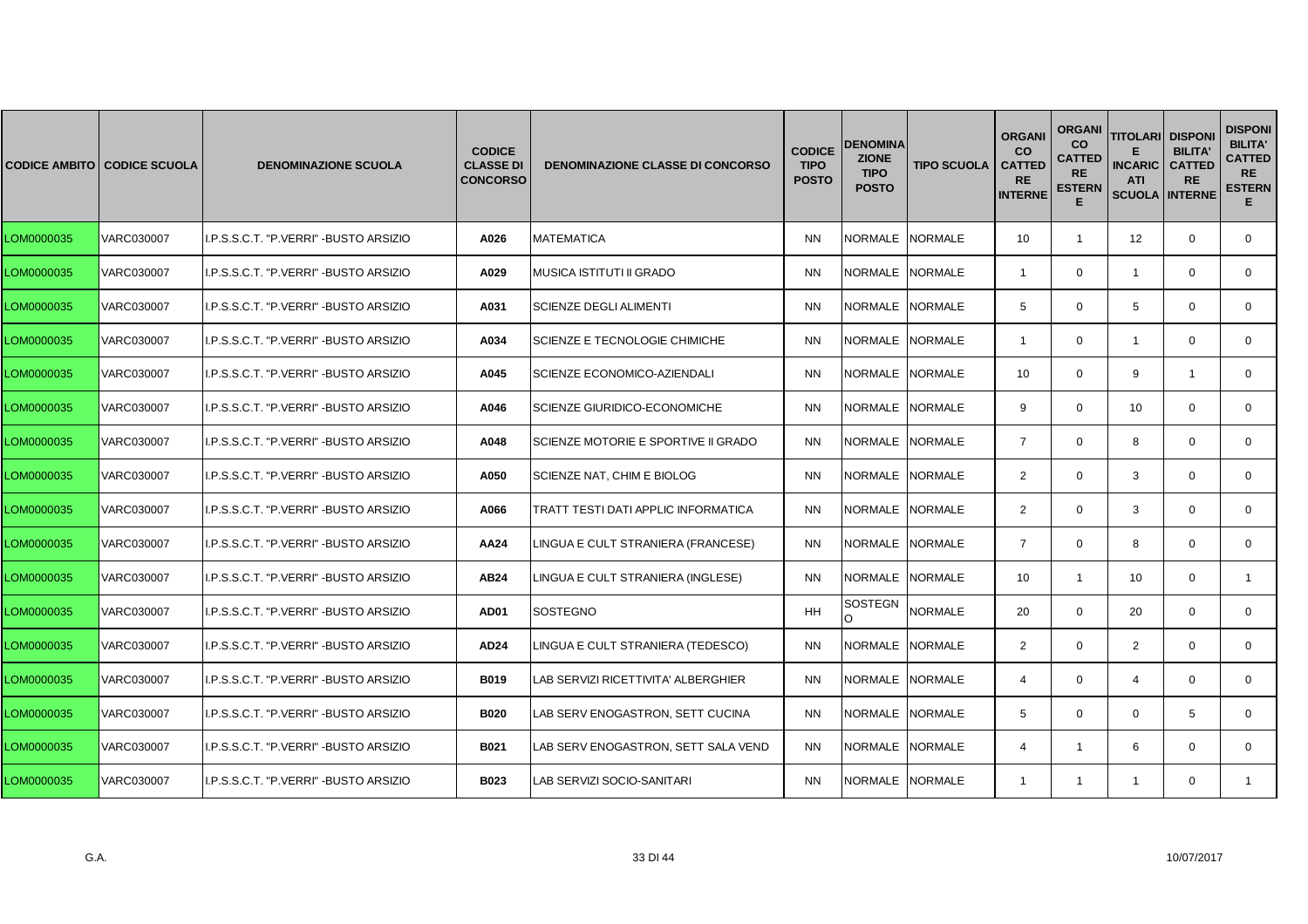| CODICE AMBITO | CODICE SCUOLA | DENOMINAZIONE SCUOLA | CODICE CLASSE DI CONCORSO | DENOMINAZIONE CLASSE DI CONCORSO | CODICE TIPO POSTO | DENOMINAZIONE TIPO POSTO | TIPO SCUOLA | ORGANICO CATTEDRE INTERNE | ORGANICO CATTEDRE ESTERNE | TITOLARI E INCARICATI SCUOLA | DISPONIBILITA' CATTEDRE INTERNE | DISPONIBILITA' CATTEDRE ESTERNE |
|---|---|---|---|---|---|---|---|---|---|---|---|---|
| LOM0000035 | VARC030007 | I.P.S.S.C.T. "P.VERRI" -BUSTO ARSIZIO | A026 | MATEMATICA | NN | NORMALE | NORMALE | 10 | 1 | 12 | 0 | 0 |
| LOM0000035 | VARC030007 | I.P.S.S.C.T. "P.VERRI" -BUSTO ARSIZIO | A029 | MUSICA ISTITUTI II GRADO | NN | NORMALE | NORMALE | 1 | 0 | 1 | 0 | 0 |
| LOM0000035 | VARC030007 | I.P.S.S.C.T. "P.VERRI" -BUSTO ARSIZIO | A031 | SCIENZE DEGLI ALIMENTI | NN | NORMALE | NORMALE | 5 | 0 | 5 | 0 | 0 |
| LOM0000035 | VARC030007 | I.P.S.S.C.T. "P.VERRI" -BUSTO ARSIZIO | A034 | SCIENZE E TECNOLOGIE CHIMICHE | NN | NORMALE | NORMALE | 1 | 0 | 1 | 0 | 0 |
| LOM0000035 | VARC030007 | I.P.S.S.C.T. "P.VERRI" -BUSTO ARSIZIO | A045 | SCIENZE ECONOMICO-AZIENDALI | NN | NORMALE | NORMALE | 10 | 0 | 9 | 1 | 0 |
| LOM0000035 | VARC030007 | I.P.S.S.C.T. "P.VERRI" -BUSTO ARSIZIO | A046 | SCIENZE GIURIDICO-ECONOMICHE | NN | NORMALE | NORMALE | 9 | 0 | 10 | 0 | 0 |
| LOM0000035 | VARC030007 | I.P.S.S.C.T. "P.VERRI" -BUSTO ARSIZIO | A048 | SCIENZE MOTORIE E SPORTIVE II GRADO | NN | NORMALE | NORMALE | 7 | 0 | 8 | 0 | 0 |
| LOM0000035 | VARC030007 | I.P.S.S.C.T. "P.VERRI" -BUSTO ARSIZIO | A050 | SCIENZE NAT, CHIM E BIOLOG | NN | NORMALE | NORMALE | 2 | 0 | 3 | 0 | 0 |
| LOM0000035 | VARC030007 | I.P.S.S.C.T. "P.VERRI" -BUSTO ARSIZIO | A066 | TRATT TESTI DATI APPLIC INFORMATICA | NN | NORMALE | NORMALE | 2 | 0 | 3 | 0 | 0 |
| LOM0000035 | VARC030007 | I.P.S.S.C.T. "P.VERRI" -BUSTO ARSIZIO | AA24 | LINGUA E CULT STRANIERA (FRANCESE) | NN | NORMALE | NORMALE | 7 | 0 | 8 | 0 | 0 |
| LOM0000035 | VARC030007 | I.P.S.S.C.T. "P.VERRI" -BUSTO ARSIZIO | AB24 | LINGUA E CULT STRANIERA (INGLESE) | NN | NORMALE | NORMALE | 10 | 1 | 10 | 0 | 1 |
| LOM0000035 | VARC030007 | I.P.S.S.C.T. "P.VERRI" -BUSTO ARSIZIO | AD01 | SOSTEGNO | HH | SOSTEGNO | NORMALE | 20 | 0 | 20 | 0 | 0 |
| LOM0000035 | VARC030007 | I.P.S.S.C.T. "P.VERRI" -BUSTO ARSIZIO | AD24 | LINGUA E CULT STRANIERA (TEDESCO) | NN | NORMALE | NORMALE | 2 | 0 | 2 | 0 | 0 |
| LOM0000035 | VARC030007 | I.P.S.S.C.T. "P.VERRI" -BUSTO ARSIZIO | B019 | LAB SERVIZI RICETTIVITA' ALBERGHIER | NN | NORMALE | NORMALE | 4 | 0 | 4 | 0 | 0 |
| LOM0000035 | VARC030007 | I.P.S.S.C.T. "P.VERRI" -BUSTO ARSIZIO | B020 | LAB SERV ENOGASTRON, SETT CUCINA | NN | NORMALE | NORMALE | 5 | 0 | 0 | 5 | 0 |
| LOM0000035 | VARC030007 | I.P.S.S.C.T. "P.VERRI" -BUSTO ARSIZIO | B021 | LAB SERV ENOGASTRON, SETT SALA VEND | NN | NORMALE | NORMALE | 4 | 1 | 6 | 0 | 0 |
| LOM0000035 | VARC030007 | I.P.S.S.C.T. "P.VERRI" -BUSTO ARSIZIO | B023 | LAB SERVIZI SOCIO-SANITARI | NN | NORMALE | NORMALE | 1 | 1 | 1 | 0 | 1 |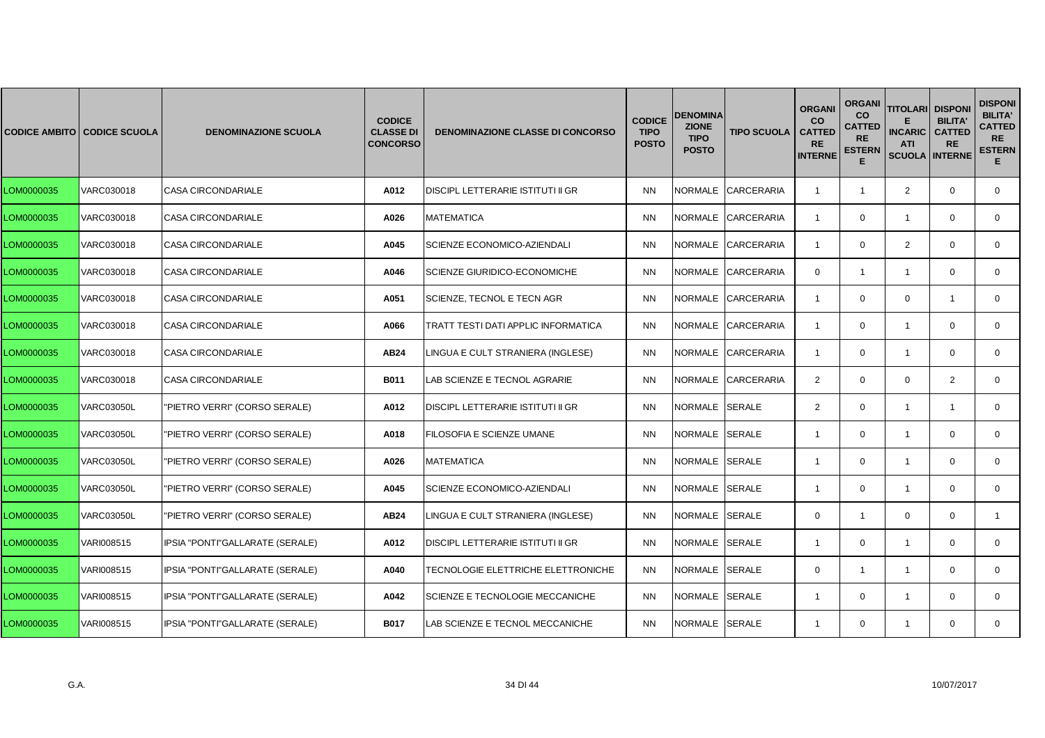| CODICE AMBITO | CODICE SCUOLA | DENOMINAZIONE SCUOLA | CODICE CLASSE DI CONCORSO | DENOMINAZIONE CLASSE DI CONCORSO | CODICE TIPO POSTO | DENOMINAZIONE TIPO POSTO | TIPO SCUOLA | ORGANICO CATTEDRE INTERNE | ORGANICO CATTEDRE ESTERNE | TITOLARI E INCARICATI SCUOLA | DISPONIBILITA' CATTEDRE INTERNE | DISPONIBILITA' CATTEDRE ESTERNE |
|---|---|---|---|---|---|---|---|---|---|---|---|---|
| LOM0000035 | VARC030018 | CASA CIRCONDARIALE | A012 | DISCIPL LETTERARIE ISTITUTI II GR | NN | NORMALE | CARCERARIA | 1 | 1 | 2 | 0 | 0 |
| LOM0000035 | VARC030018 | CASA CIRCONDARIALE | A026 | MATEMATICA | NN | NORMALE | CARCERARIA | 1 | 0 | 1 | 0 | 0 |
| LOM0000035 | VARC030018 | CASA CIRCONDARIALE | A045 | SCIENZE ECONOMICO-AZIENDALI | NN | NORMALE | CARCERARIA | 1 | 0 | 2 | 0 | 0 |
| LOM0000035 | VARC030018 | CASA CIRCONDARIALE | A046 | SCIENZE GIURIDICO-ECONOMICHE | NN | NORMALE | CARCERARIA | 0 | 1 | 1 | 0 | 0 |
| LOM0000035 | VARC030018 | CASA CIRCONDARIALE | A051 | SCIENZE, TECNOL E TECN AGR | NN | NORMALE | CARCERARIA | 1 | 0 | 0 | 1 | 0 |
| LOM0000035 | VARC030018 | CASA CIRCONDARIALE | A066 | TRATT TESTI DATI APPLIC INFORMATICA | NN | NORMALE | CARCERARIA | 1 | 0 | 1 | 0 | 0 |
| LOM0000035 | VARC030018 | CASA CIRCONDARIALE | AB24 | LINGUA E CULT STRANIERA (INGLESE) | NN | NORMALE | CARCERARIA | 1 | 0 | 1 | 0 | 0 |
| LOM0000035 | VARC030018 | CASA CIRCONDARIALE | B011 | LAB SCIENZE E TECNOL AGRARIE | NN | NORMALE | CARCERARIA | 2 | 0 | 0 | 2 | 0 |
| LOM0000035 | VARC03050L | "PIETRO VERRI" (CORSO SERALE) | A012 | DISCIPL LETTERARIE ISTITUTI II GR | NN | NORMALE | SERALE | 2 | 0 | 1 | 1 | 0 |
| LOM0000035 | VARC03050L | "PIETRO VERRI" (CORSO SERALE) | A018 | FILOSOFIA E SCIENZE UMANE | NN | NORMALE | SERALE | 1 | 0 | 1 | 0 | 0 |
| LOM0000035 | VARC03050L | "PIETRO VERRI" (CORSO SERALE) | A026 | MATEMATICA | NN | NORMALE | SERALE | 1 | 0 | 1 | 0 | 0 |
| LOM0000035 | VARC03050L | "PIETRO VERRI" (CORSO SERALE) | A045 | SCIENZE ECONOMICO-AZIENDALI | NN | NORMALE | SERALE | 1 | 0 | 1 | 0 | 0 |
| LOM0000035 | VARC03050L | "PIETRO VERRI" (CORSO SERALE) | AB24 | LINGUA E CULT STRANIERA (INGLESE) | NN | NORMALE | SERALE | 0 | 1 | 0 | 0 | 1 |
| LOM0000035 | VARI008515 | IPSIA "PONTI"GALLARATE (SERALE) | A012 | DISCIPL LETTERARIE ISTITUTI II GR | NN | NORMALE | SERALE | 1 | 0 | 1 | 0 | 0 |
| LOM0000035 | VARI008515 | IPSIA "PONTI"GALLARATE (SERALE) | A040 | TECNOLOGIE ELETTRICHE ELETTRONICHE | NN | NORMALE | SERALE | 0 | 1 | 1 | 0 | 0 |
| LOM0000035 | VARI008515 | IPSIA "PONTI"GALLARATE (SERALE) | A042 | SCIENZE E TECNOLOGIE MECCANICHE | NN | NORMALE | SERALE | 1 | 0 | 1 | 0 | 0 |
| LOM0000035 | VARI008515 | IPSIA "PONTI"GALLARATE (SERALE) | B017 | LAB SCIENZE E TECNOL MECCANICHE | NN | NORMALE | SERALE | 1 | 0 | 1 | 0 | 0 |

G.A. 10/07/2017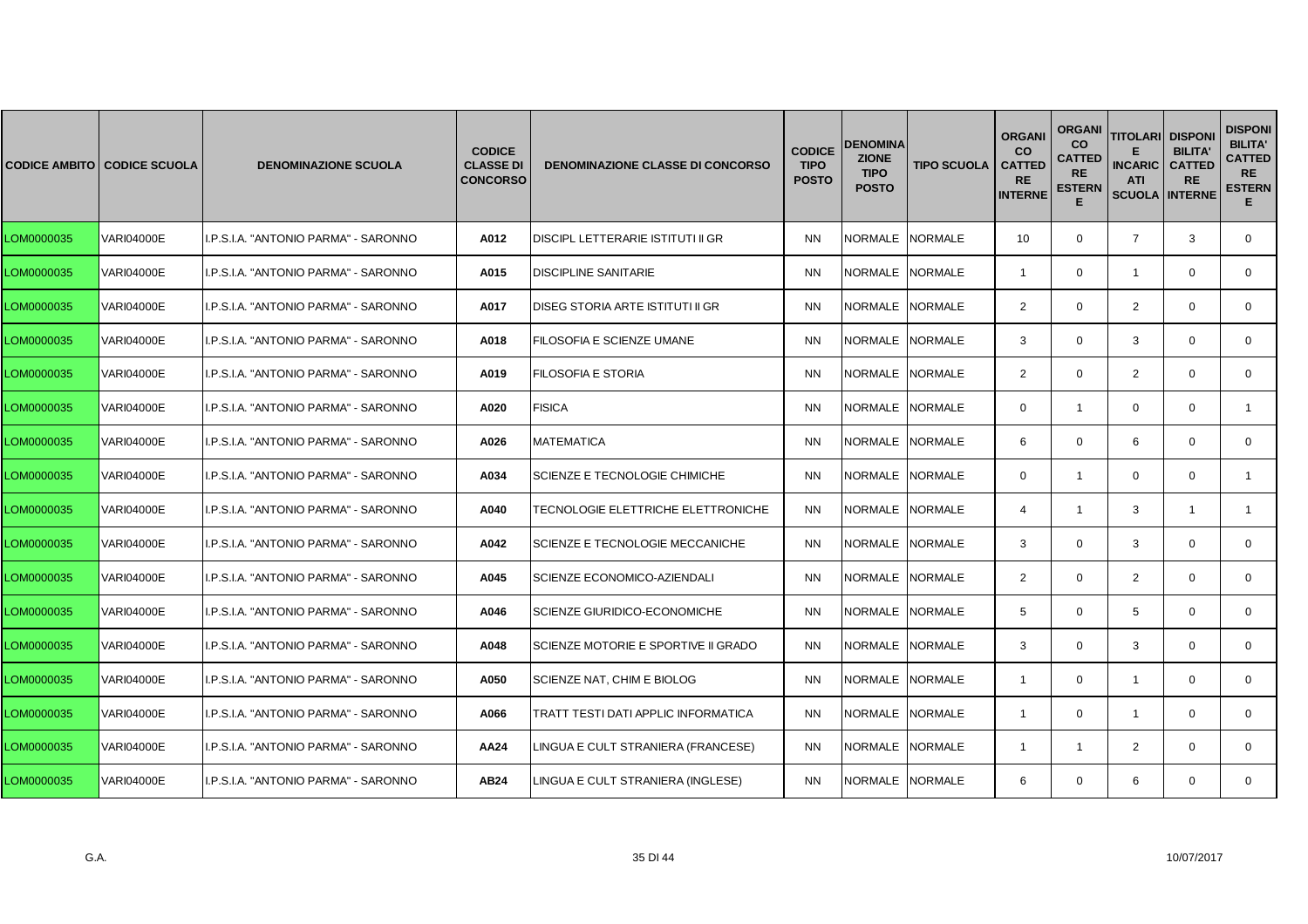| CODICE AMBITO | CODICE SCUOLA | DENOMINAZIONE SCUOLA | CODICE CLASSE DI CONCORSO | DENOMINAZIONE CLASSE DI CONCORSO | CODICE TIPO POSTO | DENOMINAZIONE TIPO POSTO | TIPO SCUOLA | ORGANICO CATTEDRE INTERNE | ORGANICO CATTEDRE ESTERNE | TITOLARI E INCARICATI SCUOLA | DISPONIBILITA' CATTEDRE INTERNE | DISPONIBILITA' CATTEDRE ESTERNE |
|---|---|---|---|---|---|---|---|---|---|---|---|---|
| LOM0000035 | VARI04000E | I.P.S.I.A. "ANTONIO PARMA" - SARONNO | A012 | DISCIPL LETTERARIE ISTITUTI II GR | NN | NORMALE | NORMALE | 10 | 0 | 7 | 3 | 0 |
| LOM0000035 | VARI04000E | I.P.S.I.A. "ANTONIO PARMA" - SARONNO | A015 | DISCIPLINE SANITARIE | NN | NORMALE | NORMALE | 1 | 0 | 1 | 0 | 0 |
| LOM0000035 | VARI04000E | I.P.S.I.A. "ANTONIO PARMA" - SARONNO | A017 | DISEG STORIA ARTE ISTITUTI II GR | NN | NORMALE | NORMALE | 2 | 0 | 2 | 0 | 0 |
| LOM0000035 | VARI04000E | I.P.S.I.A. "ANTONIO PARMA" - SARONNO | A018 | FILOSOFIA E SCIENZE UMANE | NN | NORMALE | NORMALE | 3 | 0 | 3 | 0 | 0 |
| LOM0000035 | VARI04000E | I.P.S.I.A. "ANTONIO PARMA" - SARONNO | A019 | FILOSOFIA E STORIA | NN | NORMALE | NORMALE | 2 | 0 | 2 | 0 | 0 |
| LOM0000035 | VARI04000E | I.P.S.I.A. "ANTONIO PARMA" - SARONNO | A020 | FISICA | NN | NORMALE | NORMALE | 0 | 1 | 0 | 0 | 1 |
| LOM0000035 | VARI04000E | I.P.S.I.A. "ANTONIO PARMA" - SARONNO | A026 | MATEMATICA | NN | NORMALE | NORMALE | 6 | 0 | 6 | 0 | 0 |
| LOM0000035 | VARI04000E | I.P.S.I.A. "ANTONIO PARMA" - SARONNO | A034 | SCIENZE E TECNOLOGIE CHIMICHE | NN | NORMALE | NORMALE | 0 | 1 | 0 | 0 | 1 |
| LOM0000035 | VARI04000E | I.P.S.I.A. "ANTONIO PARMA" - SARONNO | A040 | TECNOLOGIE ELETTRICHE ELETTRONICHE | NN | NORMALE | NORMALE | 4 | 1 | 3 | 1 | 1 |
| LOM0000035 | VARI04000E | I.P.S.I.A. "ANTONIO PARMA" - SARONNO | A042 | SCIENZE E TECNOLOGIE MECCANICHE | NN | NORMALE | NORMALE | 3 | 0 | 3 | 0 | 0 |
| LOM0000035 | VARI04000E | I.P.S.I.A. "ANTONIO PARMA" - SARONNO | A045 | SCIENZE ECONOMICO-AZIENDALI | NN | NORMALE | NORMALE | 2 | 0 | 2 | 0 | 0 |
| LOM0000035 | VARI04000E | I.P.S.I.A. "ANTONIO PARMA" - SARONNO | A046 | SCIENZE GIURIDICO-ECONOMICHE | NN | NORMALE | NORMALE | 5 | 0 | 5 | 0 | 0 |
| LOM0000035 | VARI04000E | I.P.S.I.A. "ANTONIO PARMA" - SARONNO | A048 | SCIENZE MOTORIE E SPORTIVE II GRADO | NN | NORMALE | NORMALE | 3 | 0 | 3 | 0 | 0 |
| LOM0000035 | VARI04000E | I.P.S.I.A. "ANTONIO PARMA" - SARONNO | A050 | SCIENZE NAT, CHIM E BIOLOG | NN | NORMALE | NORMALE | 1 | 0 | 1 | 0 | 0 |
| LOM0000035 | VARI04000E | I.P.S.I.A. "ANTONIO PARMA" - SARONNO | A066 | TRATT TESTI DATI APPLIC INFORMATICA | NN | NORMALE | NORMALE | 1 | 0 | 1 | 0 | 0 |
| LOM0000035 | VARI04000E | I.P.S.I.A. "ANTONIO PARMA" - SARONNO | AA24 | LINGUA E CULT STRANIERA (FRANCESE) | NN | NORMALE | NORMALE | 1 | 1 | 2 | 0 | 0 |
| LOM0000035 | VARI04000E | I.P.S.I.A. "ANTONIO PARMA" - SARONNO | AB24 | LINGUA E CULT STRANIERA (INGLESE) | NN | NORMALE | NORMALE | 6 | 0 | 6 | 0 | 0 |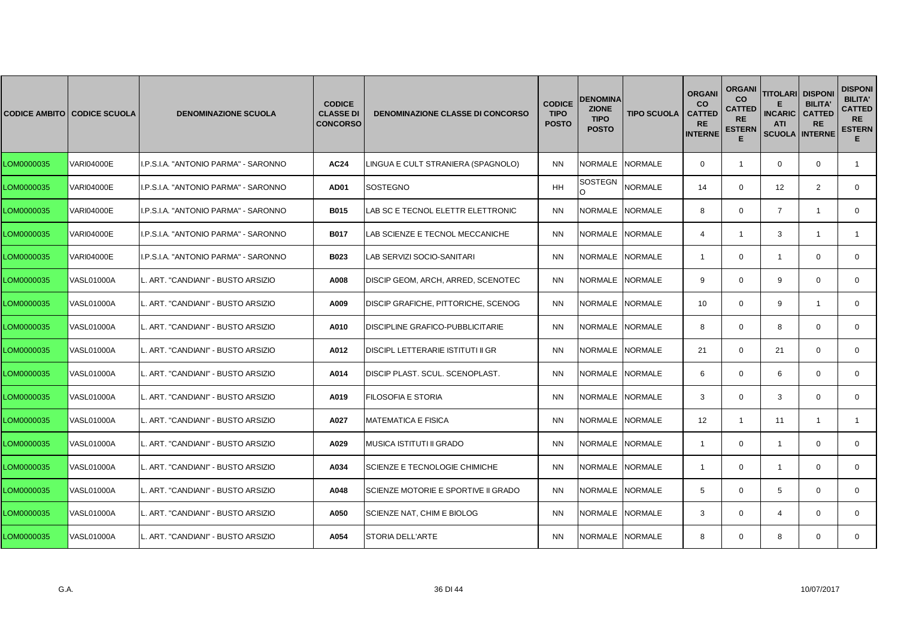| CODICE AMBITO | CODICE SCUOLA | DENOMINAZIONE SCUOLA | CODICE CLASSE DI CONCORSO | DENOMINAZIONE CLASSE DI CONCORSO | CODICE TIPO POSTO | DENOMINAZIONE TIPO POSTO | TIPO SCUOLA | ORGANICO CATTEDRE INTERNE | ORGANICO CATTEDRE ESTERNE | TITOLARI E INCARICATI SCUOLA | DISPONIBILITA' CATTEDRE INTERNE | DISPONIBILITA' CATTEDRE ESTERNE |
|---|---|---|---|---|---|---|---|---|---|---|---|---|
| LOM0000035 | VARI04000E | I.P.S.I.A. "ANTONIO PARMA" - SARONNO | AC24 | LINGUA E CULT STRANIERA (SPAGNOLO) | NN | NORMALE | NORMALE | 0 | 1 | 0 | 0 | 1 |
| LOM0000035 | VARI04000E | I.P.S.I.A. "ANTONIO PARMA" - SARONNO | AD01 | SOSTEGNO | HH | SOSTEGNO | NORMALE | 14 | 0 | 12 | 2 | 0 |
| LOM0000035 | VARI04000E | I.P.S.I.A. "ANTONIO PARMA" - SARONNO | B015 | LAB SC E TECNOL ELETTR ELETTRONIC | NN | NORMALE | NORMALE | 8 | 0 | 7 | 1 | 0 |
| LOM0000035 | VARI04000E | I.P.S.I.A. "ANTONIO PARMA" - SARONNO | B017 | LAB SCIENZE E TECNOL MECCANICHE | NN | NORMALE | NORMALE | 4 | 1 | 3 | 1 | 1 |
| LOM0000035 | VARI04000E | I.P.S.I.A. "ANTONIO PARMA" - SARONNO | B023 | LAB SERVIZI SOCIO-SANITARI | NN | NORMALE | NORMALE | 1 | 0 | 1 | 0 | 0 |
| LOM0000035 | VASL01000A | L. ART. "CANDIANI" - BUSTO ARSIZIO | A008 | DISCIP GEOM, ARCH, ARRED, SCENOTEC | NN | NORMALE | NORMALE | 9 | 0 | 9 | 0 | 0 |
| LOM0000035 | VASL01000A | L. ART. "CANDIANI" - BUSTO ARSIZIO | A009 | DISCIP GRAFICHE, PITTORICHE, SCENOG | NN | NORMALE | NORMALE | 10 | 0 | 9 | 1 | 0 |
| LOM0000035 | VASL01000A | L. ART. "CANDIANI" - BUSTO ARSIZIO | A010 | DISCIPLINE GRAFICO-PUBBLICITARIE | NN | NORMALE | NORMALE | 8 | 0 | 8 | 0 | 0 |
| LOM0000035 | VASL01000A | L. ART. "CANDIANI" - BUSTO ARSIZIO | A012 | DISCIPL LETTERARIE ISTITUTI II GR | NN | NORMALE | NORMALE | 21 | 0 | 21 | 0 | 0 |
| LOM0000035 | VASL01000A | L. ART. "CANDIANI" - BUSTO ARSIZIO | A014 | DISCIP PLAST. SCUL. SCENOPLAST. | NN | NORMALE | NORMALE | 6 | 0 | 6 | 0 | 0 |
| LOM0000035 | VASL01000A | L. ART. "CANDIANI" - BUSTO ARSIZIO | A019 | FILOSOFIA E STORIA | NN | NORMALE | NORMALE | 3 | 0 | 3 | 0 | 0 |
| LOM0000035 | VASL01000A | L. ART. "CANDIANI" - BUSTO ARSIZIO | A027 | MATEMATICA E FISICA | NN | NORMALE | NORMALE | 12 | 1 | 11 | 1 | 1 |
| LOM0000035 | VASL01000A | L. ART. "CANDIANI" - BUSTO ARSIZIO | A029 | MUSICA ISTITUTI II GRADO | NN | NORMALE | NORMALE | 1 | 0 | 1 | 0 | 0 |
| LOM0000035 | VASL01000A | L. ART. "CANDIANI" - BUSTO ARSIZIO | A034 | SCIENZE E TECNOLOGIE CHIMICHE | NN | NORMALE | NORMALE | 1 | 0 | 1 | 0 | 0 |
| LOM0000035 | VASL01000A | L. ART. "CANDIANI" - BUSTO ARSIZIO | A048 | SCIENZE MOTORIE E SPORTIVE II GRADO | NN | NORMALE | NORMALE | 5 | 0 | 5 | 0 | 0 |
| LOM0000035 | VASL01000A | L. ART. "CANDIANI" - BUSTO ARSIZIO | A050 | SCIENZE NAT, CHIM E BIOLOG | NN | NORMALE | NORMALE | 3 | 0 | 4 | 0 | 0 |
| LOM0000035 | VASL01000A | L. ART. "CANDIANI" - BUSTO ARSIZIO | A054 | STORIA DELL'ARTE | NN | NORMALE | NORMALE | 8 | 0 | 8 | 0 | 0 |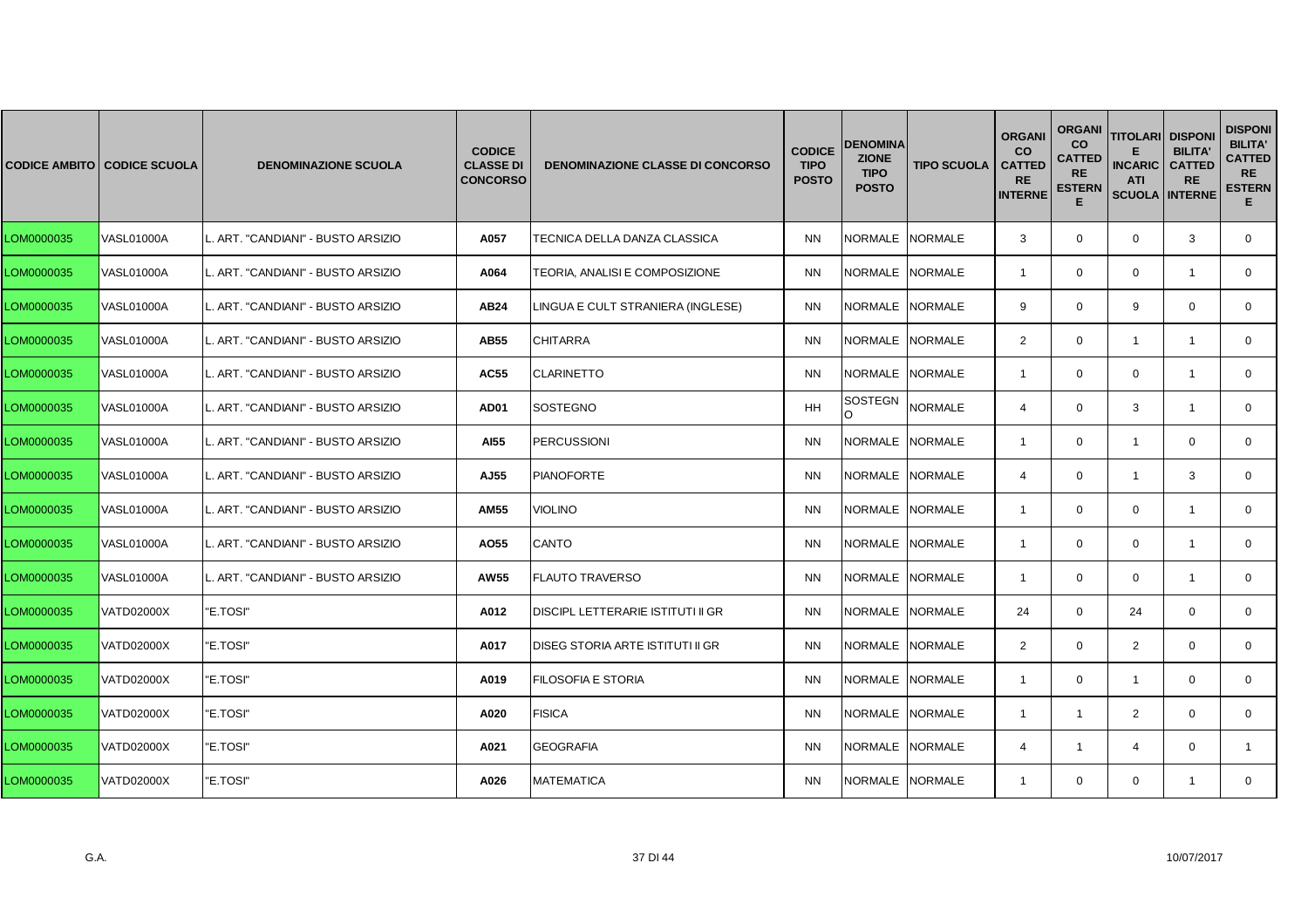| CODICE AMBITO | CODICE SCUOLA | DENOMINAZIONE SCUOLA | CODICE CLASSE DI CONCORSO | DENOMINAZIONE CLASSE DI CONCORSO | CODICE TIPO POSTO | DENOMINAZIONE TIPO POSTO | TIPO SCUOLA | ORGANICO CATTEDRE INTERNE | ORGANICO CATTEDRE ESTERNE | TITOLARI E INCARICATI SCUOLA | DISPONIBILITA' CATTEDRE INTERNE | DISPONIBILITA' CATTEDRE ESTERNE |
|---|---|---|---|---|---|---|---|---|---|---|---|---|
| LOM0000035 | VASL01000A | L. ART. "CANDIANI" - BUSTO ARSIZIO | A057 | TECNICA DELLA DANZA CLASSICA | NN | NORMALE | NORMALE | 3 | 0 | 0 | 3 | 0 |
| LOM0000035 | VASL01000A | L. ART. "CANDIANI" - BUSTO ARSIZIO | A064 | TEORIA, ANALISI E COMPOSIZIONE | NN | NORMALE | NORMALE | 1 | 0 | 0 | 1 | 0 |
| LOM0000035 | VASL01000A | L. ART. "CANDIANI" - BUSTO ARSIZIO | AB24 | LINGUA E CULT STRANIERA (INGLESE) | NN | NORMALE | NORMALE | 9 | 0 | 9 | 0 | 0 |
| LOM0000035 | VASL01000A | L. ART. "CANDIANI" - BUSTO ARSIZIO | AB55 | CHITARRA | NN | NORMALE | NORMALE | 2 | 0 | 1 | 1 | 0 |
| LOM0000035 | VASL01000A | L. ART. "CANDIANI" - BUSTO ARSIZIO | AC55 | CLARINETTO | NN | NORMALE | NORMALE | 1 | 0 | 0 | 1 | 0 |
| LOM0000035 | VASL01000A | L. ART. "CANDIANI" - BUSTO ARSIZIO | AD01 | SOSTEGNO | HH | SOSTEGNO | NORMALE | 4 | 0 | 3 | 1 | 0 |
| LOM0000035 | VASL01000A | L. ART. "CANDIANI" - BUSTO ARSIZIO | AI55 | PERCUSSIONI | NN | NORMALE | NORMALE | 1 | 0 | 1 | 0 | 0 |
| LOM0000035 | VASL01000A | L. ART. "CANDIANI" - BUSTO ARSIZIO | AJ55 | PIANOFORTE | NN | NORMALE | NORMALE | 4 | 0 | 1 | 3 | 0 |
| LOM0000035 | VASL01000A | L. ART. "CANDIANI" - BUSTO ARSIZIO | AM55 | VIOLINO | NN | NORMALE | NORMALE | 1 | 0 | 0 | 1 | 0 |
| LOM0000035 | VASL01000A | L. ART. "CANDIANI" - BUSTO ARSIZIO | AO55 | CANTO | NN | NORMALE | NORMALE | 1 | 0 | 0 | 1 | 0 |
| LOM0000035 | VASL01000A | L. ART. "CANDIANI" - BUSTO ARSIZIO | AW55 | FLAUTO TRAVERSO | NN | NORMALE | NORMALE | 1 | 0 | 0 | 1 | 0 |
| LOM0000035 | VATD02000X | "E.TOSI" | A012 | DISCIPL LETTERARIE ISTITUTI II GR | NN | NORMALE | NORMALE | 24 | 0 | 24 | 0 | 0 |
| LOM0000035 | VATD02000X | "E.TOSI" | A017 | DISEG STORIA ARTE ISTITUTI II GR | NN | NORMALE | NORMALE | 2 | 0 | 2 | 0 | 0 |
| LOM0000035 | VATD02000X | "E.TOSI" | A019 | FILOSOFIA E STORIA | NN | NORMALE | NORMALE | 1 | 0 | 1 | 0 | 0 |
| LOM0000035 | VATD02000X | "E.TOSI" | A020 | FISICA | NN | NORMALE | NORMALE | 1 | 1 | 2 | 0 | 0 |
| LOM0000035 | VATD02000X | "E.TOSI" | A021 | GEOGRAFIA | NN | NORMALE | NORMALE | 4 | 1 | 4 | 0 | 1 |
| LOM0000035 | VATD02000X | "E.TOSI" | A026 | MATEMATICA | NN | NORMALE | NORMALE | 1 | 0 | 0 | 1 | 0 |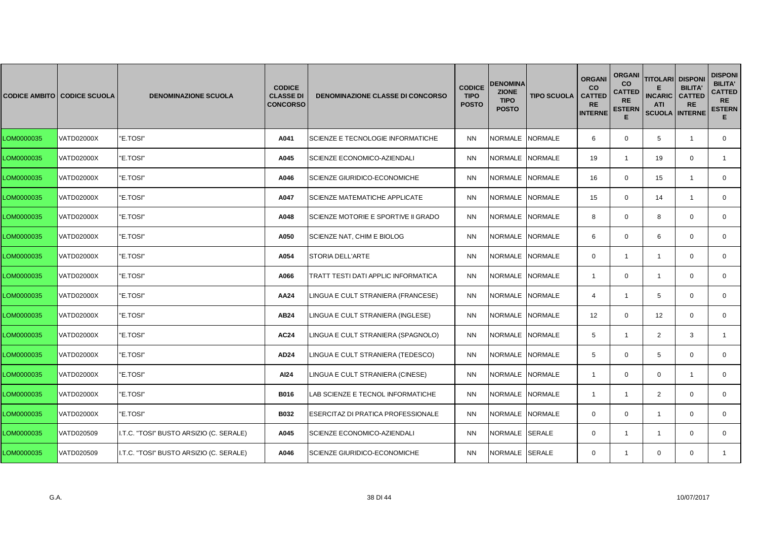| CODICE AMBITO | CODICE SCUOLA | DENOMINAZIONE SCUOLA | CODICE CLASSE DI CONCORSO | DENOMINAZIONE CLASSE DI CONCORSO | CODICE TIPO POSTO | DENOMINAZIONE TIPO POSTO | TIPO SCUOLA | ORGANICO CATTEDRE INTERNE | ORGANICO CATTEDRE ESTERNE | TITOLARI E INCARICATI SCUOLA | DISPONIBILITA' CATTEDRE INTERNE | DISPONIBILITA' CATTEDRE ESTERNE |
|---|---|---|---|---|---|---|---|---|---|---|---|---|
| LOM0000035 | VATD02000X | "E.TOSI" | A041 | SCIENZE E TECNOLOGIE INFORMATICHE | NN | NORMALE | NORMALE | 6 | 0 | 5 | 1 | 0 |
| LOM0000035 | VATD02000X | "E.TOSI" | A045 | SCIENZE ECONOMICO-AZIENDALI | NN | NORMALE | NORMALE | 19 | 1 | 19 | 0 | 1 |
| LOM0000035 | VATD02000X | "E.TOSI" | A046 | SCIENZE GIURIDICO-ECONOMICHE | NN | NORMALE | NORMALE | 16 | 0 | 15 | 1 | 0 |
| LOM0000035 | VATD02000X | "E.TOSI" | A047 | SCIENZE MATEMATICHE APPLICATE | NN | NORMALE | NORMALE | 15 | 0 | 14 | 1 | 0 |
| LOM0000035 | VATD02000X | "E.TOSI" | A048 | SCIENZE MOTORIE E SPORTIVE II GRADO | NN | NORMALE | NORMALE | 8 | 0 | 8 | 0 | 0 |
| LOM0000035 | VATD02000X | "E.TOSI" | A050 | SCIENZE NAT, CHIM E BIOLOG | NN | NORMALE | NORMALE | 6 | 0 | 6 | 0 | 0 |
| LOM0000035 | VATD02000X | "E.TOSI" | A054 | STORIA DELL'ARTE | NN | NORMALE | NORMALE | 0 | 1 | 1 | 0 | 0 |
| LOM0000035 | VATD02000X | "E.TOSI" | A066 | TRATT TESTI DATI APPLIC INFORMATICA | NN | NORMALE | NORMALE | 1 | 0 | 1 | 0 | 0 |
| LOM0000035 | VATD02000X | "E.TOSI" | AA24 | LINGUA E CULT STRANIERA (FRANCESE) | NN | NORMALE | NORMALE | 4 | 1 | 5 | 0 | 0 |
| LOM0000035 | VATD02000X | "E.TOSI" | AB24 | LINGUA E CULT STRANIERA (INGLESE) | NN | NORMALE | NORMALE | 12 | 0 | 12 | 0 | 0 |
| LOM0000035 | VATD02000X | "E.TOSI" | AC24 | LINGUA E CULT STRANIERA (SPAGNOLO) | NN | NORMALE | NORMALE | 5 | 1 | 2 | 3 | 1 |
| LOM0000035 | VATD02000X | "E.TOSI" | AD24 | LINGUA E CULT STRANIERA (TEDESCO) | NN | NORMALE | NORMALE | 5 | 0 | 5 | 0 | 0 |
| LOM0000035 | VATD02000X | "E.TOSI" | AI24 | LINGUA E CULT STRANIERA (CINESE) | NN | NORMALE | NORMALE | 1 | 0 | 0 | 1 | 0 |
| LOM0000035 | VATD02000X | "E.TOSI" | B016 | LAB SCIENZE E TECNOL INFORMATICHE | NN | NORMALE | NORMALE | 1 | 1 | 2 | 0 | 0 |
| LOM0000035 | VATD02000X | "E.TOSI" | B032 | ESERCITAZ DI PRATICA PROFESSIONALE | NN | NORMALE | NORMALE | 0 | 0 | 1 | 0 | 0 |
| LOM0000035 | VATD020509 | I.T.C. "TOSI" BUSTO ARSIZIO (C. SERALE) | A045 | SCIENZE ECONOMICO-AZIENDALI | NN | NORMALE | SERALE | 0 | 1 | 1 | 0 | 0 |
| LOM0000035 | VATD020509 | I.T.C. "TOSI" BUSTO ARSIZIO (C. SERALE) | A046 | SCIENZE GIURIDICO-ECONOMICHE | NN | NORMALE | SERALE | 0 | 1 | 0 | 0 | 1 |

G.A.

10/07/2017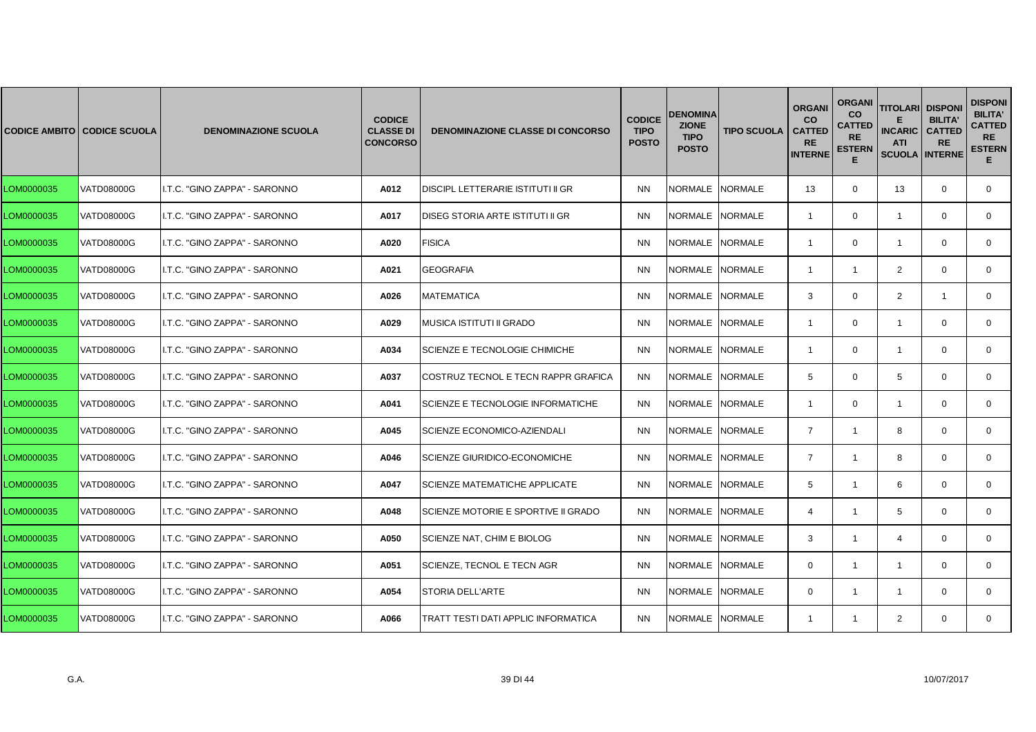| CODICE AMBITO | CODICE SCUOLA | DENOMINAZIONE SCUOLA | CODICE CLASSE DI CONCORSO | DENOMINAZIONE CLASSE DI CONCORSO | CODICE TIPO POSTO | DENOMINAZIONE TIPO POSTO | TIPO SCUOLA | ORGANICO CATTEDRE INTERNE | ORGANICO CATTEDRE ESTERNE | TITOLARI E INCARICATI SCUOLA | DISPONIBILITA' CATTEDRE INTERNE | DISPONIBILITA' CATTEDRE ESTERNE |
|---|---|---|---|---|---|---|---|---|---|---|---|---|
| LOM0000035 | VATD08000G | I.T.C. "GINO ZAPPA" - SARONNO | A012 | DISCIPL LETTERARIE ISTITUTI II GR | NN | NORMALE | NORMALE | 13 | 0 | 13 | 0 | 0 |
| LOM0000035 | VATD08000G | I.T.C. "GINO ZAPPA" - SARONNO | A017 | DISEG STORIA ARTE ISTITUTI II GR | NN | NORMALE | NORMALE | 1 | 0 | 1 | 0 | 0 |
| LOM0000035 | VATD08000G | I.T.C. "GINO ZAPPA" - SARONNO | A020 | FISICA | NN | NORMALE | NORMALE | 1 | 0 | 1 | 0 | 0 |
| LOM0000035 | VATD08000G | I.T.C. "GINO ZAPPA" - SARONNO | A021 | GEOGRAFIA | NN | NORMALE | NORMALE | 1 | 1 | 2 | 0 | 0 |
| LOM0000035 | VATD08000G | I.T.C. "GINO ZAPPA" - SARONNO | A026 | MATEMATICA | NN | NORMALE | NORMALE | 3 | 0 | 2 | 1 | 0 |
| LOM0000035 | VATD08000G | I.T.C. "GINO ZAPPA" - SARONNO | A029 | MUSICA ISTITUTI II GRADO | NN | NORMALE | NORMALE | 1 | 0 | 1 | 0 | 0 |
| LOM0000035 | VATD08000G | I.T.C. "GINO ZAPPA" - SARONNO | A034 | SCIENZE E TECNOLOGIE CHIMICHE | NN | NORMALE | NORMALE | 1 | 0 | 1 | 0 | 0 |
| LOM0000035 | VATD08000G | I.T.C. "GINO ZAPPA" - SARONNO | A037 | COSTRUZ TECNOL E TECN RAPPR GRAFICA | NN | NORMALE | NORMALE | 5 | 0 | 5 | 0 | 0 |
| LOM0000035 | VATD08000G | I.T.C. "GINO ZAPPA" - SARONNO | A041 | SCIENZE E TECNOLOGIE INFORMATICHE | NN | NORMALE | NORMALE | 1 | 0 | 1 | 0 | 0 |
| LOM0000035 | VATD08000G | I.T.C. "GINO ZAPPA" - SARONNO | A045 | SCIENZE ECONOMICO-AZIENDALI | NN | NORMALE | NORMALE | 7 | 1 | 8 | 0 | 0 |
| LOM0000035 | VATD08000G | I.T.C. "GINO ZAPPA" - SARONNO | A046 | SCIENZE GIURIDICO-ECONOMICHE | NN | NORMALE | NORMALE | 7 | 1 | 8 | 0 | 0 |
| LOM0000035 | VATD08000G | I.T.C. "GINO ZAPPA" - SARONNO | A047 | SCIENZE MATEMATICHE APPLICATE | NN | NORMALE | NORMALE | 5 | 1 | 6 | 0 | 0 |
| LOM0000035 | VATD08000G | I.T.C. "GINO ZAPPA" - SARONNO | A048 | SCIENZE MOTORIE E SPORTIVE II GRADO | NN | NORMALE | NORMALE | 4 | 1 | 5 | 0 | 0 |
| LOM0000035 | VATD08000G | I.T.C. "GINO ZAPPA" - SARONNO | A050 | SCIENZE NAT, CHIM E BIOLOG | NN | NORMALE | NORMALE | 3 | 1 | 4 | 0 | 0 |
| LOM0000035 | VATD08000G | I.T.C. "GINO ZAPPA" - SARONNO | A051 | SCIENZE, TECNOL E TECN AGR | NN | NORMALE | NORMALE | 0 | 1 | 1 | 0 | 0 |
| LOM0000035 | VATD08000G | I.T.C. "GINO ZAPPA" - SARONNO | A054 | STORIA DELL'ARTE | NN | NORMALE | NORMALE | 0 | 1 | 1 | 0 | 0 |
| LOM0000035 | VATD08000G | I.T.C. "GINO ZAPPA" - SARONNO | A066 | TRATT TESTI DATI APPLIC INFORMATICA | NN | NORMALE | NORMALE | 1 | 1 | 2 | 0 | 0 |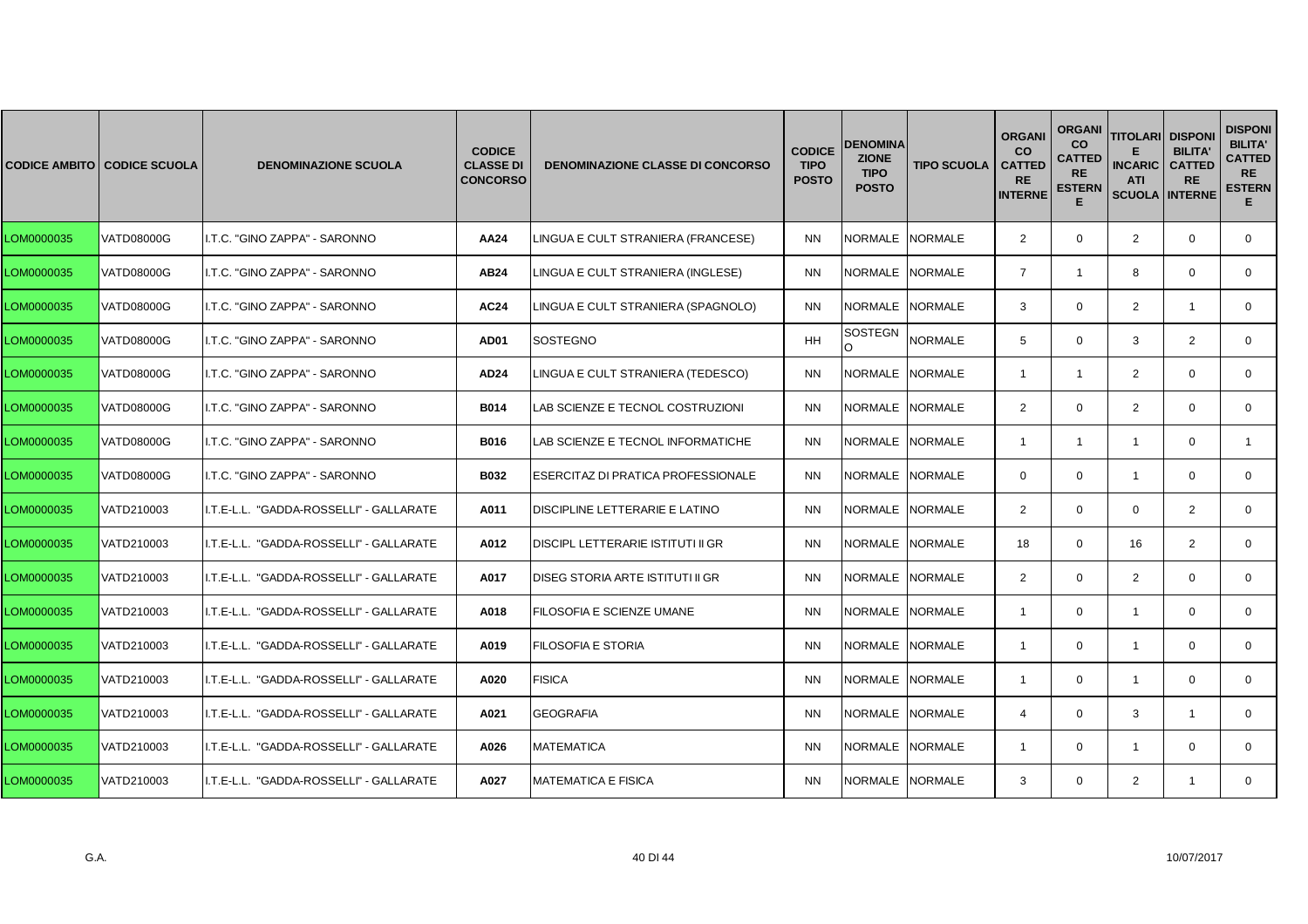| CODICE AMBITO | CODICE SCUOLA | DENOMINAZIONE SCUOLA | CODICE CLASSE DI CONCORSO | DENOMINAZIONE CLASSE DI CONCORSO | CODICE TIPO POSTO | DENOMINAZIONE TIPO POSTO | TIPO SCUOLA | ORGANICO CATTEDRE INTERNE | ORGANICO CATTEDRE ESTERNE | TITOLARI E INCARICATI SCUOLA | DISPONIBILITA' CATTEDRE INTERNE | DISPONIBILITA' CATTEDRE ESTERNE |
|---|---|---|---|---|---|---|---|---|---|---|---|---|
| LOM0000035 | VATD08000G | I.T.C. "GINO ZAPPA" - SARONNO | AA24 | LINGUA E CULT STRANIERA (FRANCESE) | NN | NORMALE | NORMALE | 2 | 0 | 2 | 0 | 0 |
| LOM0000035 | VATD08000G | I.T.C. "GINO ZAPPA" - SARONNO | AB24 | LINGUA E CULT STRANIERA (INGLESE) | NN | NORMALE | NORMALE | 7 | 1 | 8 | 0 | 0 |
| LOM0000035 | VATD08000G | I.T.C. "GINO ZAPPA" - SARONNO | AC24 | LINGUA E CULT STRANIERA (SPAGNOLO) | NN | NORMALE | NORMALE | 3 | 0 | 2 | 1 | 0 |
| LOM0000035 | VATD08000G | I.T.C. "GINO ZAPPA" - SARONNO | AD01 | SOSTEGNO | HH | SOSTEGNO | NORMALE | 5 | 0 | 3 | 2 | 0 |
| LOM0000035 | VATD08000G | I.T.C. "GINO ZAPPA" - SARONNO | AD24 | LINGUA E CULT STRANIERA (TEDESCO) | NN | NORMALE | NORMALE | 1 | 1 | 2 | 0 | 0 |
| LOM0000035 | VATD08000G | I.T.C. "GINO ZAPPA" - SARONNO | B014 | LAB SCIENZE E TECNOL COSTRUZIONI | NN | NORMALE | NORMALE | 2 | 0 | 2 | 0 | 0 |
| LOM0000035 | VATD08000G | I.T.C. "GINO ZAPPA" - SARONNO | B016 | LAB SCIENZE E TECNOL INFORMATICHE | NN | NORMALE | NORMALE | 1 | 1 | 1 | 0 | 1 |
| LOM0000035 | VATD08000G | I.T.C. "GINO ZAPPA" - SARONNO | B032 | ESERCITAZ DI PRATICA PROFESSIONALE | NN | NORMALE | NORMALE | 0 | 0 | 1 | 0 | 0 |
| LOM0000035 | VATD210003 | I.T.E-L.L. "GADDA-ROSSELLI" - GALLARATE | A011 | DISCIPLINE LETTERARIE E LATINO | NN | NORMALE | NORMALE | 2 | 0 | 0 | 2 | 0 |
| LOM0000035 | VATD210003 | I.T.E-L.L. "GADDA-ROSSELLI" - GALLARATE | A012 | DISCIPL LETTERARIE ISTITUTI II GR | NN | NORMALE | NORMALE | 18 | 0 | 16 | 2 | 0 |
| LOM0000035 | VATD210003 | I.T.E-L.L. "GADDA-ROSSELLI" - GALLARATE | A017 | DISEG STORIA ARTE ISTITUTI II GR | NN | NORMALE | NORMALE | 2 | 0 | 2 | 0 | 0 |
| LOM0000035 | VATD210003 | I.T.E-L.L. "GADDA-ROSSELLI" - GALLARATE | A018 | FILOSOFIA E SCIENZE UMANE | NN | NORMALE | NORMALE | 1 | 0 | 1 | 0 | 0 |
| LOM0000035 | VATD210003 | I.T.E-L.L. "GADDA-ROSSELLI" - GALLARATE | A019 | FILOSOFIA E STORIA | NN | NORMALE | NORMALE | 1 | 0 | 1 | 0 | 0 |
| LOM0000035 | VATD210003 | I.T.E-L.L. "GADDA-ROSSELLI" - GALLARATE | A020 | FISICA | NN | NORMALE | NORMALE | 1 | 0 | 1 | 0 | 0 |
| LOM0000035 | VATD210003 | I.T.E-L.L. "GADDA-ROSSELLI" - GALLARATE | A021 | GEOGRAFIA | NN | NORMALE | NORMALE | 4 | 0 | 3 | 1 | 0 |
| LOM0000035 | VATD210003 | I.T.E-L.L. "GADDA-ROSSELLI" - GALLARATE | A026 | MATEMATICA | NN | NORMALE | NORMALE | 1 | 0 | 1 | 0 | 0 |
| LOM0000035 | VATD210003 | I.T.E-L.L. "GADDA-ROSSELLI" - GALLARATE | A027 | MATEMATICA E FISICA | NN | NORMALE | NORMALE | 3 | 0 | 2 | 1 | 0 |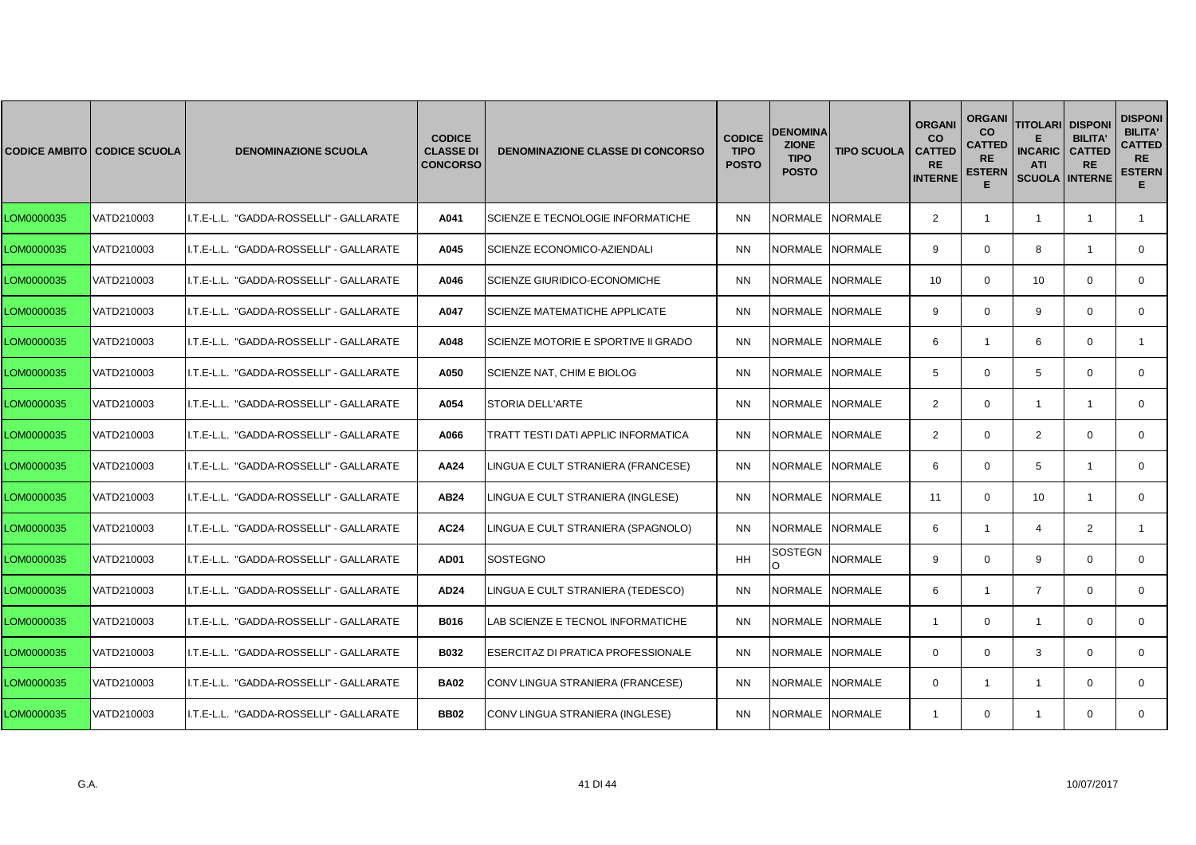| CODICE AMBITO | CODICE SCUOLA | DENOMINAZIONE SCUOLA | CODICE CLASSE DI CONCORSO | DENOMINAZIONE CLASSE DI CONCORSO | CODICE TIPO POSTO | DENOMINAZIONE TIPO POSTO | TIPO SCUOLA | ORGANICO CATTEDRE INTERNE | ORGANICO CATTEDRE ESTERNE | TITOLARI E INCARICATI SCUOLA | DISPONIBILITA' CATTEDRE INTERNE | DISPONIBILITA' CATTEDRE ESTERNE |
|---|---|---|---|---|---|---|---|---|---|---|---|---|
| LOM0000035 | VATD210003 | I.T.E-L.L. "GADDA-ROSSELLI" - GALLARATE | **A041** | SCIENZE E TECNOLOGIE INFORMATICHE | NN | NORMALE | NORMALE | 2 | 1 | 1 | 1 | 1 |
| LOM0000035 | VATD210003 | I.T.E-L.L. "GADDA-ROSSELLI" - GALLARATE | **A045** | SCIENZE ECONOMICO-AZIENDALI | NN | NORMALE | NORMALE | 9 | 0 | 8 | 1 | 0 |
| LOM0000035 | VATD210003 | I.T.E-L.L. "GADDA-ROSSELLI" - GALLARATE | **A046** | SCIENZE GIURIDICO-ECONOMICHE | NN | NORMALE | NORMALE | 10 | 0 | 10 | 0 | 0 |
| LOM0000035 | VATD210003 | I.T.E-L.L. "GADDA-ROSSELLI" - GALLARATE | **A047** | SCIENZE MATEMATICHE APPLICATE | NN | NORMALE | NORMALE | 9 | 0 | 9 | 0 | 0 |
| LOM0000035 | VATD210003 | I.T.E-L.L. "GADDA-ROSSELLI" - GALLARATE | **A048** | SCIENZE MOTORIE E SPORTIVE II GRADO | NN | NORMALE | NORMALE | 6 | 1 | 6 | 0 | 1 |
| LOM0000035 | VATD210003 | I.T.E-L.L. "GADDA-ROSSELLI" - GALLARATE | **A050** | SCIENZE NAT, CHIM E BIOLOG | NN | NORMALE | NORMALE | 5 | 0 | 5 | 0 | 0 |
| LOM0000035 | VATD210003 | I.T.E-L.L. "GADDA-ROSSELLI" - GALLARATE | **A054** | STORIA DELL'ARTE | NN | NORMALE | NORMALE | 2 | 0 | 1 | 1 | 0 |
| LOM0000035 | VATD210003 | I.T.E-L.L. "GADDA-ROSSELLI" - GALLARATE | **A066** | TRATT TESTI DATI APPLIC INFORMATICA | NN | NORMALE | NORMALE | 2 | 0 | 2 | 0 | 0 |
| LOM0000035 | VATD210003 | I.T.E-L.L. "GADDA-ROSSELLI" - GALLARATE | **AA24** | LINGUA E CULT STRANIERA (FRANCESE) | NN | NORMALE | NORMALE | 6 | 0 | 5 | 1 | 0 |
| LOM0000035 | VATD210003 | I.T.E-L.L. "GADDA-ROSSELLI" - GALLARATE | **AB24** | LINGUA E CULT STRANIERA (INGLESE) | NN | NORMALE | NORMALE | 11 | 0 | 10 | 1 | 0 |
| LOM0000035 | VATD210003 | I.T.E-L.L. "GADDA-ROSSELLI" - GALLARATE | **AC24** | LINGUA E CULT STRANIERA (SPAGNOLO) | NN | NORMALE | NORMALE | 6 | 1 | 4 | 2 | 1 |
| LOM0000035 | VATD210003 | I.T.E-L.L. "GADDA-ROSSELLI" - GALLARATE | **AD01** | SOSTEGNO | HH | SOSTEGNO | NORMALE | 9 | 0 | 9 | 0 | 0 |
| LOM0000035 | VATD210003 | I.T.E-L.L. "GADDA-ROSSELLI" - GALLARATE | **AD24** | LINGUA E CULT STRANIERA (TEDESCO) | NN | NORMALE | NORMALE | 6 | 1 | 7 | 0 | 0 |
| LOM0000035 | VATD210003 | I.T.E-L.L. "GADDA-ROSSELLI" - GALLARATE | **B016** | LAB SCIENZE E TECNOL INFORMATICHE | NN | NORMALE | NORMALE | 1 | 0 | 1 | 0 | 0 |
| LOM0000035 | VATD210003 | I.T.E-L.L. "GADDA-ROSSELLI" - GALLARATE | **B032** | ESERCITAZ DI PRATICA PROFESSIONALE | NN | NORMALE | NORMALE | 0 | 0 | 3 | 0 | 0 |
| LOM0000035 | VATD210003 | I.T.E-L.L. "GADDA-ROSSELLI" - GALLARATE | **BA02** | CONV LINGUA STRANIERA (FRANCESE) | NN | NORMALE | NORMALE | 0 | 1 | 1 | 0 | 0 |
| LOM0000035 | VATD210003 | I.T.E-L.L. "GADDA-ROSSELLI" - GALLARATE | **BB02** | CONV LINGUA STRANIERA (INGLESE) | NN | NORMALE | NORMALE | 1 | 0 | 1 | 0 | 0 |

G.A.

10/07/2017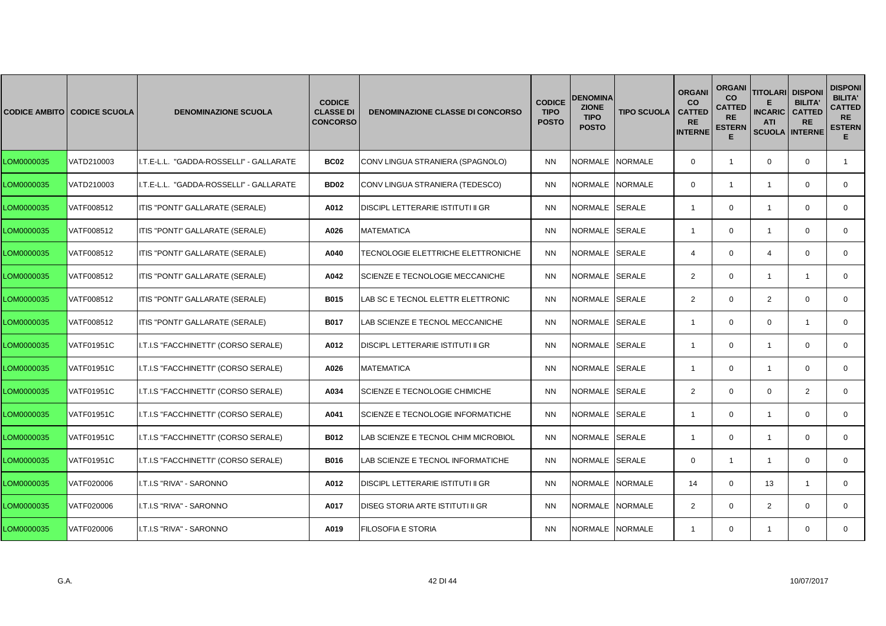| CODICE AMBITO | CODICE SCUOLA | DENOMINAZIONE SCUOLA | CODICE CLASSE DI CONCORSO | DENOMINAZIONE CLASSE DI CONCORSO | CODICE TIPO POSTO | DENOMINAZIONE TIPO POSTO | TIPO SCUOLA | ORGANICO CATTEDRE INTERNE | ORGANICO CATTEDRE ESTERNE | TITOLARI E INCARICATI SCUOLA | DISPONIBILITA' CATTEDRE INTERNE | DISPONIBILITA' CATTEDRE ESTERNE |
|---|---|---|---|---|---|---|---|---|---|---|---|---|
| LOM0000035 | VATD210003 | I.T.E-L.L. "GADDA-ROSSELLI" - GALLARATE | BC02 | CONV LINGUA STRANIERA (SPAGNOLO) | NN | NORMALE | NORMALE | 0 | 1 | 0 | 0 | 1 |
| LOM0000035 | VATD210003 | I.T.E-L.L. "GADDA-ROSSELLI" - GALLARATE | BD02 | CONV LINGUA STRANIERA (TEDESCO) | NN | NORMALE | NORMALE | 0 | 1 | 1 | 0 | 0 |
| LOM0000035 | VATF008512 | ITIS "PONTI" GALLARATE (SERALE) | A012 | DISCIPL LETTERARIE ISTITUTI II GR | NN | NORMALE | SERALE | 1 | 0 | 1 | 0 | 0 |
| LOM0000035 | VATF008512 | ITIS "PONTI" GALLARATE (SERALE) | A026 | MATEMATICA | NN | NORMALE | SERALE | 1 | 0 | 1 | 0 | 0 |
| LOM0000035 | VATF008512 | ITIS "PONTI" GALLARATE (SERALE) | A040 | TECNOLOGIE ELETTRICHE ELETTRONICHE | NN | NORMALE | SERALE | 4 | 0 | 4 | 0 | 0 |
| LOM0000035 | VATF008512 | ITIS "PONTI" GALLARATE (SERALE) | A042 | SCIENZE E TECNOLOGIE MECCANICHE | NN | NORMALE | SERALE | 2 | 0 | 1 | 1 | 0 |
| LOM0000035 | VATF008512 | ITIS "PONTI" GALLARATE (SERALE) | B015 | LAB SC E TECNOL ELETTR ELETTRONIC | NN | NORMALE | SERALE | 2 | 0 | 2 | 0 | 0 |
| LOM0000035 | VATF008512 | ITIS "PONTI" GALLARATE (SERALE) | B017 | LAB SCIENZE E TECNOL MECCANICHE | NN | NORMALE | SERALE | 1 | 0 | 0 | 1 | 0 |
| LOM0000035 | VATF01951C | I.T.I.S "FACCHINETTI" (CORSO SERALE) | A012 | DISCIPL LETTERARIE ISTITUTI II GR | NN | NORMALE | SERALE | 1 | 0 | 1 | 0 | 0 |
| LOM0000035 | VATF01951C | I.T.I.S "FACCHINETTI" (CORSO SERALE) | A026 | MATEMATICA | NN | NORMALE | SERALE | 1 | 0 | 1 | 0 | 0 |
| LOM0000035 | VATF01951C | I.T.I.S "FACCHINETTI" (CORSO SERALE) | A034 | SCIENZE E TECNOLOGIE CHIMICHE | NN | NORMALE | SERALE | 2 | 0 | 0 | 2 | 0 |
| LOM0000035 | VATF01951C | I.T.I.S "FACCHINETTI" (CORSO SERALE) | A041 | SCIENZE E TECNOLOGIE INFORMATICHE | NN | NORMALE | SERALE | 1 | 0 | 1 | 0 | 0 |
| LOM0000035 | VATF01951C | I.T.I.S "FACCHINETTI" (CORSO SERALE) | B012 | LAB SCIENZE E TECNOL CHIM MICROBIOL | NN | NORMALE | SERALE | 1 | 0 | 1 | 0 | 0 |
| LOM0000035 | VATF01951C | I.T.I.S "FACCHINETTI" (CORSO SERALE) | B016 | LAB SCIENZE E TECNOL INFORMATICHE | NN | NORMALE | SERALE | 0 | 1 | 1 | 0 | 0 |
| LOM0000035 | VATF020006 | I.T.I.S "RIVA" - SARONNO | A012 | DISCIPL LETTERARIE ISTITUTI II GR | NN | NORMALE | NORMALE | 14 | 0 | 13 | 1 | 0 |
| LOM0000035 | VATF020006 | I.T.I.S "RIVA" - SARONNO | A017 | DISEG STORIA ARTE ISTITUTI II GR | NN | NORMALE | NORMALE | 2 | 0 | 2 | 0 | 0 |
| LOM0000035 | VATF020006 | I.T.I.S "RIVA" - SARONNO | A019 | FILOSOFIA E STORIA | NN | NORMALE | NORMALE | 1 | 0 | 1 | 0 | 0 |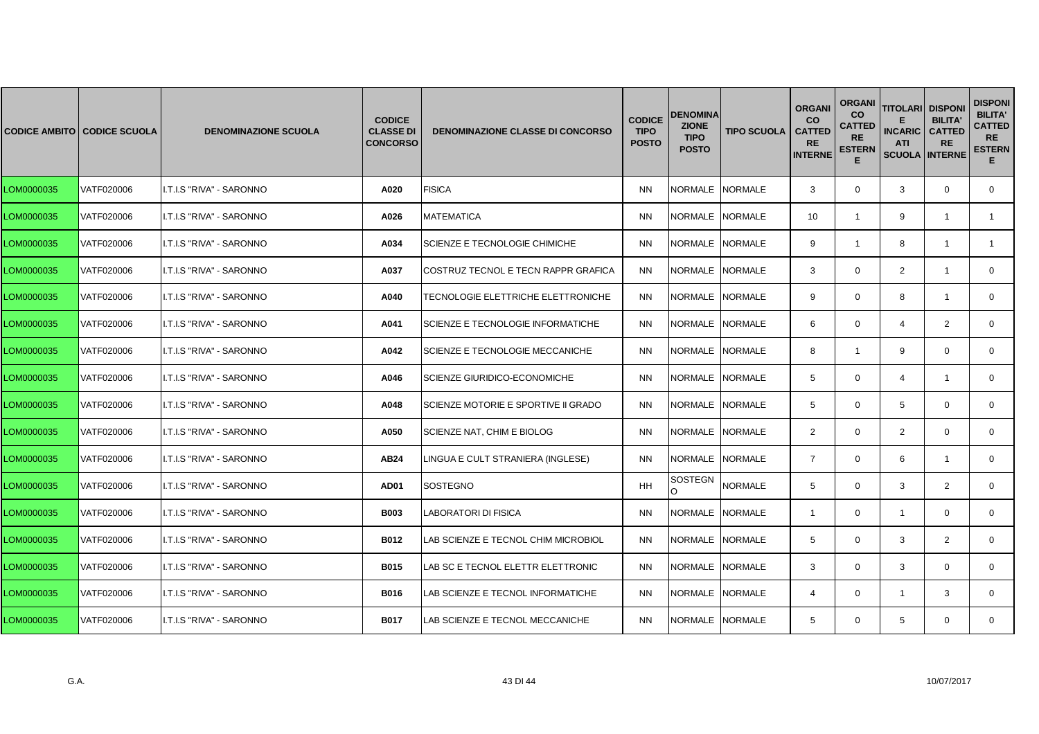| CODICE AMBITO | CODICE SCUOLA | DENOMINAZIONE SCUOLA | CODICE CLASSE DI CONCORSO | DENOMINAZIONE CLASSE DI CONCORSO | CODICE TIPO POSTO | DENOMINAZIONE TIPO POSTO | TIPO SCUOLA | ORGANICO CATTEDRE INTERNE | ORGANICO CATTEDRE ESTERNE | TITOLARI E INCARICATI SCUOLA | DISPONIBILITA' CATTEDRE INTERNE | DISPONIBILITA' CATTEDRE ESTERNE |
|---|---|---|---|---|---|---|---|---|---|---|---|---|
| LOM0000035 | VATF020006 | I.T.I.S "RIVA" - SARONNO | **A020** | FISICA | NN | NORMALE | NORMALE | 3 | 0 | 3 | 0 | 0 |
| LOM0000035 | VATF020006 | I.T.I.S "RIVA" - SARONNO | **A026** | MATEMATICA | NN | NORMALE | NORMALE | 10 | 1 | 9 | 1 | 1 |
| LOM0000035 | VATF020006 | I.T.I.S "RIVA" - SARONNO | **A034** | SCIENZE E TECNOLOGIE CHIMICHE | NN | NORMALE | NORMALE | 9 | 1 | 8 | 1 | 1 |
| LOM0000035 | VATF020006 | I.T.I.S "RIVA" - SARONNO | **A037** | COSTRUZ TECNOL E TECN RAPPR GRAFICA | NN | NORMALE | NORMALE | 3 | 0 | 2 | 1 | 0 |
| LOM0000035 | VATF020006 | I.T.I.S "RIVA" - SARONNO | **A040** | TECNOLOGIE ELETTRICHE ELETTRONICHE | NN | NORMALE | NORMALE | 9 | 0 | 8 | 1 | 0 |
| LOM0000035 | VATF020006 | I.T.I.S "RIVA" - SARONNO | **A041** | SCIENZE E TECNOLOGIE INFORMATICHE | NN | NORMALE | NORMALE | 6 | 0 | 4 | 2 | 0 |
| LOM0000035 | VATF020006 | I.T.I.S "RIVA" - SARONNO | **A042** | SCIENZE E TECNOLOGIE MECCANICHE | NN | NORMALE | NORMALE | 8 | 1 | 9 | 0 | 0 |
| LOM0000035 | VATF020006 | I.T.I.S "RIVA" - SARONNO | **A046** | SCIENZE GIURIDICO-ECONOMICHE | NN | NORMALE | NORMALE | 5 | 0 | 4 | 1 | 0 |
| LOM0000035 | VATF020006 | I.T.I.S "RIVA" - SARONNO | **A048** | SCIENZE MOTORIE E SPORTIVE II GRADO | NN | NORMALE | NORMALE | 5 | 0 | 5 | 0 | 0 |
| LOM0000035 | VATF020006 | I.T.I.S "RIVA" - SARONNO | **A050** | SCIENZE NAT, CHIM E BIOLOG | NN | NORMALE | NORMALE | 2 | 0 | 2 | 0 | 0 |
| LOM0000035 | VATF020006 | I.T.I.S "RIVA" - SARONNO | **AB24** | LINGUA E CULT STRANIERA (INGLESE) | NN | NORMALE | NORMALE | 7 | 0 | 6 | 1 | 0 |
| LOM0000035 | VATF020006 | I.T.I.S "RIVA" - SARONNO | **AD01** | SOSTEGNO | HH | SOSTEGNO | NORMALE | 5 | 0 | 3 | 2 | 0 |
| LOM0000035 | VATF020006 | I.T.I.S "RIVA" - SARONNO | **B003** | LABORATORI DI FISICA | NN | NORMALE | NORMALE | 1 | 0 | 1 | 0 | 0 |
| LOM0000035 | VATF020006 | I.T.I.S "RIVA" - SARONNO | **B012** | LAB SCIENZE E TECNOL CHIM MICROBIOL | NN | NORMALE | NORMALE | 5 | 0 | 3 | 2 | 0 |
| LOM0000035 | VATF020006 | I.T.I.S "RIVA" - SARONNO | **B015** | LAB SC E TECNOL ELETTR ELETTRONIC | NN | NORMALE | NORMALE | 3 | 0 | 3 | 0 | 0 |
| LOM0000035 | VATF020006 | I.T.I.S "RIVA" - SARONNO | **B016** | LAB SCIENZE E TECNOL INFORMATICHE | NN | NORMALE | NORMALE | 4 | 0 | 1 | 3 | 0 |
| LOM0000035 | VATF020006 | I.T.I.S "RIVA" - SARONNO | **B017** | LAB SCIENZE E TECNOL MECCANICHE | NN | NORMALE | NORMALE | 5 | 0 | 5 | 0 | 0 |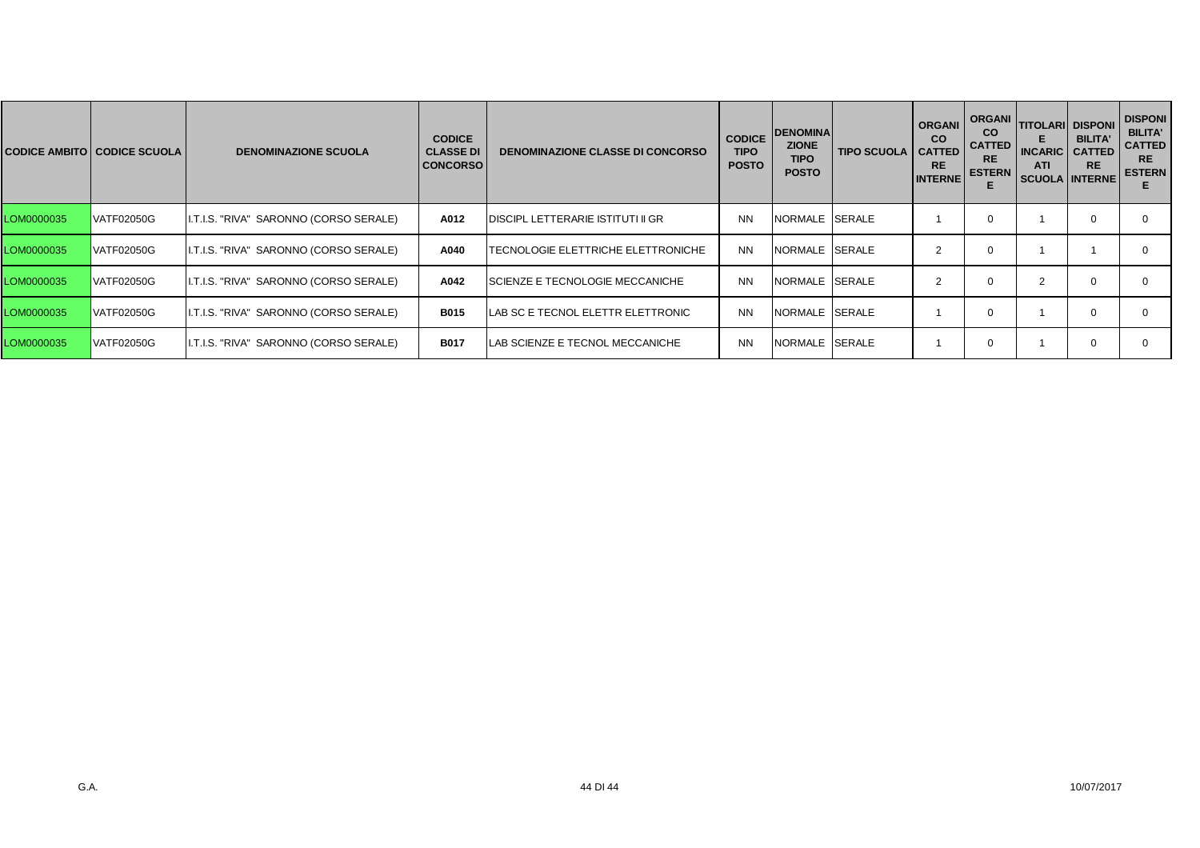| CODICE AMBITO | CODICE SCUOLA | DENOMINAZIONE SCUOLA | CODICE CLASSE DI CONCORSO | DENOMINAZIONE CLASSE DI CONCORSO | CODICE TIPO POSTO | DENOMINAZIONE TIPO POSTO | TIPO SCUOLA | ORGANICO CATTEDRE INTERNE | ORGANICO CATTEDRE ESTERNE | TITOLARI E INCARICATI SCUOLA | DISPONIBILITA' CATTEDRE INTERNE | DISPONIBILITA' CATTEDRE ESTERNE |
|---|---|---|---|---|---|---|---|---|---|---|---|---|
| LOM0000035 | VATF02050G | I.T.I.S. "RIVA" SARONNO (CORSO SERALE) | A012 | DISCIPL LETTERARIE ISTITUTI II GR | NN | NORMALE | SERALE | 1 | 0 | 1 | 0 | 0 |
| LOM0000035 | VATF02050G | I.T.I.S. "RIVA" SARONNO (CORSO SERALE) | A040 | TECNOLOGIE ELETTRICHE ELETTRONICHE | NN | NORMALE | SERALE | 2 | 0 | 1 | 1 | 0 |
| LOM0000035 | VATF02050G | I.T.I.S. "RIVA" SARONNO (CORSO SERALE) | A042 | SCIENZE E TECNOLOGIE MECCANICHE | NN | NORMALE | SERALE | 2 | 0 | 2 | 0 | 0 |
| LOM0000035 | VATF02050G | I.T.I.S. "RIVA" SARONNO (CORSO SERALE) | B015 | LAB SC E TECNOL ELETTR ELETTRONIC | NN | NORMALE | SERALE | 1 | 0 | 1 | 0 | 0 |
| LOM0000035 | VATF02050G | I.T.I.S. "RIVA" SARONNO (CORSO SERALE) | B017 | LAB SCIENZE E TECNOL MECCANICHE | NN | NORMALE | SERALE | 1 | 0 | 1 | 0 | 0 |